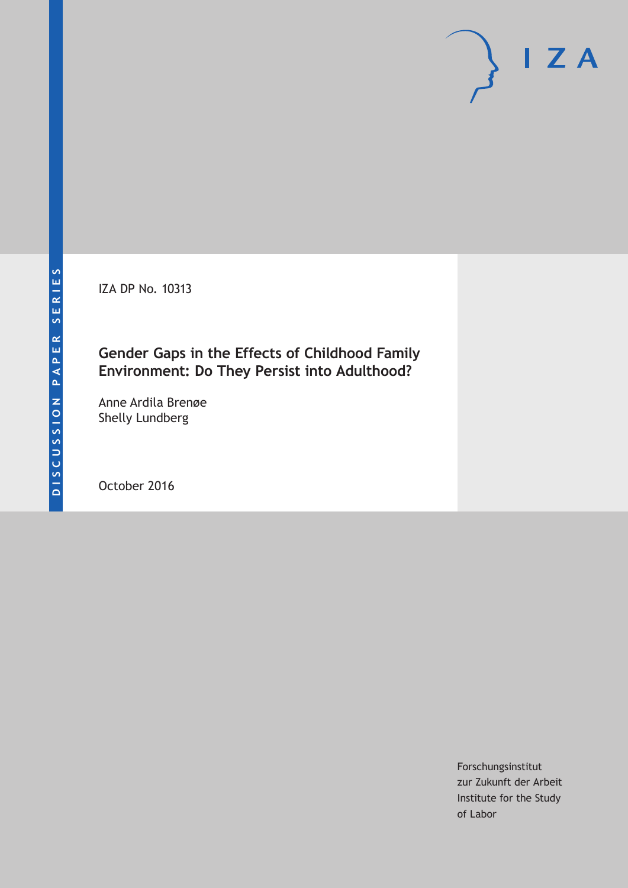DISCUSSION PAPER SERIES

IZA

IZA DP No. 10313

# Gender Gaps in the Effects of Childhood Family Environment: Do They Persist into Adulthood?

Anne Ardila Brenøe
Shelly Lundberg

October 2016

Forschungsinstitut
zur Zukunft der Arbeit
Institute for the Study
of Labor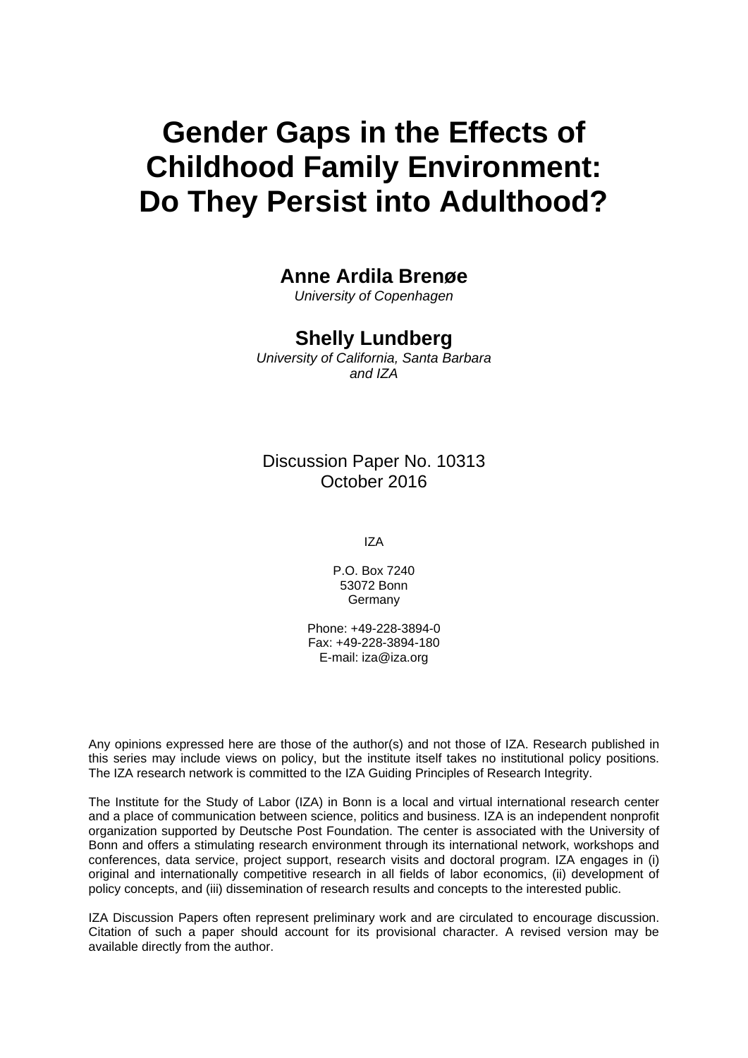# Gender Gaps in the Effects of Childhood Family Environment: Do They Persist into Adulthood?

**Anne Ardila Brenøe**

*University of Copenhagen*

**Shelly Lundberg**

*University of California, Santa Barbara and IZA*

Discussion Paper No. 10313
October 2016

IZA

P.O. Box 7240
53072 Bonn
Germany

Phone: +49-228-3894-0
Fax: +49-228-3894-180
E-mail: iza@iza.org

Any opinions expressed here are those of the author(s) and not those of IZA. Research published in this series may include views on policy, but the institute itself takes no institutional policy positions. The IZA research network is committed to the IZA Guiding Principles of Research Integrity.

The Institute for the Study of Labor (IZA) in Bonn is a local and virtual international research center and a place of communication between science, politics and business. IZA is an independent nonprofit organization supported by Deutsche Post Foundation. The center is associated with the University of Bonn and offers a stimulating research environment through its international network, workshops and conferences, data service, project support, research visits and doctoral program. IZA engages in (i) original and internationally competitive research in all fields of labor economics, (ii) development of policy concepts, and (iii) dissemination of research results and concepts to the interested public.

IZA Discussion Papers often represent preliminary work and are circulated to encourage discussion. Citation of such a paper should account for its provisional character. A revised version may be available directly from the author.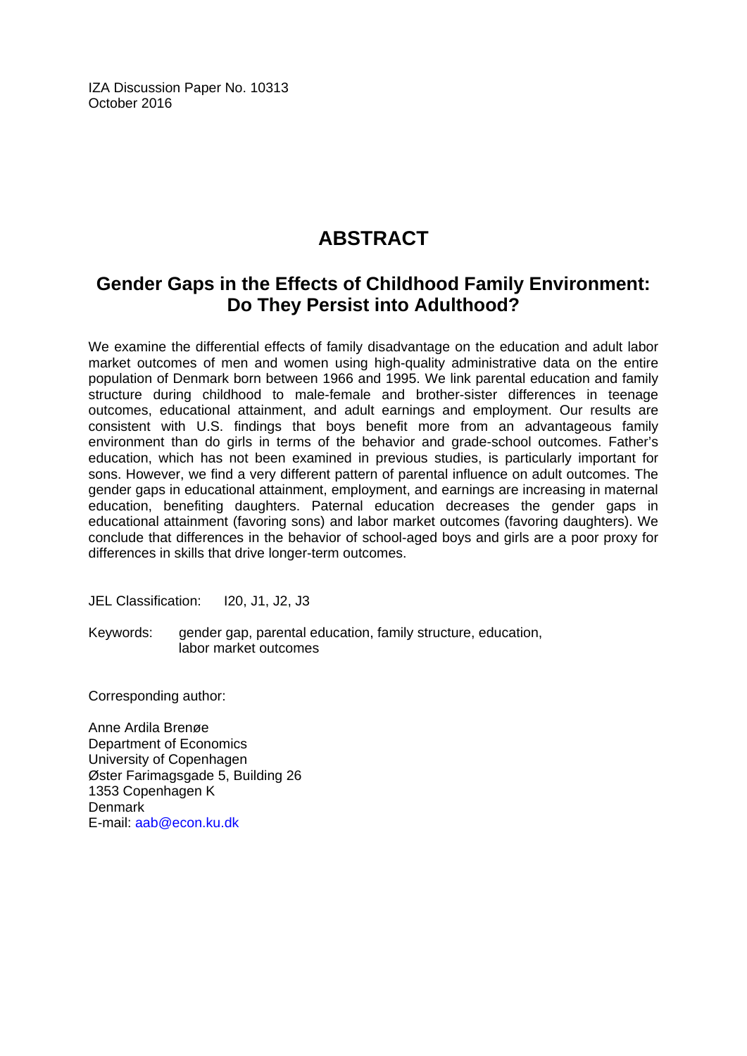IZA Discussion Paper No. 10313
October 2016

# ABSTRACT

## Gender Gaps in the Effects of Childhood Family Environment: Do They Persist into Adulthood?

We examine the differential effects of family disadvantage on the education and adult labor market outcomes of men and women using high-quality administrative data on the entire population of Denmark born between 1966 and 1995. We link parental education and family structure during childhood to male-female and brother-sister differences in teenage outcomes, educational attainment, and adult earnings and employment. Our results are consistent with U.S. findings that boys benefit more from an advantageous family environment than do girls in terms of the behavior and grade-school outcomes. Father's education, which has not been examined in previous studies, is particularly important for sons. However, we find a very different pattern of parental influence on adult outcomes. The gender gaps in educational attainment, employment, and earnings are increasing in maternal education, benefiting daughters. Paternal education decreases the gender gaps in educational attainment (favoring sons) and labor market outcomes (favoring daughters). We conclude that differences in the behavior of school-aged boys and girls are a poor proxy for differences in skills that drive longer-term outcomes.

JEL Classification: I20, J1, J2, J3

Keywords: gender gap, parental education, family structure, education, labor market outcomes

Corresponding author:

Anne Ardila Brenøe
Department of Economics
University of Copenhagen
Øster Farimagsgade 5, Building 26
1353 Copenhagen K
Denmark
E-mail: aab@econ.ku.dk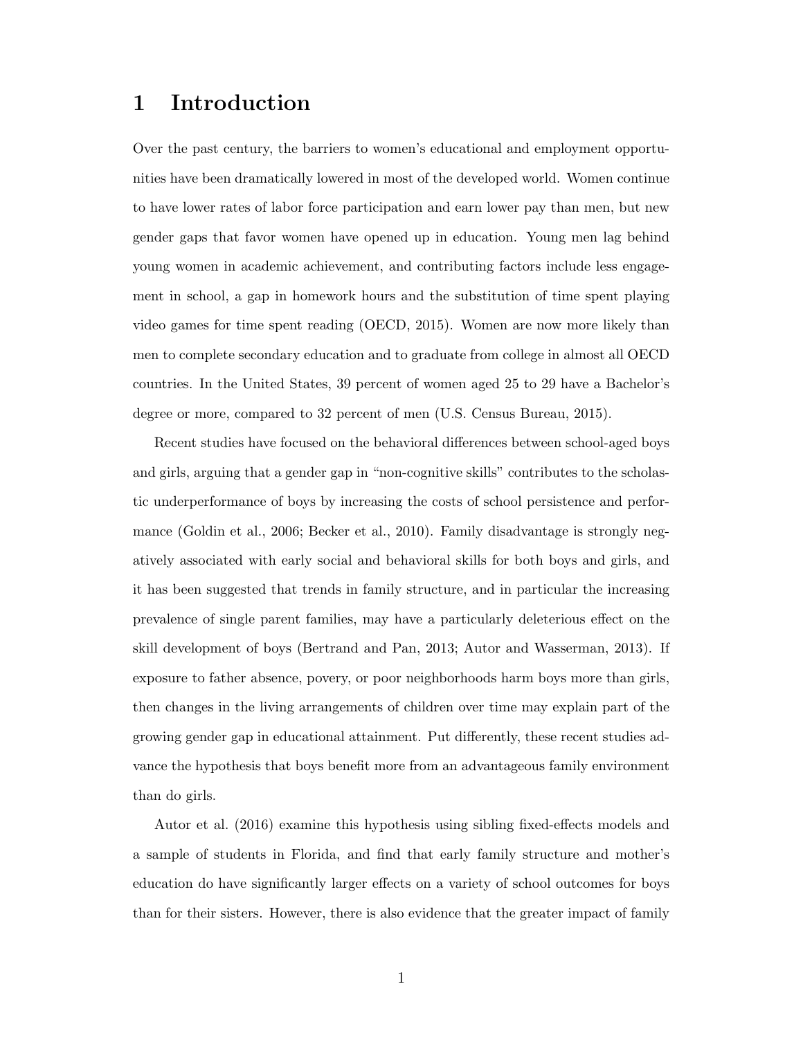# 1 Introduction

Over the past century, the barriers to women's educational and employment opportunities have been dramatically lowered in most of the developed world. Women continue to have lower rates of labor force participation and earn lower pay than men, but new gender gaps that favor women have opened up in education. Young men lag behind young women in academic achievement, and contributing factors include less engagement in school, a gap in homework hours and the substitution of time spent playing video games for time spent reading (OECD, 2015). Women are now more likely than men to complete secondary education and to graduate from college in almost all OECD countries. In the United States, 39 percent of women aged 25 to 29 have a Bachelor's degree or more, compared to 32 percent of men (U.S. Census Bureau, 2015).

Recent studies have focused on the behavioral differences between school-aged boys and girls, arguing that a gender gap in "non-cognitive skills" contributes to the scholastic underperformance of boys by increasing the costs of school persistence and performance (Goldin et al., 2006; Becker et al., 2010). Family disadvantage is strongly negatively associated with early social and behavioral skills for both boys and girls, and it has been suggested that trends in family structure, and in particular the increasing prevalence of single parent families, may have a particularly deleterious effect on the skill development of boys (Bertrand and Pan, 2013; Autor and Wasserman, 2013). If exposure to father absence, povery, or poor neighborhoods harm boys more than girls, then changes in the living arrangements of children over time may explain part of the growing gender gap in educational attainment. Put differently, these recent studies advance the hypothesis that boys benefit more from an advantageous family environment than do girls.

Autor et al. (2016) examine this hypothesis using sibling fixed-effects models and a sample of students in Florida, and find that early family structure and mother's education do have significantly larger effects on a variety of school outcomes for boys than for their sisters. However, there is also evidence that the greater impact of family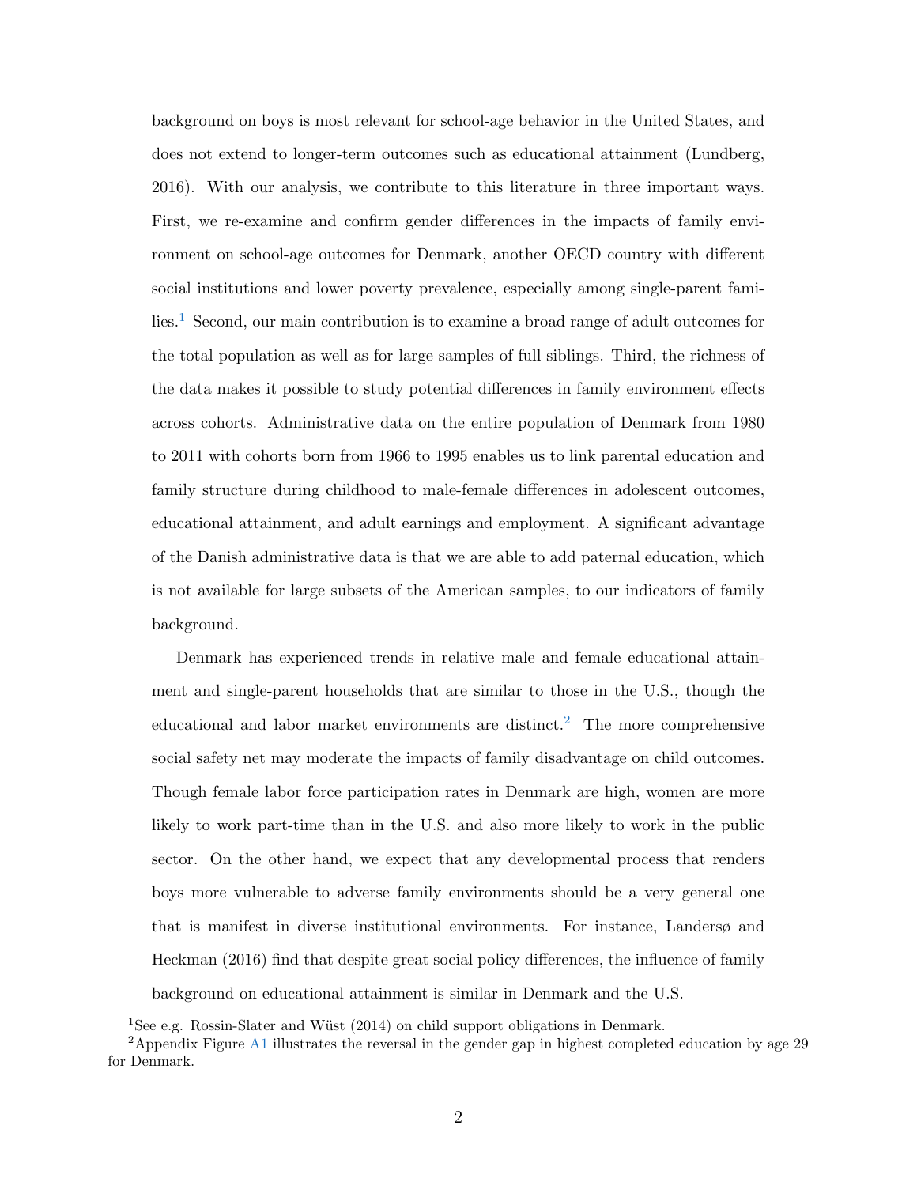background on boys is most relevant for school-age behavior in the United States, and does not extend to longer-term outcomes such as educational attainment (Lundberg, 2016). With our analysis, we contribute to this literature in three important ways. First, we re-examine and confirm gender differences in the impacts of family environment on school-age outcomes for Denmark, another OECD country with different social institutions and lower poverty prevalence, especially among single-parent families.[1] Second, our main contribution is to examine a broad range of adult outcomes for the total population as well as for large samples of full siblings. Third, the richness of the data makes it possible to study potential differences in family environment effects across cohorts. Administrative data on the entire population of Denmark from 1980 to 2011 with cohorts born from 1966 to 1995 enables us to link parental education and family structure during childhood to male-female differences in adolescent outcomes, educational attainment, and adult earnings and employment. A significant advantage of the Danish administrative data is that we are able to add paternal education, which is not available for large subsets of the American samples, to our indicators of family background.

Denmark has experienced trends in relative male and female educational attainment and single-parent households that are similar to those in the U.S., though the educational and labor market environments are distinct.[2] The more comprehensive social safety net may moderate the impacts of family disadvantage on child outcomes. Though female labor force participation rates in Denmark are high, women are more likely to work part-time than in the U.S. and also more likely to work in the public sector. On the other hand, we expect that any developmental process that renders boys more vulnerable to adverse family environments should be a very general one that is manifest in diverse institutional environments. For instance, Landersø and Heckman (2016) find that despite great social policy differences, the influence of family background on educational attainment is similar in Denmark and the U.S.

[1] See e.g. Rossin-Slater and Wüst (2014) on child support obligations in Denmark.

[2] Appendix Figure A1 illustrates the reversal in the gender gap in highest completed education by age 29 for Denmark.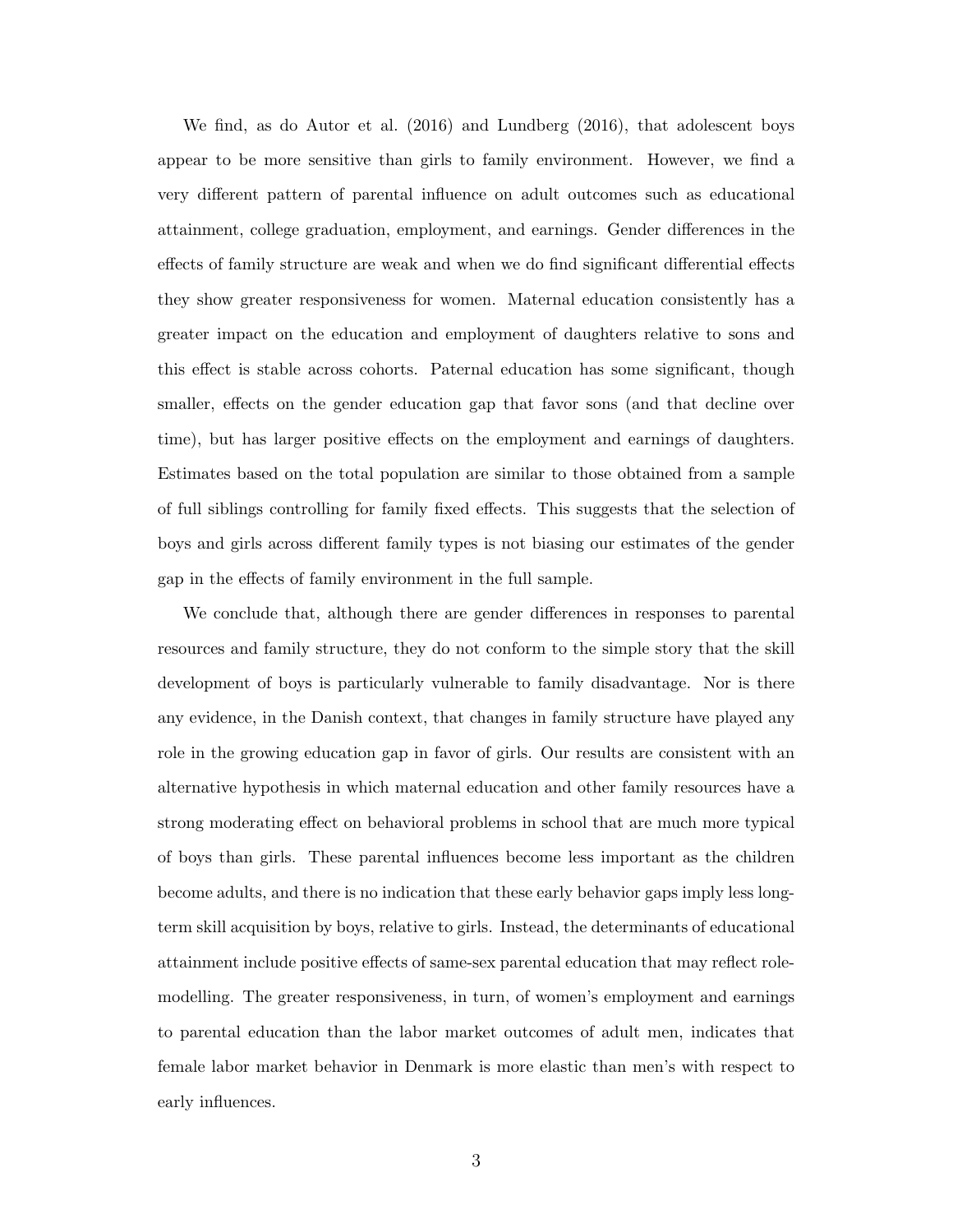We find, as do Autor et al. (2016) and Lundberg (2016), that adolescent boys appear to be more sensitive than girls to family environment. However, we find a very different pattern of parental influence on adult outcomes such as educational attainment, college graduation, employment, and earnings. Gender differences in the effects of family structure are weak and when we do find significant differential effects they show greater responsiveness for women. Maternal education consistently has a greater impact on the education and employment of daughters relative to sons and this effect is stable across cohorts. Paternal education has some significant, though smaller, effects on the gender education gap that favor sons (and that decline over time), but has larger positive effects on the employment and earnings of daughters. Estimates based on the total population are similar to those obtained from a sample of full siblings controlling for family fixed effects. This suggests that the selection of boys and girls across different family types is not biasing our estimates of the gender gap in the effects of family environment in the full sample.

We conclude that, although there are gender differences in responses to parental resources and family structure, they do not conform to the simple story that the skill development of boys is particularly vulnerable to family disadvantage. Nor is there any evidence, in the Danish context, that changes in family structure have played any role in the growing education gap in favor of girls. Our results are consistent with an alternative hypothesis in which maternal education and other family resources have a strong moderating effect on behavioral problems in school that are much more typical of boys than girls. These parental influences become less important as the children become adults, and there is no indication that these early behavior gaps imply less long-term skill acquisition by boys, relative to girls. Instead, the determinants of educational attainment include positive effects of same-sex parental education that may reflect role-modelling. The greater responsiveness, in turn, of women's employment and earnings to parental education than the labor market outcomes of adult men, indicates that female labor market behavior in Denmark is more elastic than men's with respect to early influences.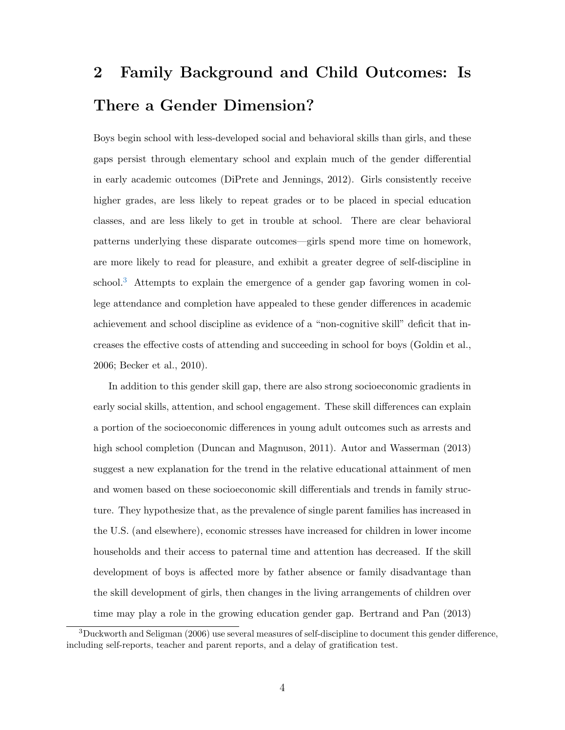# 2 Family Background and Child Outcomes: Is There a Gender Dimension?

Boys begin school with less-developed social and behavioral skills than girls, and these gaps persist through elementary school and explain much of the gender differential in early academic outcomes (DiPrete and Jennings, 2012). Girls consistently receive higher grades, are less likely to repeat grades or to be placed in special education classes, and are less likely to get in trouble at school. There are clear behavioral patterns underlying these disparate outcomes—girls spend more time on homework, are more likely to read for pleasure, and exhibit a greater degree of self-discipline in school.[3] Attempts to explain the emergence of a gender gap favoring women in college attendance and completion have appealed to these gender differences in academic achievement and school discipline as evidence of a "non-cognitive skill" deficit that increases the effective costs of attending and succeeding in school for boys (Goldin et al., 2006; Becker et al., 2010).

In addition to this gender skill gap, there are also strong socioeconomic gradients in early social skills, attention, and school engagement. These skill differences can explain a portion of the socioeconomic differences in young adult outcomes such as arrests and high school completion (Duncan and Magnuson, 2011). Autor and Wasserman (2013) suggest a new explanation for the trend in the relative educational attainment of men and women based on these socioeconomic skill differentials and trends in family structure. They hypothesize that, as the prevalence of single parent families has increased in the U.S. (and elsewhere), economic stresses have increased for children in lower income households and their access to paternal time and attention has decreased. If the skill development of boys is affected more by father absence or family disadvantage than the skill development of girls, then changes in the living arrangements of children over time may play a role in the growing education gender gap. Bertrand and Pan (2013)

[3] Duckworth and Seligman (2006) use several measures of self-discipline to document this gender difference, including self-reports, teacher and parent reports, and a delay of gratification test.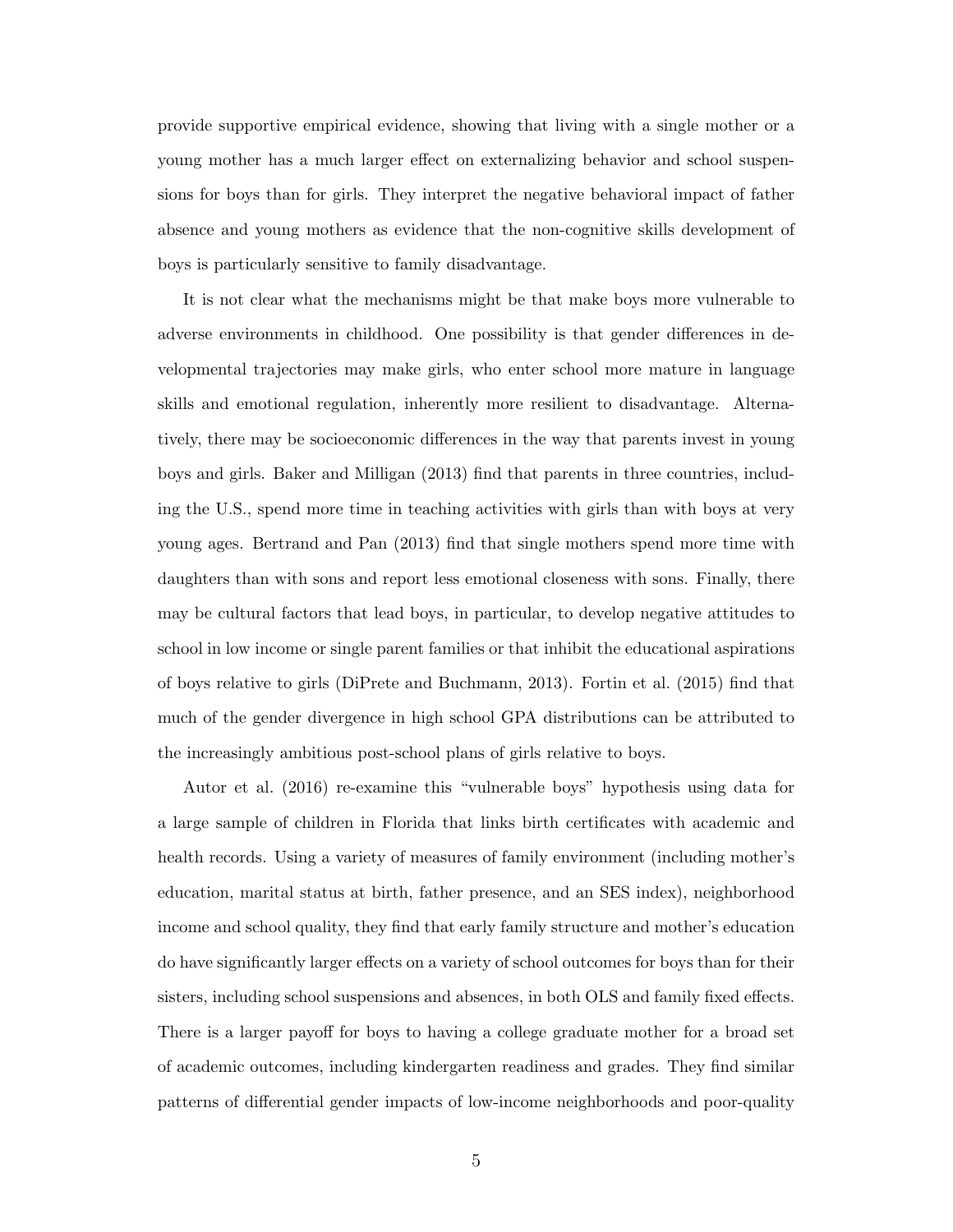provide supportive empirical evidence, showing that living with a single mother or a young mother has a much larger effect on externalizing behavior and school suspensions for boys than for girls. They interpret the negative behavioral impact of father absence and young mothers as evidence that the non-cognitive skills development of boys is particularly sensitive to family disadvantage.

It is not clear what the mechanisms might be that make boys more vulnerable to adverse environments in childhood. One possibility is that gender differences in developmental trajectories may make girls, who enter school more mature in language skills and emotional regulation, inherently more resilient to disadvantage. Alternatively, there may be socioeconomic differences in the way that parents invest in young boys and girls. Baker and Milligan (2013) find that parents in three countries, including the U.S., spend more time in teaching activities with girls than with boys at very young ages. Bertrand and Pan (2013) find that single mothers spend more time with daughters than with sons and report less emotional closeness with sons. Finally, there may be cultural factors that lead boys, in particular, to develop negative attitudes to school in low income or single parent families or that inhibit the educational aspirations of boys relative to girls (DiPrete and Buchmann, 2013). Fortin et al. (2015) find that much of the gender divergence in high school GPA distributions can be attributed to the increasingly ambitious post-school plans of girls relative to boys.

Autor et al. (2016) re-examine this "vulnerable boys" hypothesis using data for a large sample of children in Florida that links birth certificates with academic and health records. Using a variety of measures of family environment (including mother's education, marital status at birth, father presence, and an SES index), neighborhood income and school quality, they find that early family structure and mother's education do have significantly larger effects on a variety of school outcomes for boys than for their sisters, including school suspensions and absences, in both OLS and family fixed effects. There is a larger payoff for boys to having a college graduate mother for a broad set of academic outcomes, including kindergarten readiness and grades. They find similar patterns of differential gender impacts of low-income neighborhoods and poor-quality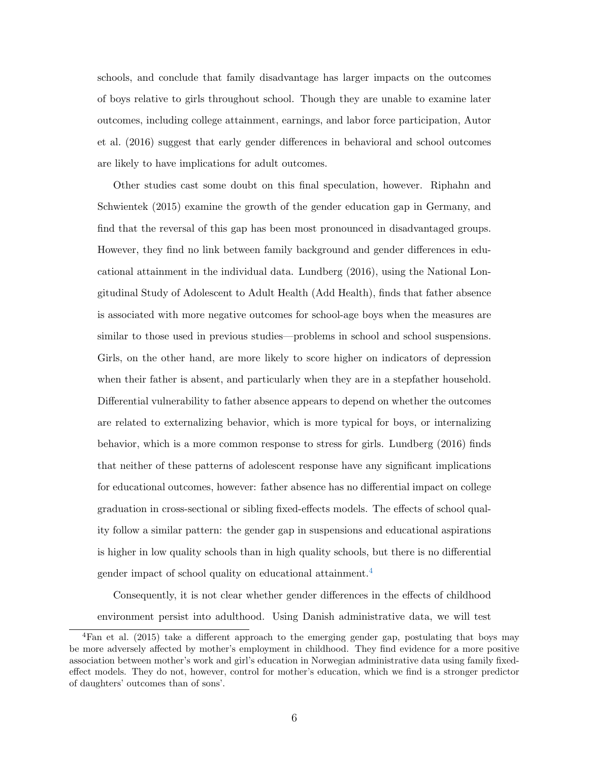schools, and conclude that family disadvantage has larger impacts on the outcomes of boys relative to girls throughout school. Though they are unable to examine later outcomes, including college attainment, earnings, and labor force participation, Autor et al. (2016) suggest that early gender differences in behavioral and school outcomes are likely to have implications for adult outcomes.

Other studies cast some doubt on this final speculation, however. Riphahn and Schwientek (2015) examine the growth of the gender education gap in Germany, and find that the reversal of this gap has been most pronounced in disadvantaged groups. However, they find no link between family background and gender differences in educational attainment in the individual data. Lundberg (2016), using the National Longitudinal Study of Adolescent to Adult Health (Add Health), finds that father absence is associated with more negative outcomes for school-age boys when the measures are similar to those used in previous studies—problems in school and school suspensions. Girls, on the other hand, are more likely to score higher on indicators of depression when their father is absent, and particularly when they are in a stepfather household. Differential vulnerability to father absence appears to depend on whether the outcomes are related to externalizing behavior, which is more typical for boys, or internalizing behavior, which is a more common response to stress for girls. Lundberg (2016) finds that neither of these patterns of adolescent response have any significant implications for educational outcomes, however: father absence has no differential impact on college graduation in cross-sectional or sibling fixed-effects models. The effects of school quality follow a similar pattern: the gender gap in suspensions and educational aspirations is higher in low quality schools than in high quality schools, but there is no differential gender impact of school quality on educational attainment.[4]

Consequently, it is not clear whether gender differences in the effects of childhood environment persist into adulthood. Using Danish administrative data, we will test

[4] Fan et al. (2015) take a different approach to the emerging gender gap, postulating that boys may be more adversely affected by mother's employment in childhood. They find evidence for a more positive association between mother's work and girl's education in Norwegian administrative data using family fixed-effect models. They do not, however, control for mother's education, which we find is a stronger predictor of daughters' outcomes than of sons'.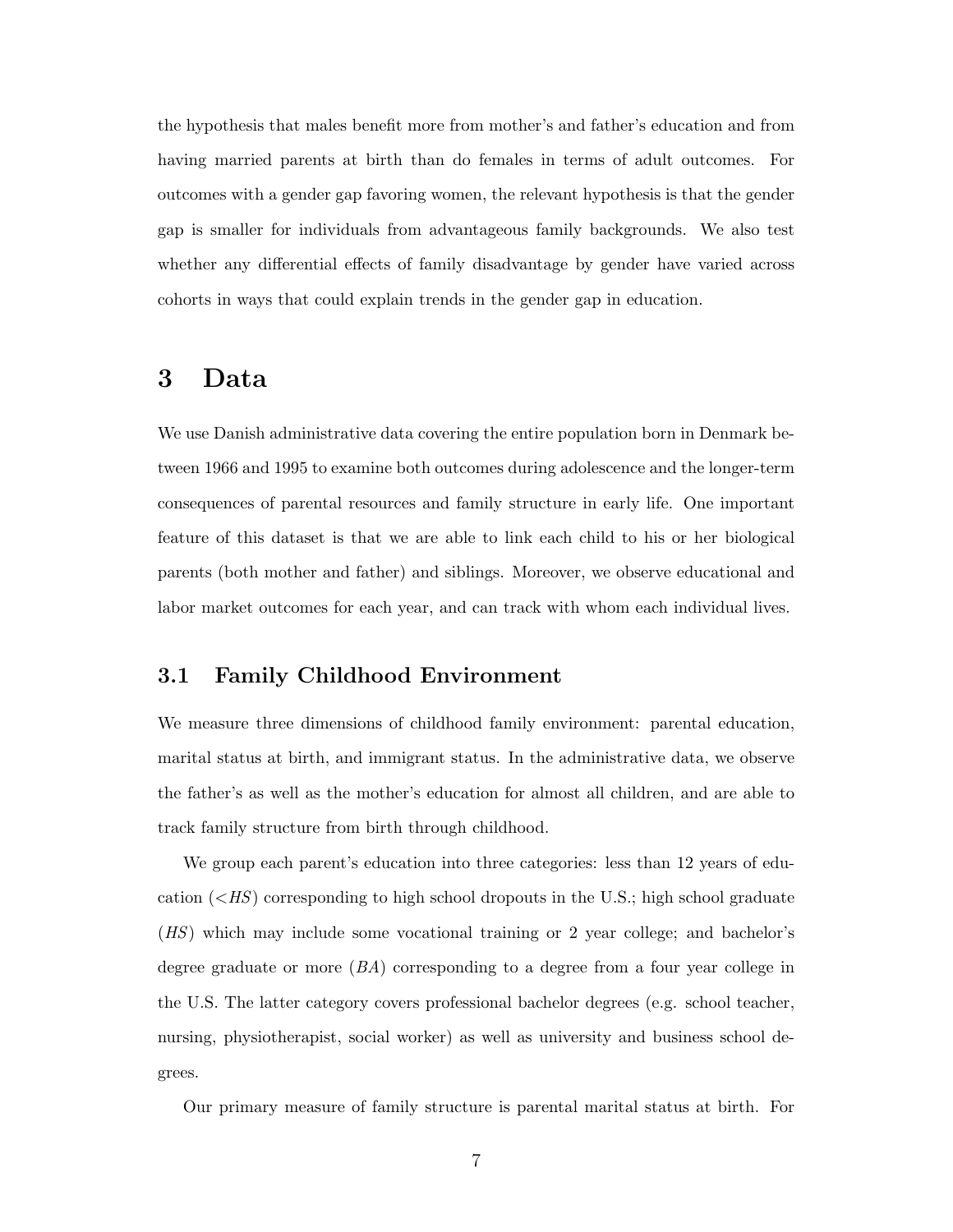the hypothesis that males benefit more from mother's and father's education and from having married parents at birth than do females in terms of adult outcomes. For outcomes with a gender gap favoring women, the relevant hypothesis is that the gender gap is smaller for individuals from advantageous family backgrounds. We also test whether any differential effects of family disadvantage by gender have varied across cohorts in ways that could explain trends in the gender gap in education.

# 3 Data

We use Danish administrative data covering the entire population born in Denmark between 1966 and 1995 to examine both outcomes during adolescence and the longer-term consequences of parental resources and family structure in early life. One important feature of this dataset is that we are able to link each child to his or her biological parents (both mother and father) and siblings. Moreover, we observe educational and labor market outcomes for each year, and can track with whom each individual lives.

## 3.1 Family Childhood Environment

We measure three dimensions of childhood family environment: parental education, marital status at birth, and immigrant status. In the administrative data, we observe the father's as well as the mother's education for almost all children, and are able to track family structure from birth through childhood.

We group each parent's education into three categories: less than 12 years of education (*<HS*) corresponding to high school dropouts in the U.S.; high school graduate (*HS*) which may include some vocational training or 2 year college; and bachelor's degree graduate or more (*BA*) corresponding to a degree from a four year college in the U.S. The latter category covers professional bachelor degrees (e.g. school teacher, nursing, physiotherapist, social worker) as well as university and business school degrees.

Our primary measure of family structure is parental marital status at birth. For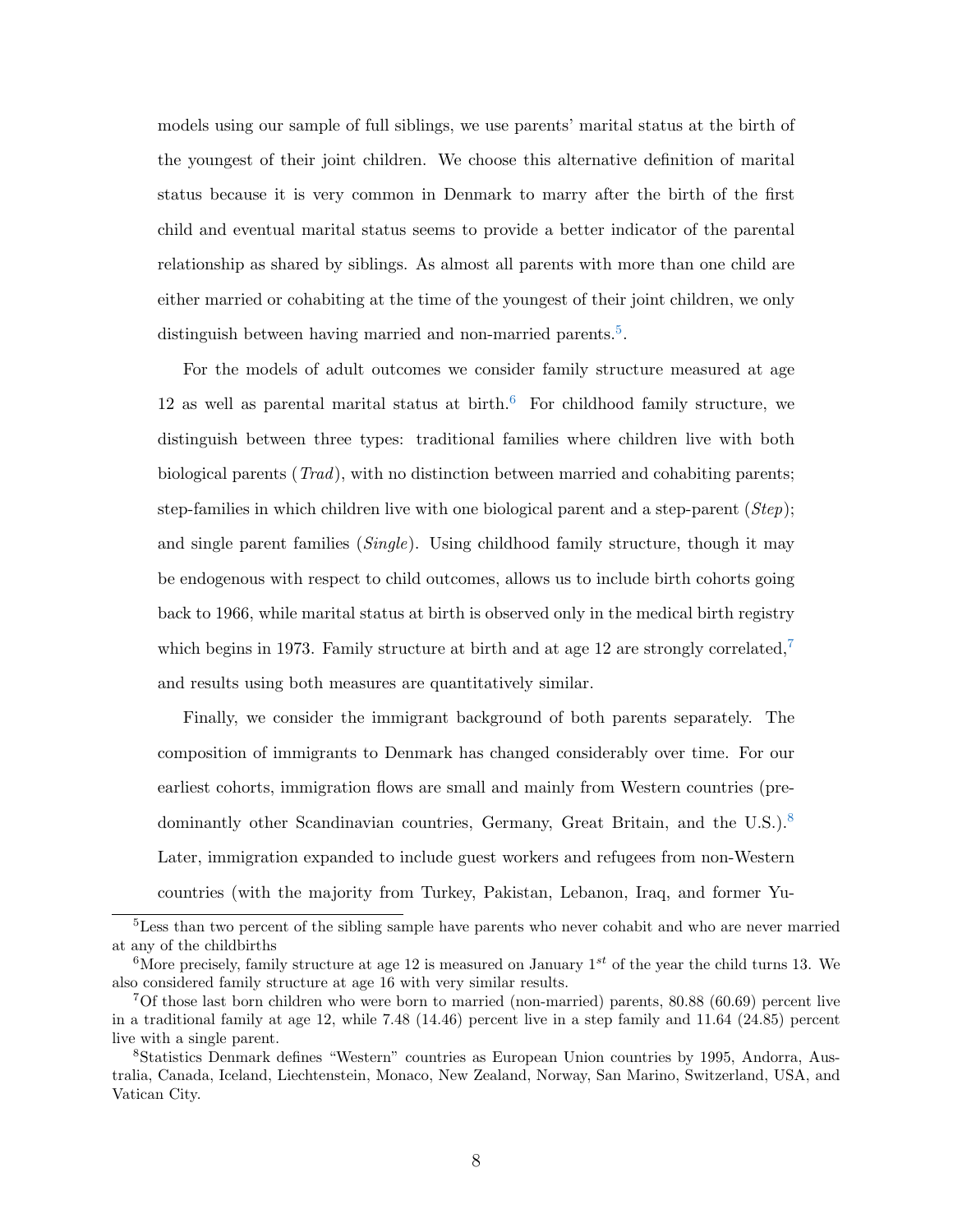models using our sample of full siblings, we use parents' marital status at the birth of the youngest of their joint children. We choose this alternative definition of marital status because it is very common in Denmark to marry after the birth of the first child and eventual marital status seems to provide a better indicator of the parental relationship as shared by siblings. As almost all parents with more than one child are either married or cohabiting at the time of the youngest of their joint children, we only distinguish between having married and non-married parents.[5].

For the models of adult outcomes we consider family structure measured at age 12 as well as parental marital status at birth.[6] For childhood family structure, we distinguish between three types: traditional families where children live with both biological parents (*Trad*), with no distinction between married and cohabiting parents; step-families in which children live with one biological parent and a step-parent (*Step*); and single parent families (*Single*). Using childhood family structure, though it may be endogenous with respect to child outcomes, allows us to include birth cohorts going back to 1966, while marital status at birth is observed only in the medical birth registry which begins in 1973. Family structure at birth and at age 12 are strongly correlated,[7] and results using both measures are quantitatively similar.

Finally, we consider the immigrant background of both parents separately. The composition of immigrants to Denmark has changed considerably over time. For our earliest cohorts, immigration flows are small and mainly from Western countries (predominantly other Scandinavian countries, Germany, Great Britain, and the U.S.).[8] Later, immigration expanded to include guest workers and refugees from non-Western countries (with the majority from Turkey, Pakistan, Lebanon, Iraq, and former Yu-

[5]Less than two percent of the sibling sample have parents who never cohabit and who are never married at any of the childbirths

[6]More precisely, family structure at age 12 is measured on January 1$^{st}$ of the year the child turns 13. We also considered family structure at age 16 with very similar results.

[7]Of those last born children who were born to married (non-married) parents, 80.88 (60.69) percent live in a traditional family at age 12, while 7.48 (14.46) percent live in a step family and 11.64 (24.85) percent live with a single parent.

[8]Statistics Denmark defines "Western" countries as European Union countries by 1995, Andorra, Australia, Canada, Iceland, Liechtenstein, Monaco, New Zealand, Norway, San Marino, Switzerland, USA, and Vatican City.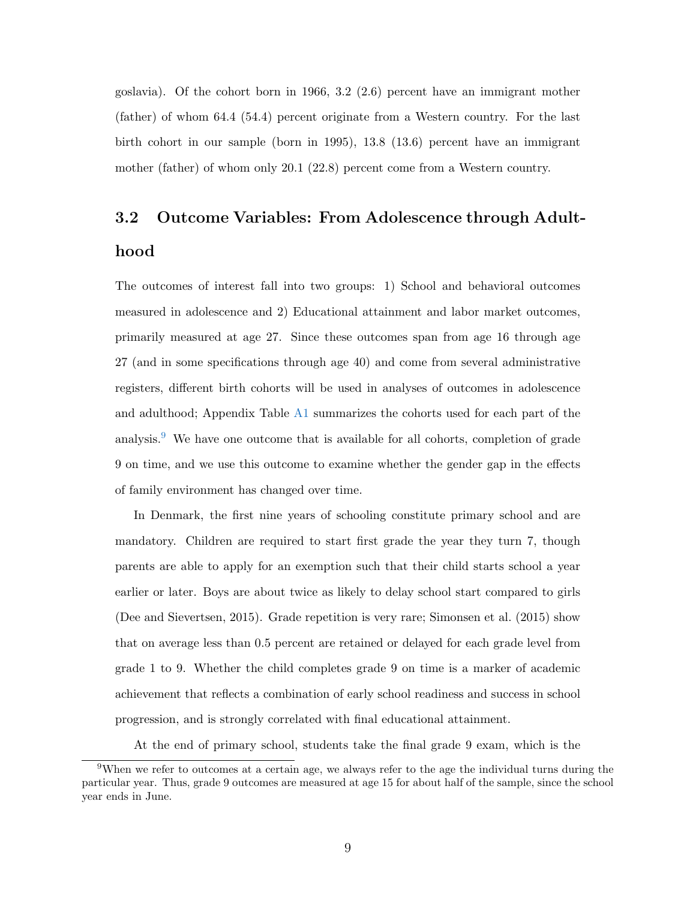goslavia). Of the cohort born in 1966, 3.2 (2.6) percent have an immigrant mother (father) of whom 64.4 (54.4) percent originate from a Western country. For the last birth cohort in our sample (born in 1995), 13.8 (13.6) percent have an immigrant mother (father) of whom only 20.1 (22.8) percent come from a Western country.

## 3.2 Outcome Variables: From Adolescence through Adulthood

The outcomes of interest fall into two groups: 1) School and behavioral outcomes measured in adolescence and 2) Educational attainment and labor market outcomes, primarily measured at age 27. Since these outcomes span from age 16 through age 27 (and in some specifications through age 40) and come from several administrative registers, different birth cohorts will be used in analyses of outcomes in adolescence and adulthood; Appendix Table A1 summarizes the cohorts used for each part of the analysis.[9] We have one outcome that is available for all cohorts, completion of grade 9 on time, and we use this outcome to examine whether the gender gap in the effects of family environment has changed over time.

In Denmark, the first nine years of schooling constitute primary school and are mandatory. Children are required to start first grade the year they turn 7, though parents are able to apply for an exemption such that their child starts school a year earlier or later. Boys are about twice as likely to delay school start compared to girls (Dee and Sievertsen, 2015). Grade repetition is very rare; Simonsen et al. (2015) show that on average less than 0.5 percent are retained or delayed for each grade level from grade 1 to 9. Whether the child completes grade 9 on time is a marker of academic achievement that reflects a combination of early school readiness and success in school progression, and is strongly correlated with final educational attainment.

At the end of primary school, students take the final grade 9 exam, which is the

[9] When we refer to outcomes at a certain age, we always refer to the age the individual turns during the particular year. Thus, grade 9 outcomes are measured at age 15 for about half of the sample, since the school year ends in June.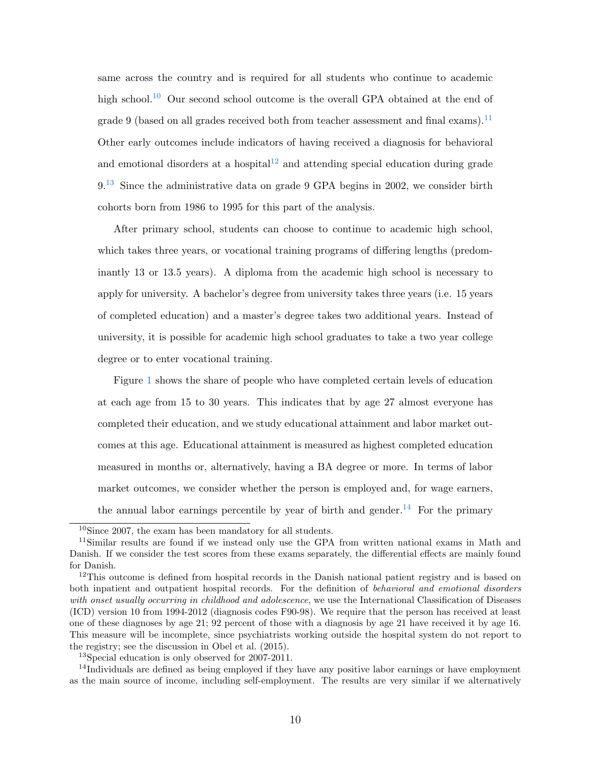same across the country and is required for all students who continue to academic high school.[10] Our second school outcome is the overall GPA obtained at the end of grade 9 (based on all grades received both from teacher assessment and final exams).[11] Other early outcomes include indicators of having received a diagnosis for behavioral and emotional disorders at a hospital[12] and attending special education during grade 9.[13] Since the administrative data on grade 9 GPA begins in 2002, we consider birth cohorts born from 1986 to 1995 for this part of the analysis.

After primary school, students can choose to continue to academic high school, which takes three years, or vocational training programs of differing lengths (predominantly 13 or 13.5 years). A diploma from the academic high school is necessary to apply for university. A bachelor's degree from university takes three years (i.e. 15 years of completed education) and a master's degree takes two additional years. Instead of university, it is possible for academic high school graduates to take a two year college degree or to enter vocational training.

Figure 1 shows the share of people who have completed certain levels of education at each age from 15 to 30 years. This indicates that by age 27 almost everyone has completed their education, and we study educational attainment and labor market outcomes at this age. Educational attainment is measured as highest completed education measured in months or, alternatively, having a BA degree or more. In terms of labor market outcomes, we consider whether the person is employed and, for wage earners, the annual labor earnings percentile by year of birth and gender.[14] For the primary

[10] Since 2007, the exam has been mandatory for all students.

[11] Similar results are found if we instead only use the GPA from written national exams in Math and Danish. If we consider the test scores from these exams separately, the differential effects are mainly found for Danish.

[12] This outcome is defined from hospital records in the Danish national patient registry and is based on both inpatient and outpatient hospital records. For the definition of *behavioral and emotional disorders with onset usually occurring in childhood and adolescence*, we use the International Classification of Diseases (ICD) version 10 from 1994-2012 (diagnosis codes F90-98). We require that the person has received at least one of these diagnoses by age 21; 92 percent of those with a diagnosis by age 21 have received it by age 16. This measure will be incomplete, since psychiatrists working outside the hospital system do not report to the registry; see the discussion in Obel et al. (2015).

[13] Special education is only observed for 2007-2011.

[14] Individuals are defined as being employed if they have any positive labor earnings or have employment as the main source of income, including self-employment. The results are very similar if we alternatively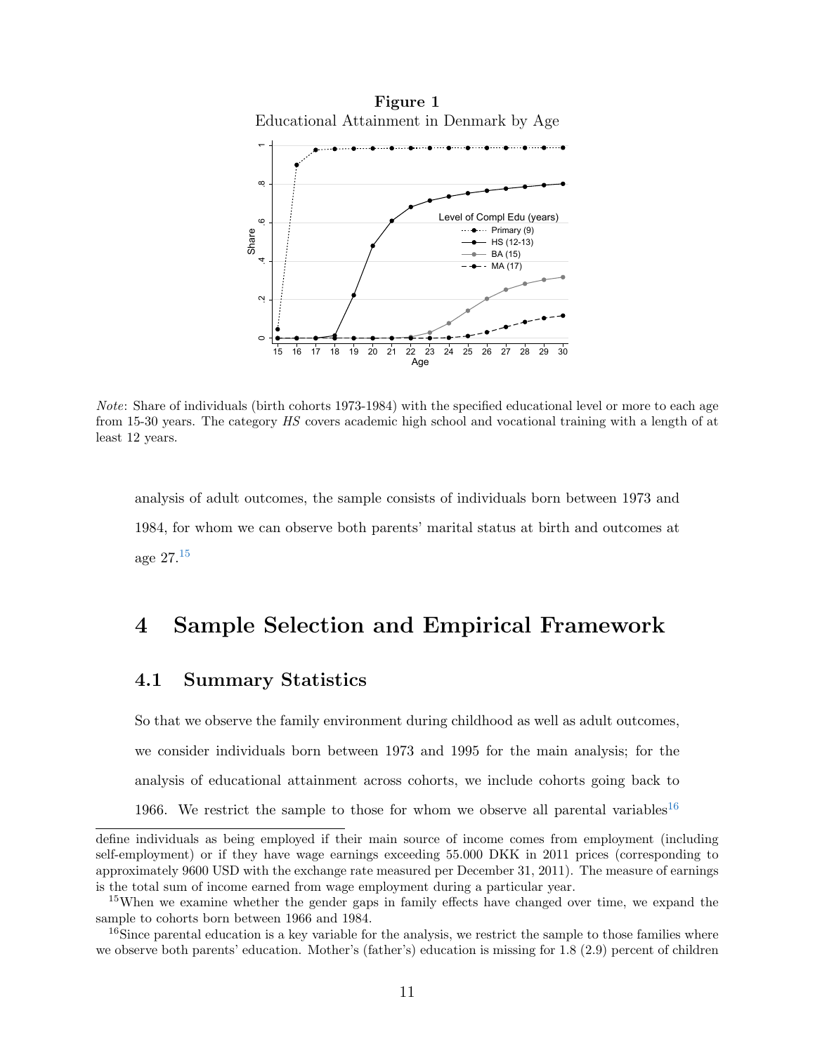**Figure 1**
Educational Attainment in Denmark by Age

*Note*: Share of individuals (birth cohorts 1973-1984) with the specified educational level or more to each age from 15-30 years. The category *HS* covers academic high school and vocational training with a length of at least 12 years.

analysis of adult outcomes, the sample consists of individuals born between 1973 and 1984, for whom we can observe both parents' marital status at birth and outcomes at age 27.[15]

# 4 Sample Selection and Empirical Framework

## 4.1 Summary Statistics

So that we observe the family environment during childhood as well as adult outcomes, we consider individuals born between 1973 and 1995 for the main analysis; for the analysis of educational attainment across cohorts, we include cohorts going back to 1966. We restrict the sample to those for whom we observe all parental variables[16]

---

define individuals as being employed if their main source of income comes from employment (including self-employment) or if they have wage earnings exceeding 55.000 DKK in 2011 prices (corresponding to approximately 9600 USD with the exchange rate measured per December 31, 2011). The measure of earnings is the total sum of income earned from wage employment during a particular year.

[15] When we examine whether the gender gaps in family effects have changed over time, we expand the sample to cohorts born between 1966 and 1984.

[16] Since parental education is a key variable for the analysis, we restrict the sample to those families where we observe both parents' education. Mother's (father's) education is missing for 1.8 (2.9) percent of children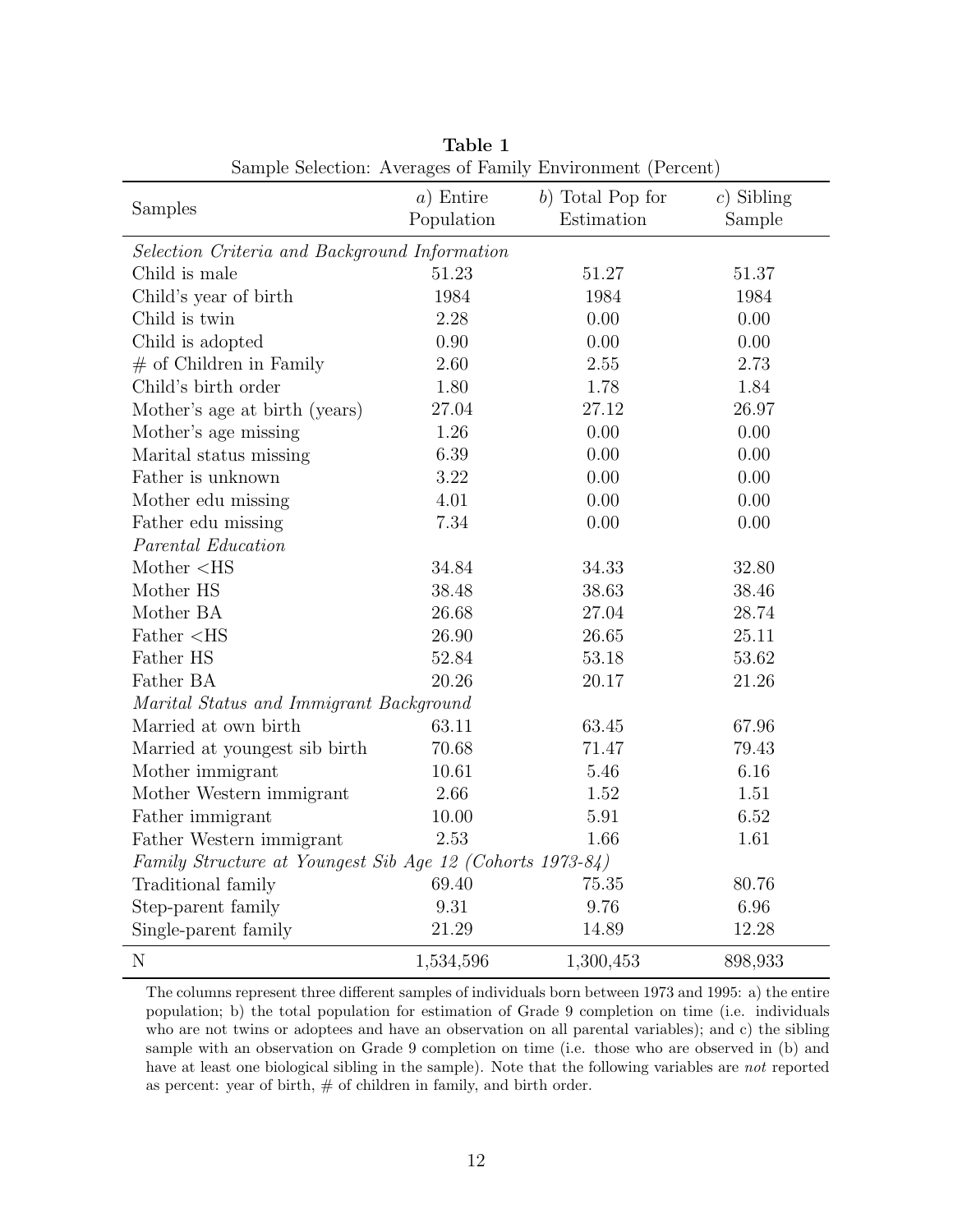**Table 1**

Sample Selection: Averages of Family Environment (Percent)

| Samples | *a*) Entire Population | *b*) Total Pop for Estimation | *c*) Sibling Sample |
|---|---|---|---|
| *Selection Criteria and Background Information* | | | |
| Child is male | 51.23 | 51.27 | 51.37 |
| Child's year of birth | 1984 | 1984 | 1984 |
| Child is twin | 2.28 | 0.00 | 0.00 |
| Child is adopted | 0.90 | 0.00 | 0.00 |
| # of Children in Family | 2.60 | 2.55 | 2.73 |
| Child's birth order | 1.80 | 1.78 | 1.84 |
| Mother's age at birth (years) | 27.04 | 27.12 | 26.97 |
| Mother's age missing | 1.26 | 0.00 | 0.00 |
| Marital status missing | 6.39 | 0.00 | 0.00 |
| Father is unknown | 3.22 | 0.00 | 0.00 |
| Mother edu missing | 4.01 | 0.00 | 0.00 |
| Father edu missing | 7.34 | 0.00 | 0.00 |
| *Parental Education* | | | |
| Mother <HS | 34.84 | 34.33 | 32.80 |
| Mother HS | 38.48 | 38.63 | 38.46 |
| Mother BA | 26.68 | 27.04 | 28.74 |
| Father <HS | 26.90 | 26.65 | 25.11 |
| Father HS | 52.84 | 53.18 | 53.62 |
| Father BA | 20.26 | 20.17 | 21.26 |
| *Marital Status and Immigrant Background* | | | |
| Married at own birth | 63.11 | 63.45 | 67.96 |
| Married at youngest sib birth | 70.68 | 71.47 | 79.43 |
| Mother immigrant | 10.61 | 5.46 | 6.16 |
| Mother Western immigrant | 2.66 | 1.52 | 1.51 |
| Father immigrant | 10.00 | 5.91 | 6.52 |
| Father Western immigrant | 2.53 | 1.66 | 1.61 |
| *Family Structure at Youngest Sib Age 12 (Cohorts 1973-84)* | | | |
| Traditional family | 69.40 | 75.35 | 80.76 |
| Step-parent family | 9.31 | 9.76 | 6.96 |
| Single-parent family | 21.29 | 14.89 | 12.28 |
| N | 1,534,596 | 1,300,453 | 898,933 |

The columns represent three different samples of individuals born between 1973 and 1995: a) the entire population; b) the total population for estimation of Grade 9 completion on time (i.e. individuals who are not twins or adoptees and have an observation on all parental variables); and c) the sibling sample with an observation on Grade 9 completion on time (i.e. those who are observed in (b) and have at least one biological sibling in the sample). Note that the following variables are *not* reported as percent: year of birth, # of children in family, and birth order.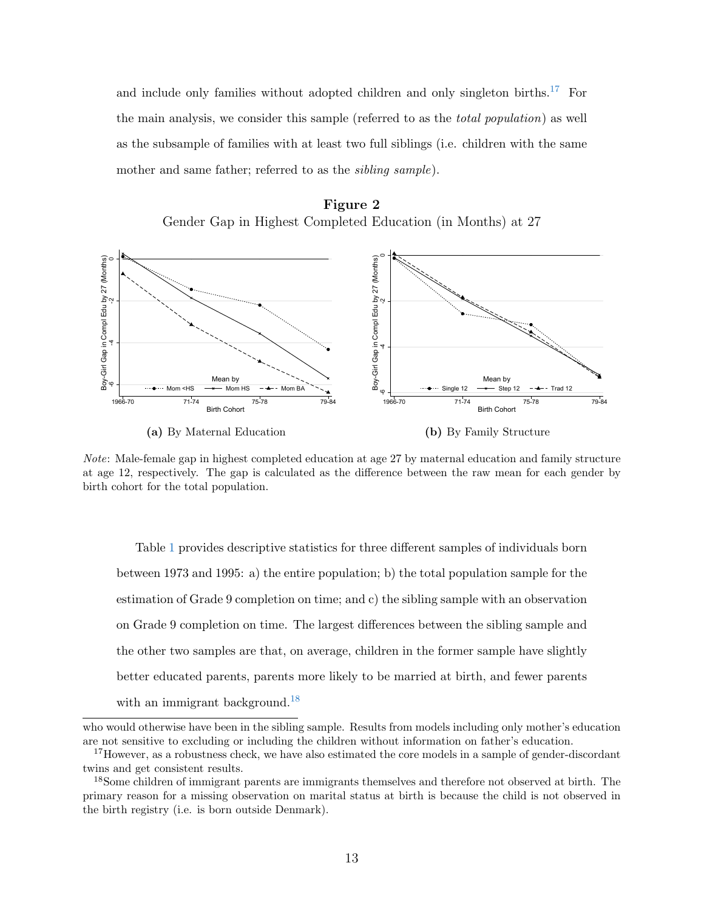and include only families without adopted children and only singleton births.[17] For the main analysis, we consider this sample (referred to as the *total population*) as well as the subsample of families with at least two full siblings (i.e. children with the same mother and same father; referred to as the *sibling sample*).

**Figure 2**

Gender Gap in Highest Completed Education (in Months) at 27

**(a)** By Maternal Education

**(b)** By Family Structure

*Note*: Male-female gap in highest completed education at age 27 by maternal education and family structure at age 12, respectively. The gap is calculated as the difference between the raw mean for each gender by birth cohort for the total population.

Table 1 provides descriptive statistics for three different samples of individuals born between 1973 and 1995: a) the entire population; b) the total population sample for the estimation of Grade 9 completion on time; and c) the sibling sample with an observation on Grade 9 completion on time. The largest differences between the sibling sample and the other two samples are that, on average, children in the former sample have slightly better educated parents, parents more likely to be married at birth, and fewer parents with an immigrant background.[18]

who would otherwise have been in the sibling sample. Results from models including only mother's education are not sensitive to excluding or including the children without information on father's education.

[17]However, as a robustness check, we have also estimated the core models in a sample of gender-discordant twins and get consistent results.

[18]Some children of immigrant parents are immigrants themselves and therefore not observed at birth. The primary reason for a missing observation on marital status at birth is because the child is not observed in the birth registry (i.e. is born outside Denmark).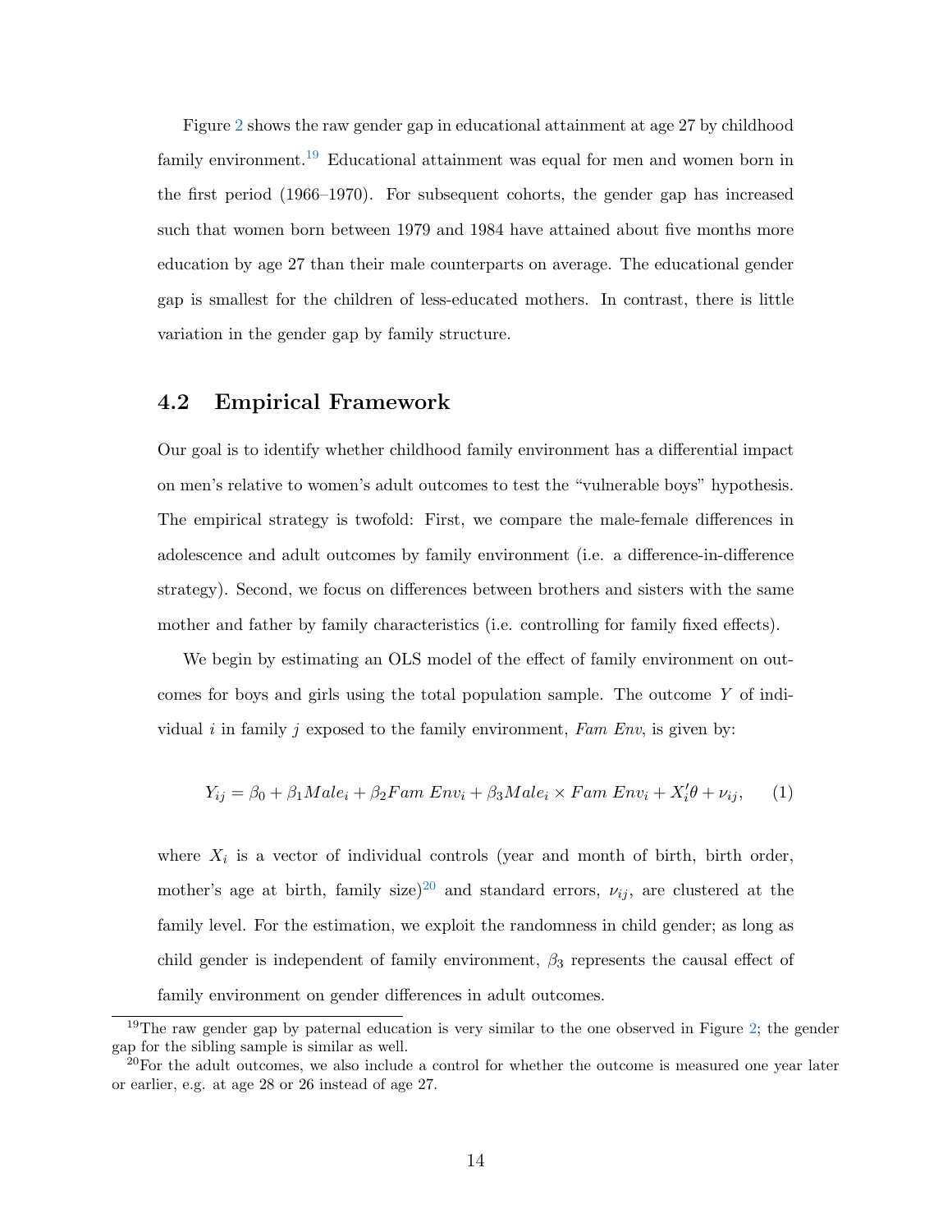Figure 2 shows the raw gender gap in educational attainment at age 27 by childhood family environment.[19] Educational attainment was equal for men and women born in the first period (1966–1970). For subsequent cohorts, the gender gap has increased such that women born between 1979 and 1984 have attained about five months more education by age 27 than their male counterparts on average. The educational gender gap is smallest for the children of less-educated mothers. In contrast, there is little variation in the gender gap by family structure.

## 4.2 Empirical Framework

Our goal is to identify whether childhood family environment has a differential impact on men's relative to women's adult outcomes to test the "vulnerable boys" hypothesis. The empirical strategy is twofold: First, we compare the male-female differences in adolescence and adult outcomes by family environment (i.e. a difference-in-difference strategy). Second, we focus on differences between brothers and sisters with the same mother and father by family characteristics (i.e. controlling for family fixed effects).

We begin by estimating an OLS model of the effect of family environment on outcomes for boys and girls using the total population sample. The outcome $Y$ of individual $i$ in family $j$ exposed to the family environment, *Fam Env*, is given by:

$$Y_{ij} = \beta_0 + \beta_1 Male_i + \beta_2 Fam\ Env_i + \beta_3 Male_i \times Fam\ Env_i + X_i'\theta + \nu_{ij}, \qquad (1)$$

where $X_i$ is a vector of individual controls (year and month of birth, birth order, mother's age at birth, family size)[20] and standard errors, $\nu_{ij}$, are clustered at the family level. For the estimation, we exploit the randomness in child gender; as long as child gender is independent of family environment, $\beta_3$ represents the causal effect of family environment on gender differences in adult outcomes.

[19]The raw gender gap by paternal education is very similar to the one observed in Figure 2; the gender gap for the sibling sample is similar as well.

[20]For the adult outcomes, we also include a control for whether the outcome is measured one year later or earlier, e.g. at age 28 or 26 instead of age 27.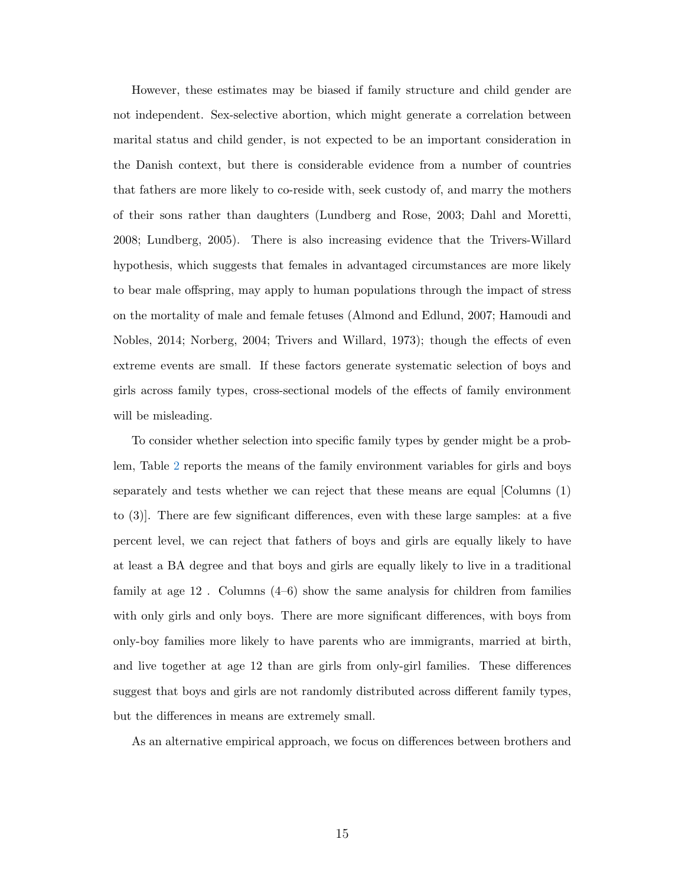However, these estimates may be biased if family structure and child gender are not independent. Sex-selective abortion, which might generate a correlation between marital status and child gender, is not expected to be an important consideration in the Danish context, but there is considerable evidence from a number of countries that fathers are more likely to co-reside with, seek custody of, and marry the mothers of their sons rather than daughters (Lundberg and Rose, 2003; Dahl and Moretti, 2008; Lundberg, 2005). There is also increasing evidence that the Trivers-Willard hypothesis, which suggests that females in advantaged circumstances are more likely to bear male offspring, may apply to human populations through the impact of stress on the mortality of male and female fetuses (Almond and Edlund, 2007; Hamoudi and Nobles, 2014; Norberg, 2004; Trivers and Willard, 1973); though the effects of even extreme events are small. If these factors generate systematic selection of boys and girls across family types, cross-sectional models of the effects of family environment will be misleading.

To consider whether selection into specific family types by gender might be a problem, Table 2 reports the means of the family environment variables for girls and boys separately and tests whether we can reject that these means are equal [Columns (1) to (3)]. There are few significant differences, even with these large samples: at a five percent level, we can reject that fathers of boys and girls are equally likely to have at least a BA degree and that boys and girls are equally likely to live in a traditional family at age 12 . Columns (4–6) show the same analysis for children from families with only girls and only boys. There are more significant differences, with boys from only-boy families more likely to have parents who are immigrants, married at birth, and live together at age 12 than are girls from only-girl families. These differences suggest that boys and girls are not randomly distributed across different family types, but the differences in means are extremely small.

As an alternative empirical approach, we focus on differences between brothers and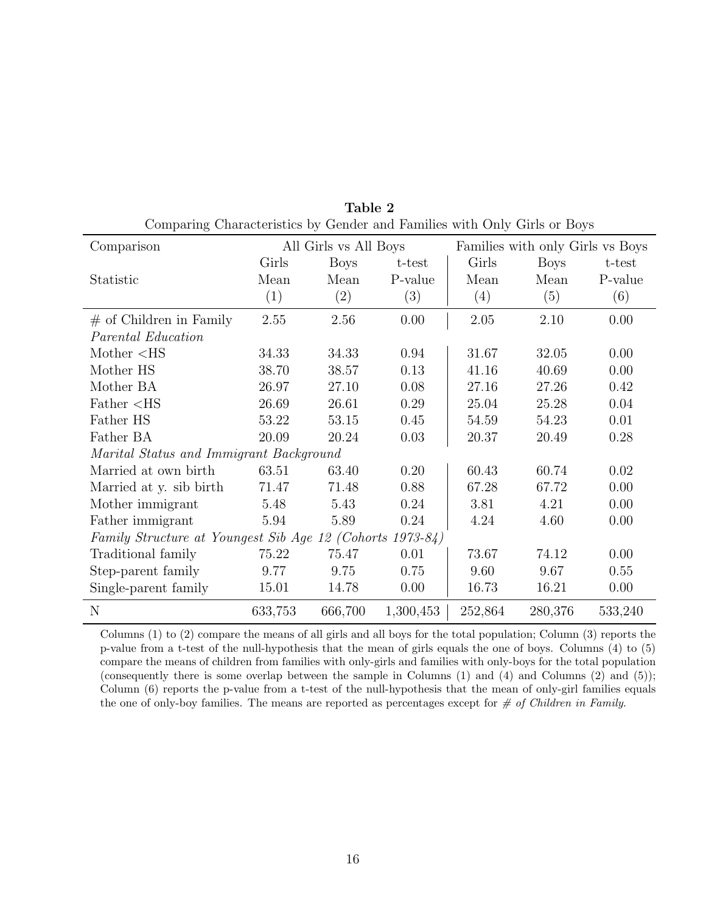**Table 2**

Comparing Characteristics by Gender and Families with Only Girls or Boys

| Comparison | All Girls vs All Boys | | | Families with only Girls vs Boys | | |
|---|---|---|---|---|---|---|
| | Girls | Boys | t-test | Girls | Boys | t-test |
| Statistic | Mean | Mean | P-value | Mean | Mean | P-value |
| | (1) | (2) | (3) | (4) | (5) | (6) |
| # of Children in Family | 2.55 | 2.56 | 0.00 | 2.05 | 2.10 | 0.00 |
| *Parental Education* | | | | | | |
| Mother <HS | 34.33 | 34.33 | 0.94 | 31.67 | 32.05 | 0.00 |
| Mother HS | 38.70 | 38.57 | 0.13 | 41.16 | 40.69 | 0.00 |
| Mother BA | 26.97 | 27.10 | 0.08 | 27.16 | 27.26 | 0.42 |
| Father <HS | 26.69 | 26.61 | 0.29 | 25.04 | 25.28 | 0.04 |
| Father HS | 53.22 | 53.15 | 0.45 | 54.59 | 54.23 | 0.01 |
| Father BA | 20.09 | 20.24 | 0.03 | 20.37 | 20.49 | 0.28 |
| *Marital Status and Immigrant Background* | | | | | | |
| Married at own birth | 63.51 | 63.40 | 0.20 | 60.43 | 60.74 | 0.02 |
| Married at y. sib birth | 71.47 | 71.48 | 0.88 | 67.28 | 67.72 | 0.00 |
| Mother immigrant | 5.48 | 5.43 | 0.24 | 3.81 | 4.21 | 0.00 |
| Father immigrant | 5.94 | 5.89 | 0.24 | 4.24 | 4.60 | 0.00 |
| *Family Structure at Youngest Sib Age 12 (Cohorts 1973-84)* | | | | | | |
| Traditional family | 75.22 | 75.47 | 0.01 | 73.67 | 74.12 | 0.00 |
| Step-parent family | 9.77 | 9.75 | 0.75 | 9.60 | 9.67 | 0.55 |
| Single-parent family | 15.01 | 14.78 | 0.00 | 16.73 | 16.21 | 0.00 |
| N | 633,753 | 666,700 | 1,300,453 | 252,864 | 280,376 | 533,240 |

Columns (1) to (2) compare the means of all girls and all boys for the total population; Column (3) reports the p-value from a t-test of the null-hypothesis that the mean of girls equals the one of boys. Columns (4) to (5) compare the means of children from families with only-girls and families with only-boys for the total population (consequently there is some overlap between the sample in Columns (1) and (4) and Columns (2) and (5)); Column (6) reports the p-value from a t-test of the null-hypothesis that the mean of only-girl families equals the one of only-boy families. The means are reported as percentages except for *# of Children in Family*.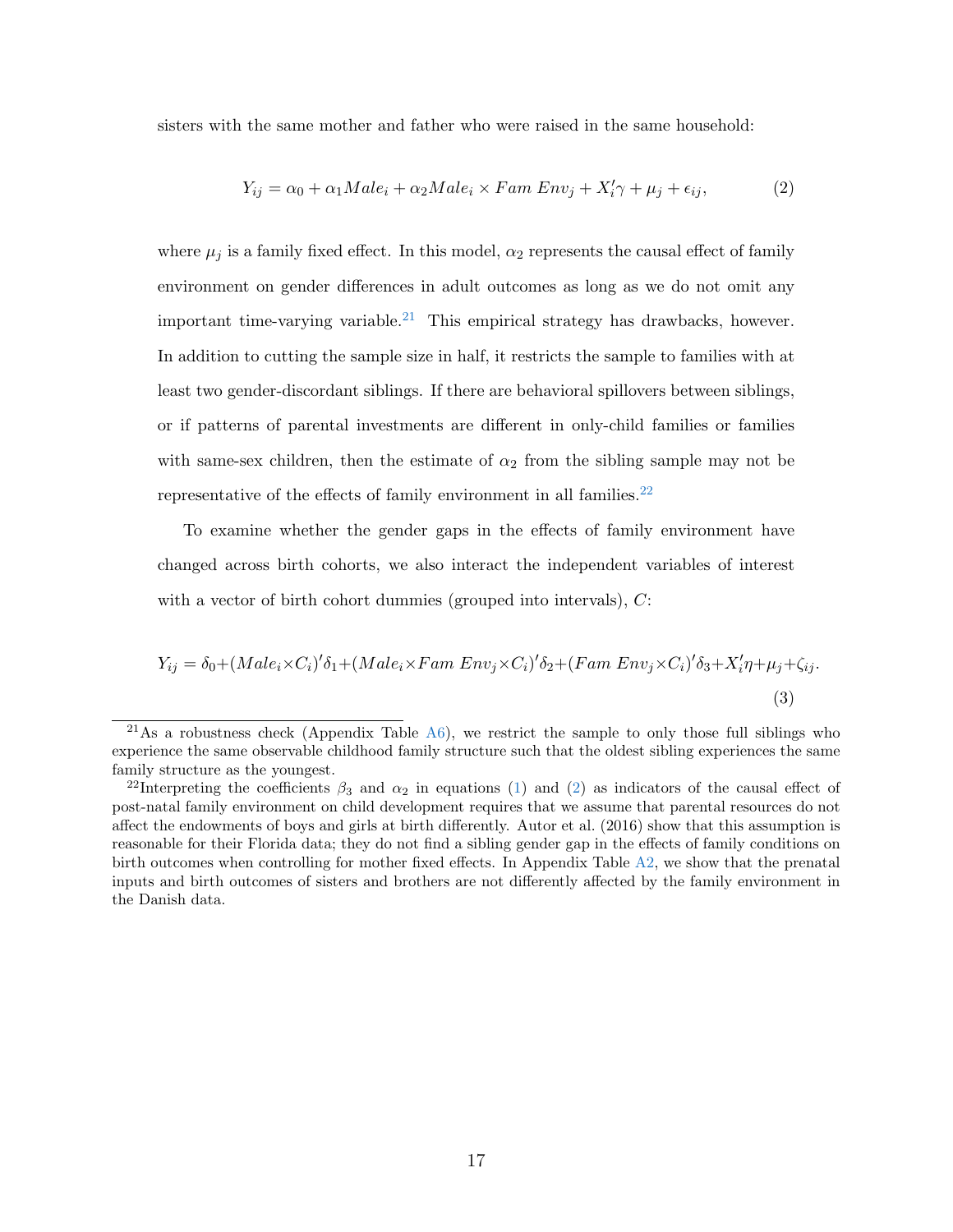sisters with the same mother and father who were raised in the same household:

$$Y_{ij} = \alpha_0 + \alpha_1 Male_i + \alpha_2 Male_i \times Fam\ Env_j + X_i'\gamma + \mu_j + \epsilon_{ij}, \tag{2}$$

where $\mu_j$ is a family fixed effect. In this model, $\alpha_2$ represents the causal effect of family environment on gender differences in adult outcomes as long as we do not omit any important time-varying variable.[21] This empirical strategy has drawbacks, however. In addition to cutting the sample size in half, it restricts the sample to families with at least two gender-discordant siblings. If there are behavioral spillovers between siblings, or if patterns of parental investments are different in only-child families or families with same-sex children, then the estimate of $\alpha_2$ from the sibling sample may not be representative of the effects of family environment in all families.[22]

To examine whether the gender gaps in the effects of family environment have changed across birth cohorts, we also interact the independent variables of interest with a vector of birth cohort dummies (grouped into intervals), $C$:

$$Y_{ij} = \delta_0 + (Male_i \times C_i)'\delta_1 + (Male_i \times Fam\ Env_j \times C_i)'\delta_2 + (Fam\ Env_j \times C_i)'\delta_3 + X_i'\eta + \mu_j + \zeta_{ij}. \tag{3}$$

[21] As a robustness check (Appendix Table A6), we restrict the sample to only those full siblings who experience the same observable childhood family structure such that the oldest sibling experiences the same family structure as the youngest.

[22] Interpreting the coefficients $\beta_3$ and $\alpha_2$ in equations (1) and (2) as indicators of the causal effect of post-natal family environment on child development requires that we assume that parental resources do not affect the endowments of boys and girls at birth differently. Autor et al. (2016) show that this assumption is reasonable for their Florida data; they do not find a sibling gender gap in the effects of family conditions on birth outcomes when controlling for mother fixed effects. In Appendix Table A2, we show that the prenatal inputs and birth outcomes of sisters and brothers are not differently affected by the family environment in the Danish data.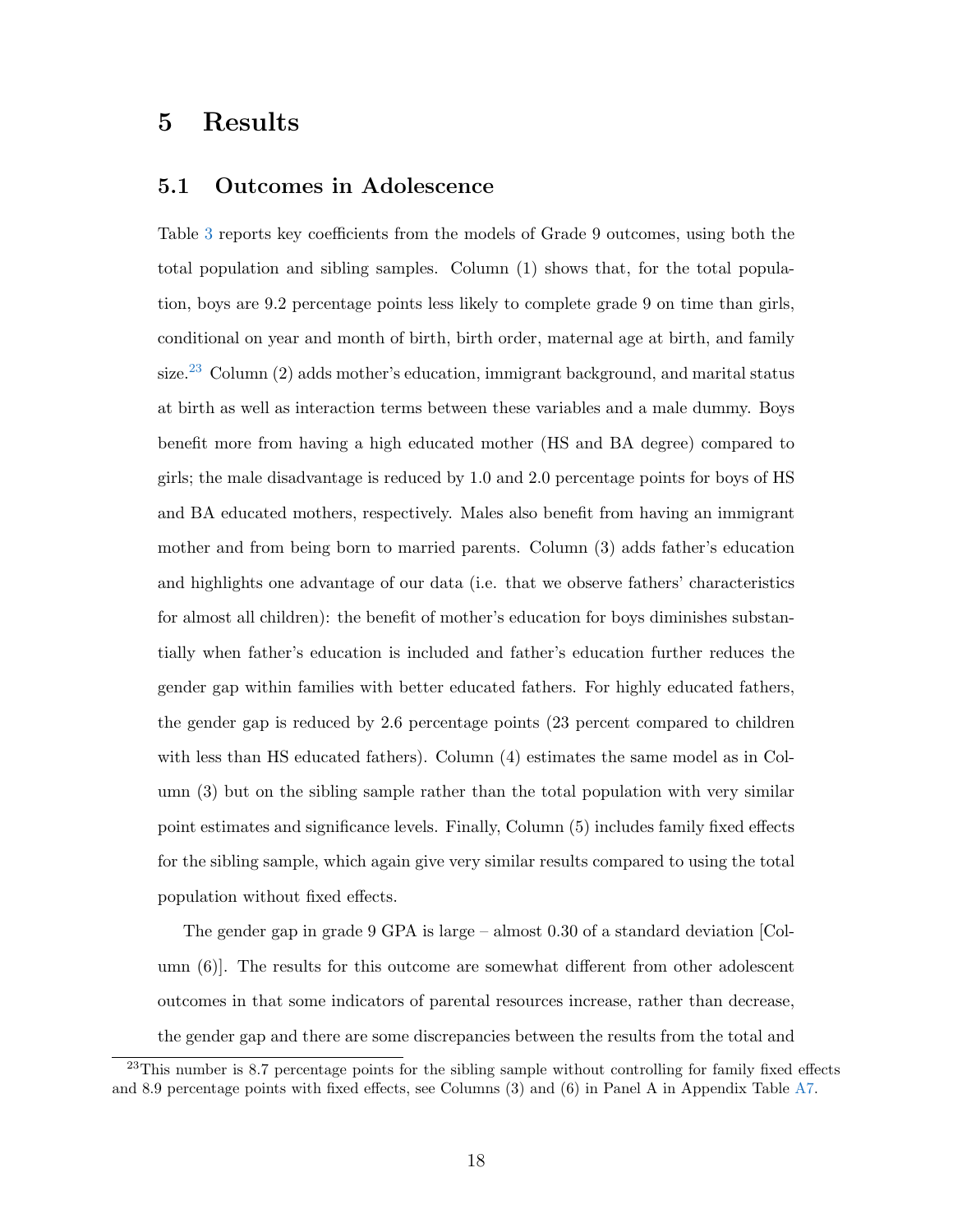# 5 Results

## 5.1 Outcomes in Adolescence

Table 3 reports key coefficients from the models of Grade 9 outcomes, using both the total population and sibling samples. Column (1) shows that, for the total population, boys are 9.2 percentage points less likely to complete grade 9 on time than girls, conditional on year and month of birth, birth order, maternal age at birth, and family size.[23] Column (2) adds mother's education, immigrant background, and marital status at birth as well as interaction terms between these variables and a male dummy. Boys benefit more from having a high educated mother (HS and BA degree) compared to girls; the male disadvantage is reduced by 1.0 and 2.0 percentage points for boys of HS and BA educated mothers, respectively. Males also benefit from having an immigrant mother and from being born to married parents. Column (3) adds father's education and highlights one advantage of our data (i.e. that we observe fathers' characteristics for almost all children): the benefit of mother's education for boys diminishes substantially when father's education is included and father's education further reduces the gender gap within families with better educated fathers. For highly educated fathers, the gender gap is reduced by 2.6 percentage points (23 percent compared to children with less than HS educated fathers). Column (4) estimates the same model as in Column (3) but on the sibling sample rather than the total population with very similar point estimates and significance levels. Finally, Column (5) includes family fixed effects for the sibling sample, which again give very similar results compared to using the total population without fixed effects.

The gender gap in grade 9 GPA is large – almost 0.30 of a standard deviation [Column (6)]. The results for this outcome are somewhat different from other adolescent outcomes in that some indicators of parental resources increase, rather than decrease, the gender gap and there are some discrepancies between the results from the total and

[23] This number is 8.7 percentage points for the sibling sample without controlling for family fixed effects and 8.9 percentage points with fixed effects, see Columns (3) and (6) in Panel A in Appendix Table A7.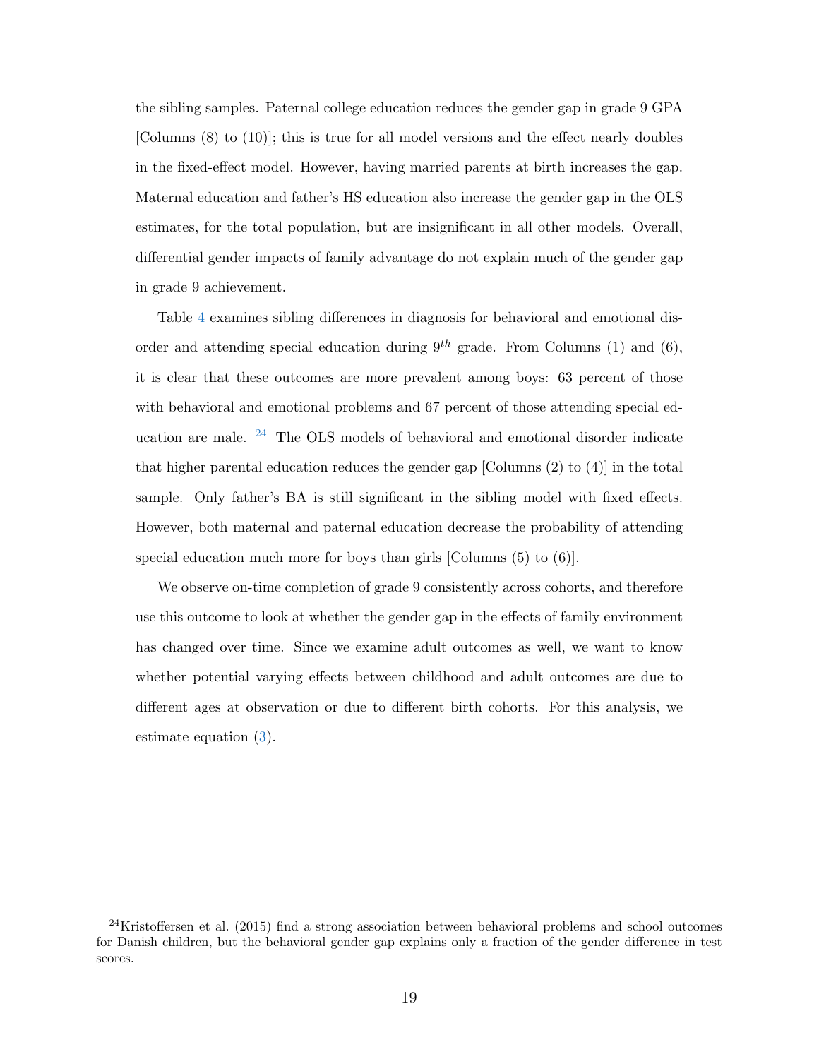the sibling samples. Paternal college education reduces the gender gap in grade 9 GPA [Columns (8) to (10)]; this is true for all model versions and the effect nearly doubles in the fixed-effect model. However, having married parents at birth increases the gap. Maternal education and father's HS education also increase the gender gap in the OLS estimates, for the total population, but are insignificant in all other models. Overall, differential gender impacts of family advantage do not explain much of the gender gap in grade 9 achievement.

Table 4 examines sibling differences in diagnosis for behavioral and emotional disorder and attending special education during $9^{th}$ grade. From Columns (1) and (6), it is clear that these outcomes are more prevalent among boys: 63 percent of those with behavioral and emotional problems and 67 percent of those attending special education are male. [24] The OLS models of behavioral and emotional disorder indicate that higher parental education reduces the gender gap [Columns (2) to (4)] in the total sample. Only father's BA is still significant in the sibling model with fixed effects. However, both maternal and paternal education decrease the probability of attending special education much more for boys than girls [Columns (5) to (6)].

We observe on-time completion of grade 9 consistently across cohorts, and therefore use this outcome to look at whether the gender gap in the effects of family environment has changed over time. Since we examine adult outcomes as well, we want to know whether potential varying effects between childhood and adult outcomes are due to different ages at observation or due to different birth cohorts. For this analysis, we estimate equation (3).

[24] Kristoffersen et al. (2015) find a strong association between behavioral problems and school outcomes for Danish children, but the behavioral gender gap explains only a fraction of the gender difference in test scores.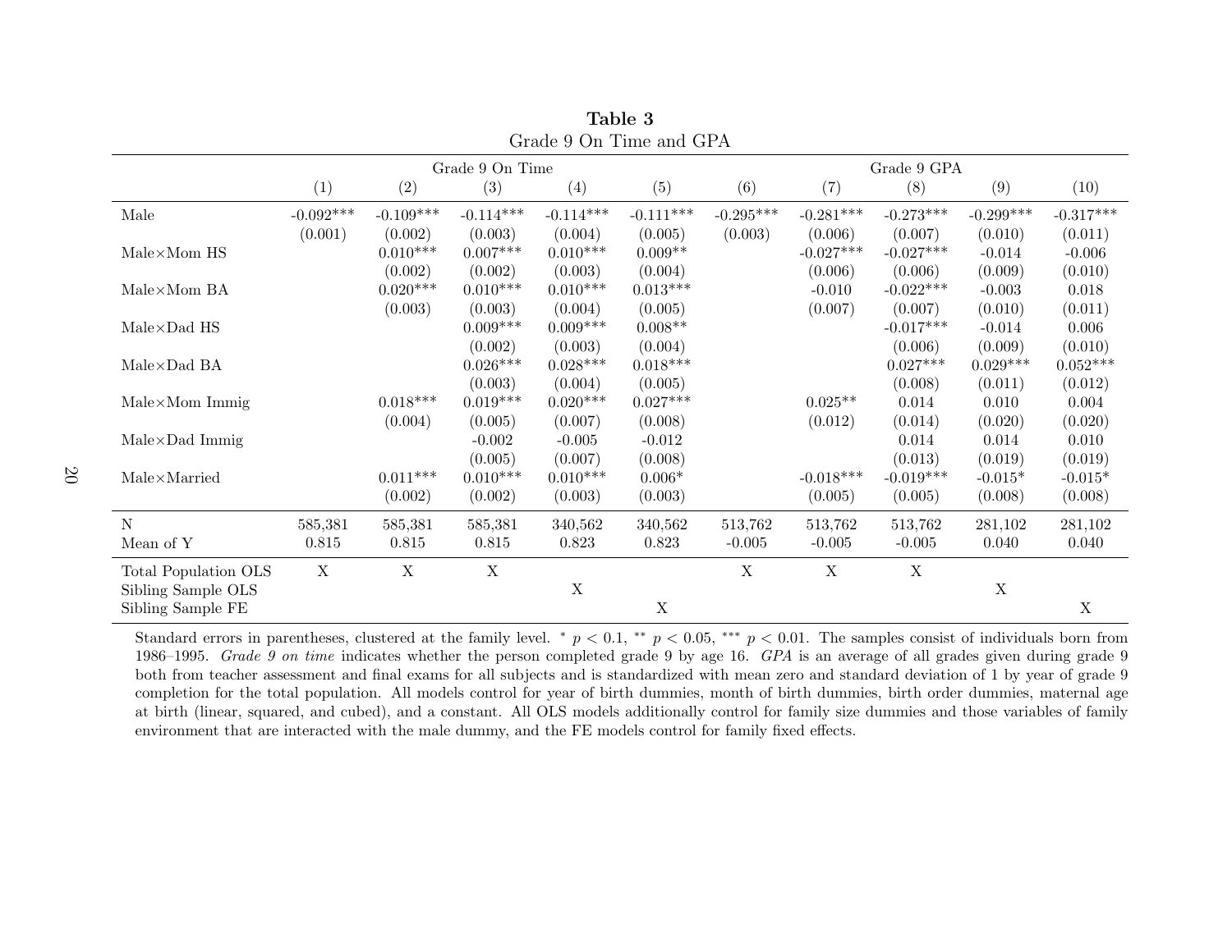**Table 3**

Grade 9 On Time and GPA

| | Grade 9 On Time | | | | | Grade 9 GPA | | | | |
|---|---|---|---|---|---|---|---|---|---|---|
| | (1) | (2) | (3) | (4) | (5) | (6) | (7) | (8) | (9) | (10) |
| Male | -0.092*** | -0.109*** | -0.114*** | -0.114*** | -0.111*** | -0.295*** | -0.281*** | -0.273*** | -0.299*** | -0.317*** |
| | (0.001) | (0.002) | (0.003) | (0.004) | (0.005) | (0.003) | (0.006) | (0.007) | (0.010) | (0.011) |
| Male×Mom HS | | 0.010*** | 0.007*** | 0.010*** | 0.009** | | -0.027*** | -0.027*** | -0.014 | -0.006 |
| | | (0.002) | (0.002) | (0.003) | (0.004) | | (0.006) | (0.006) | (0.009) | (0.010) |
| Male×Mom BA | | 0.020*** | 0.010*** | 0.010*** | 0.013*** | | -0.010 | -0.022*** | -0.003 | 0.018 |
| | | (0.003) | (0.003) | (0.004) | (0.005) | | (0.007) | (0.007) | (0.010) | (0.011) |
| Male×Dad HS | | | 0.009*** | 0.009*** | 0.008** | | | -0.017*** | -0.014 | 0.006 |
| | | | (0.002) | (0.003) | (0.004) | | | (0.006) | (0.009) | (0.010) |
| Male×Dad BA | | | 0.026*** | 0.028*** | 0.018*** | | | 0.027*** | 0.029*** | 0.052*** |
| | | | (0.003) | (0.004) | (0.005) | | | (0.008) | (0.011) | (0.012) |
| Male×Mom Immig | | 0.018*** | 0.019*** | 0.020*** | 0.027*** | | 0.025** | 0.014 | 0.010 | 0.004 |
| | | (0.004) | (0.005) | (0.007) | (0.008) | | (0.012) | (0.014) | (0.020) | (0.020) |
| Male×Dad Immig | | | -0.002 | -0.005 | -0.012 | | | 0.014 | 0.014 | 0.010 |
| | | | (0.005) | (0.007) | (0.008) | | | (0.013) | (0.019) | (0.019) |
| Male×Married | | 0.011*** | 0.010*** | 0.010*** | 0.006* | | -0.018*** | -0.019*** | -0.015* | -0.015* |
| | | (0.002) | (0.002) | (0.003) | (0.003) | | (0.005) | (0.005) | (0.008) | (0.008) |
| N | 585,381 | 585,381 | 585,381 | 340,562 | 340,562 | 513,762 | 513,762 | 513,762 | 281,102 | 281,102 |
| Mean of Y | 0.815 | 0.815 | 0.815 | 0.823 | 0.823 | -0.005 | -0.005 | -0.005 | 0.040 | 0.040 |
| Total Population OLS | X | X | X | | | X | X | X | | |
| Sibling Sample OLS | | | | X | | | | | X | |
| Sibling Sample FE | | | | | X | | | | | X |

Standard errors in parentheses, clustered at the family level. * $p < 0.1$, ** $p < 0.05$, *** $p < 0.01$. The samples consist of individuals born from 1986–1995. *Grade 9 on time* indicates whether the person completed grade 9 by age 16. *GPA* is an average of all grades given during grade 9 both from teacher assessment and final exams for all subjects and is standardized with mean zero and standard deviation of 1 by year of grade 9 completion for the total population. All models control for year of birth dummies, month of birth dummies, birth order dummies, maternal age at birth (linear, squared, and cubed), and a constant. All OLS models additionally control for family size dummies and those variables of family environment that are interacted with the male dummy, and the FE models control for family fixed effects.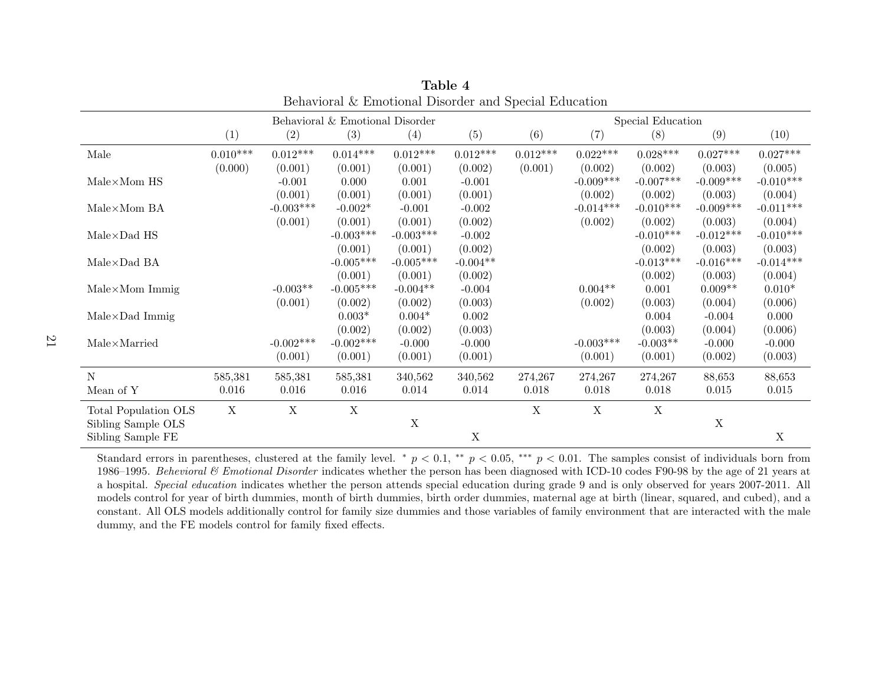**Table 4**

Behavioral & Emotional Disorder and Special Education

| | Behavioral & Emotional Disorder | | | | | Special Education | | | | |
|---|---|---|---|---|---|---|---|---|---|---|
| | (1) | (2) | (3) | (4) | (5) | (6) | (7) | (8) | (9) | (10) |
| Male | 0.010*** | 0.012*** | 0.014*** | 0.012*** | 0.012*** | 0.012*** | 0.022*** | 0.028*** | 0.027*** | 0.027*** |
| | (0.000) | (0.001) | (0.001) | (0.001) | (0.002) | (0.001) | (0.002) | (0.002) | (0.003) | (0.005) |
| Male×Mom HS | | -0.001 | 0.000 | 0.001 | -0.001 | | -0.009*** | -0.007*** | -0.009*** | -0.010*** |
| | | (0.001) | (0.001) | (0.001) | (0.001) | | (0.002) | (0.002) | (0.003) | (0.004) |
| Male×Mom BA | | -0.003*** | -0.002* | -0.001 | -0.002 | | -0.014*** | -0.010*** | -0.009*** | -0.011*** |
| | | (0.001) | (0.001) | (0.001) | (0.002) | | (0.002) | (0.002) | (0.003) | (0.004) |
| Male×Dad HS | | | -0.003*** | -0.003*** | -0.002 | | | -0.010*** | -0.012*** | -0.010*** |
| | | | (0.001) | (0.001) | (0.002) | | | (0.002) | (0.003) | (0.003) |
| Male×Dad BA | | | -0.005*** | -0.005*** | -0.004** | | | -0.013*** | -0.016*** | -0.014*** |
| | | | (0.001) | (0.001) | (0.002) | | | (0.002) | (0.003) | (0.004) |
| Male×Mom Immig | | -0.003** | -0.005*** | -0.004** | -0.004 | | 0.004** | 0.001 | 0.009** | 0.010* |
| | | (0.001) | (0.002) | (0.002) | (0.003) | | (0.002) | (0.003) | (0.004) | (0.006) |
| Male×Dad Immig | | | 0.003* | 0.004* | 0.002 | | | 0.004 | -0.004 | 0.000 |
| | | | (0.002) | (0.002) | (0.003) | | | (0.003) | (0.004) | (0.006) |
| Male×Married | | -0.002*** | -0.002*** | -0.000 | -0.000 | | -0.003*** | -0.003** | -0.000 | -0.000 |
| | | (0.001) | (0.001) | (0.001) | (0.001) | | (0.001) | (0.001) | (0.002) | (0.003) |
| N | 585,381 | 585,381 | 585,381 | 340,562 | 340,562 | 274,267 | 274,267 | 274,267 | 88,653 | 88,653 |
| Mean of Y | 0.016 | 0.016 | 0.016 | 0.014 | 0.014 | 0.018 | 0.018 | 0.018 | 0.015 | 0.015 |
| Total Population OLS | X | X | X | | | X | X | X | | |
| Sibling Sample OLS | | | | X | | | | | X | |
| Sibling Sample FE | | | | | X | | | | | X |

Standard errors in parentheses, clustered at the family level. * $p < 0.1$, ** $p < 0.05$, *** $p < 0.01$. The samples consist of individuals born from 1986–1995. *Behevioral & Emotional Disorder* indicates whether the person has been diagnosed with ICD-10 codes F90-98 by the age of 21 years at a hospital. *Special education* indicates whether the person attends special education during grade 9 and is only observed for years 2007-2011. All models control for year of birth dummies, month of birth dummies, birth order dummies, maternal age at birth (linear, squared, and cubed), and a constant. All OLS models additionally control for family size dummies and those variables of family environment that are interacted with the male dummy, and the FE models control for family fixed effects.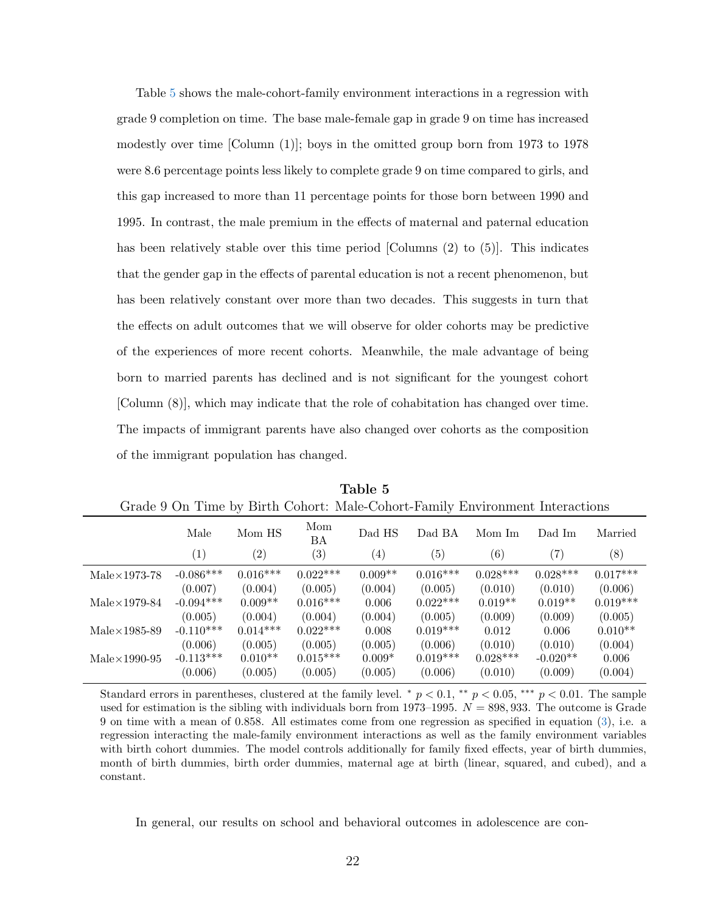Table 5 shows the male-cohort-family environment interactions in a regression with grade 9 completion on time. The base male-female gap in grade 9 on time has increased modestly over time [Column (1)]; boys in the omitted group born from 1973 to 1978 were 8.6 percentage points less likely to complete grade 9 on time compared to girls, and this gap increased to more than 11 percentage points for those born between 1990 and 1995. In contrast, the male premium in the effects of maternal and paternal education has been relatively stable over this time period [Columns (2) to (5)]. This indicates that the gender gap in the effects of parental education is not a recent phenomenon, but has been relatively constant over more than two decades. This suggests in turn that the effects on adult outcomes that we will observe for older cohorts may be predictive of the experiences of more recent cohorts. Meanwhile, the male advantage of being born to married parents has declined and is not significant for the youngest cohort [Column (8)], which may indicate that the role of cohabitation has changed over time. The impacts of immigrant parents have also changed over cohorts as the composition of the immigrant population has changed.

**Table 5**

Grade 9 On Time by Birth Cohort: Male-Cohort-Family Environment Interactions

| | Male | Mom HS | Mom BA | Dad HS | Dad BA | Mom Im | Dad Im | Married |
|---|---|---|---|---|---|---|---|---|
| | (1) | (2) | (3) | (4) | (5) | (6) | (7) | (8) |
| Male×1973-78 | -0.086*** | 0.016*** | 0.022*** | 0.009** | 0.016*** | 0.028*** | 0.028*** | 0.017*** |
| | (0.007) | (0.004) | (0.005) | (0.004) | (0.005) | (0.010) | (0.010) | (0.006) |
| Male×1979-84 | -0.094*** | 0.009** | 0.016*** | 0.006 | 0.022*** | 0.019** | 0.019** | 0.019*** |
| | (0.005) | (0.004) | (0.004) | (0.004) | (0.005) | (0.009) | (0.009) | (0.005) |
| Male×1985-89 | -0.110*** | 0.014*** | 0.022*** | 0.008 | 0.019*** | 0.012 | 0.006 | 0.010** |
| | (0.006) | (0.005) | (0.005) | (0.005) | (0.006) | (0.010) | (0.010) | (0.004) |
| Male×1990-95 | -0.113*** | 0.010** | 0.015*** | 0.009* | 0.019*** | 0.028*** | -0.020** | 0.006 |
| | (0.006) | (0.005) | (0.005) | (0.005) | (0.006) | (0.010) | (0.009) | (0.004) |

Standard errors in parentheses, clustered at the family level. * $p < 0.1$, ** $p < 0.05$, *** $p < 0.01$. The sample used for estimation is the sibling with individuals born from 1973–1995. $N = 898,933$. The outcome is Grade 9 on time with a mean of 0.858. All estimates come from one regression as specified in equation (3), i.e. a regression interacting the male-family environment interactions as well as the family environment variables with birth cohort dummies. The model controls additionally for family fixed effects, year of birth dummies, month of birth dummies, birth order dummies, maternal age at birth (linear, squared, and cubed), and a constant.

In general, our results on school and behavioral outcomes in adolescence are con-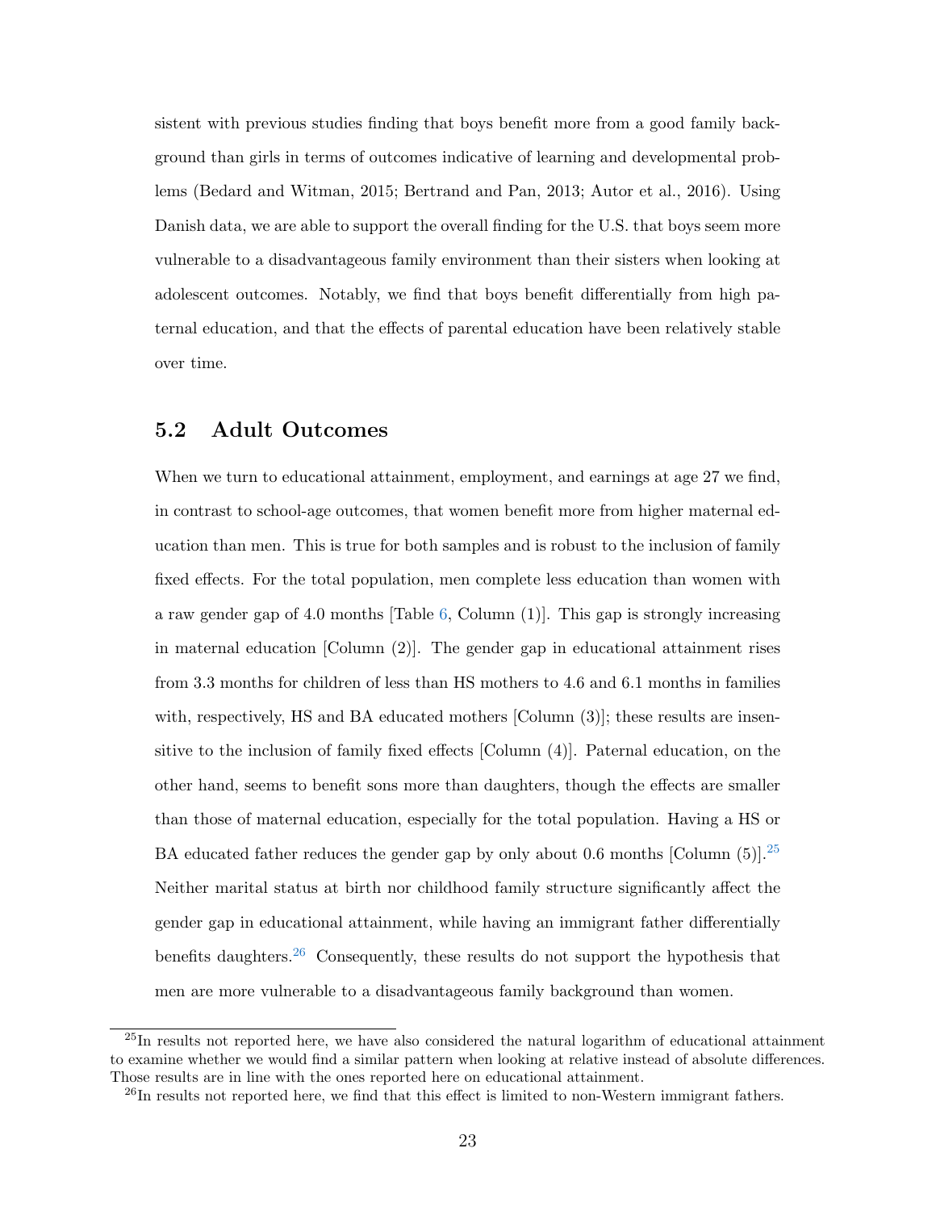sistent with previous studies finding that boys benefit more from a good family background than girls in terms of outcomes indicative of learning and developmental problems (Bedard and Witman, 2015; Bertrand and Pan, 2013; Autor et al., 2016). Using Danish data, we are able to support the overall finding for the U.S. that boys seem more vulnerable to a disadvantageous family environment than their sisters when looking at adolescent outcomes. Notably, we find that boys benefit differentially from high paternal education, and that the effects of parental education have been relatively stable over time.

## 5.2 Adult Outcomes

When we turn to educational attainment, employment, and earnings at age 27 we find, in contrast to school-age outcomes, that women benefit more from higher maternal education than men. This is true for both samples and is robust to the inclusion of family fixed effects. For the total population, men complete less education than women with a raw gender gap of 4.0 months [Table 6, Column (1)]. This gap is strongly increasing in maternal education [Column (2)]. The gender gap in educational attainment rises from 3.3 months for children of less than HS mothers to 4.6 and 6.1 months in families with, respectively, HS and BA educated mothers [Column (3)]; these results are insensitive to the inclusion of family fixed effects [Column (4)]. Paternal education, on the other hand, seems to benefit sons more than daughters, though the effects are smaller than those of maternal education, especially for the total population. Having a HS or BA educated father reduces the gender gap by only about 0.6 months [Column (5)].[25] Neither marital status at birth nor childhood family structure significantly affect the gender gap in educational attainment, while having an immigrant father differentially benefits daughters.[26] Consequently, these results do not support the hypothesis that men are more vulnerable to a disadvantageous family background than women.

[25] In results not reported here, we have also considered the natural logarithm of educational attainment to examine whether we would find a similar pattern when looking at relative instead of absolute differences. Those results are in line with the ones reported here on educational attainment.

[26] In results not reported here, we find that this effect is limited to non-Western immigrant fathers.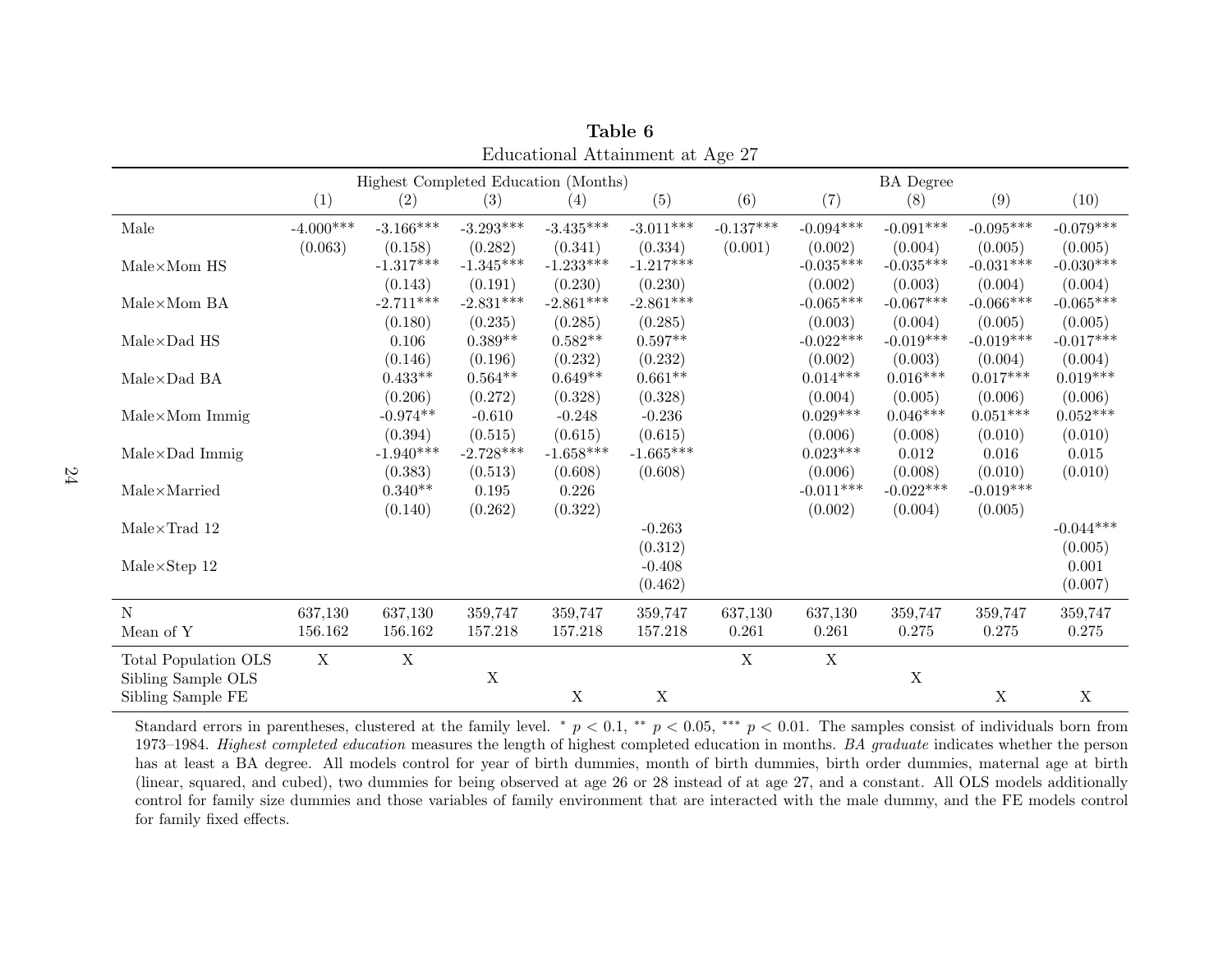**Table 6**

Educational Attainment at Age 27

| | Highest Completed Education (Months) | | | | | BA Degree | | | | |
|---|---|---|---|---|---|---|---|---|---|---|
| | (1) | (2) | (3) | (4) | (5) | (6) | (7) | (8) | (9) | (10) |
| Male | -4.000*** | -3.166*** | -3.293*** | -3.435*** | -3.011*** | -0.137*** | -0.094*** | -0.091*** | -0.095*** | -0.079*** |
| | (0.063) | (0.158) | (0.282) | (0.341) | (0.334) | (0.001) | (0.002) | (0.004) | (0.005) | (0.005) |
| Male×Mom HS | | -1.317*** | -1.345*** | -1.233*** | -1.217*** | | -0.035*** | -0.035*** | -0.031*** | -0.030*** |
| | | (0.143) | (0.191) | (0.230) | (0.230) | | (0.002) | (0.003) | (0.004) | (0.004) |
| Male×Mom BA | | -2.711*** | -2.831*** | -2.861*** | -2.861*** | | -0.065*** | -0.067*** | -0.066*** | -0.065*** |
| | | (0.180) | (0.235) | (0.285) | (0.285) | | (0.003) | (0.004) | (0.005) | (0.005) |
| Male×Dad HS | | 0.106 | 0.389** | 0.582** | 0.597** | | -0.022*** | -0.019*** | -0.019*** | -0.017*** |
| | | (0.146) | (0.196) | (0.232) | (0.232) | | (0.002) | (0.003) | (0.004) | (0.004) |
| Male×Dad BA | | 0.433** | 0.564** | 0.649** | 0.661** | | 0.014*** | 0.016*** | 0.017*** | 0.019*** |
| | | (0.206) | (0.272) | (0.328) | (0.328) | | (0.004) | (0.005) | (0.006) | (0.006) |
| Male×Mom Immig | | -0.974** | -0.610 | -0.248 | -0.236 | | 0.029*** | 0.046*** | 0.051*** | 0.052*** |
| | | (0.394) | (0.515) | (0.615) | (0.615) | | (0.006) | (0.008) | (0.010) | (0.010) |
| Male×Dad Immig | | -1.940*** | -2.728*** | -1.658*** | -1.665*** | | 0.023*** | 0.012 | 0.016 | 0.015 |
| | | (0.383) | (0.513) | (0.608) | (0.608) | | (0.006) | (0.008) | (0.010) | (0.010) |
| Male×Married | | 0.340** | 0.195 | 0.226 | | | -0.011*** | -0.022*** | -0.019*** | |
| | | (0.140) | (0.262) | (0.322) | | | (0.002) | (0.004) | (0.005) | |
| Male×Trad 12 | | | | | -0.263 | | | | | -0.044*** |
| | | | | | (0.312) | | | | | (0.005) |
| Male×Step 12 | | | | | -0.408 | | | | | 0.001 |
| | | | | | (0.462) | | | | | (0.007) |
| N | 637,130 | 637,130 | 359,747 | 359,747 | 359,747 | 637,130 | 637,130 | 359,747 | 359,747 | 359,747 |
| Mean of Y | 156.162 | 156.162 | 157.218 | 157.218 | 157.218 | 0.261 | 0.261 | 0.275 | 0.275 | 0.275 |
| Total Population OLS | X | X | | | | X | X | | | |
| Sibling Sample OLS | | | X | | | | | X | | |
| Sibling Sample FE | | | | X | X | | | | X | X |

Standard errors in parentheses, clustered at the family level. * $p < 0.1$, ** $p < 0.05$, *** $p < 0.01$. The samples consist of individuals born from 1973–1984. *Highest completed education* measures the length of highest completed education in months. *BA graduate* indicates whether the person has at least a BA degree. All models control for year of birth dummies, month of birth dummies, birth order dummies, maternal age at birth (linear, squared, and cubed), two dummies for being observed at age 26 or 28 instead of at age 27, and a constant. All OLS models additionally control for family size dummies and those variables of family environment that are interacted with the male dummy, and the FE models control for family fixed effects.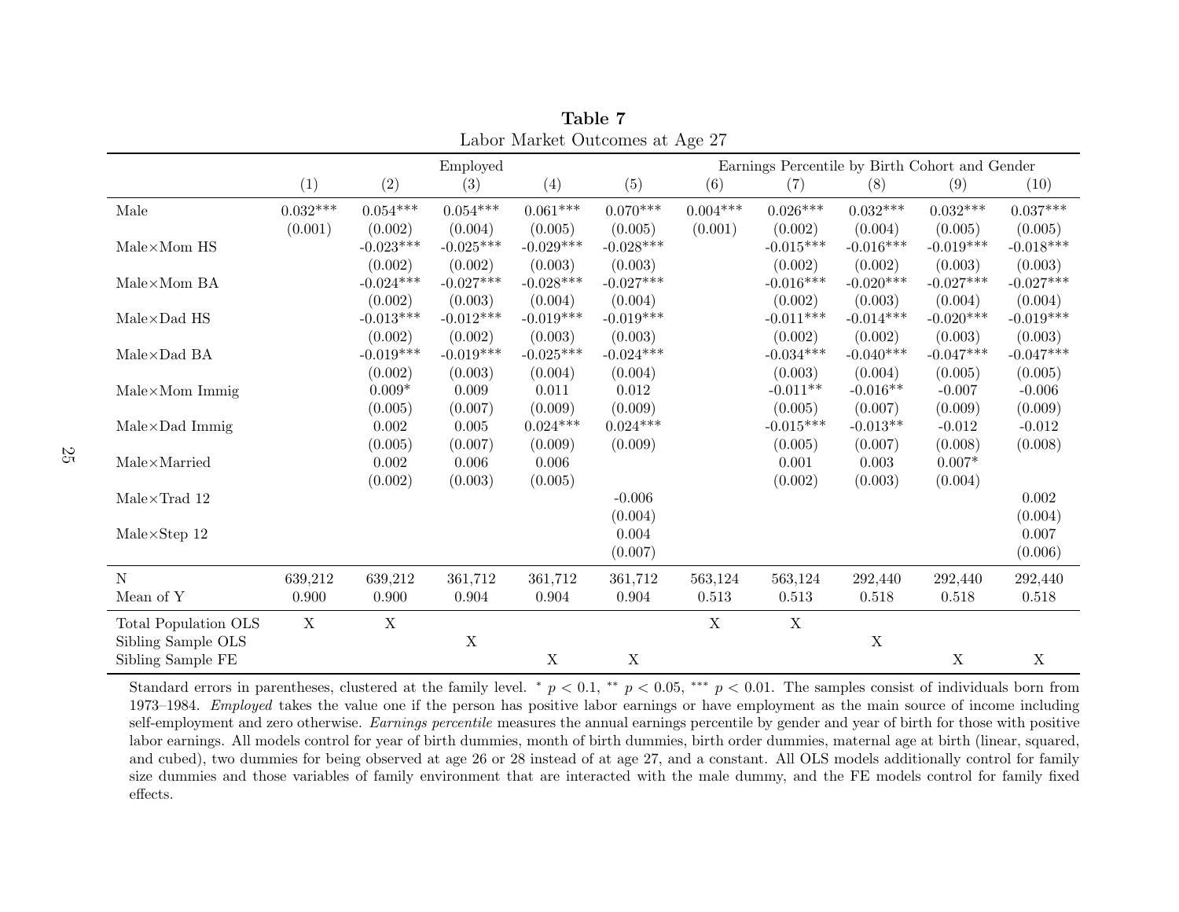**Table 7**
Labor Market Outcomes at Age 27

| | Employed | | | | | Earnings Percentile by Birth Cohort and Gender | | | | |
|---|---|---|---|---|---|---|---|---|---|---|
| | (1) | (2) | (3) | (4) | (5) | (6) | (7) | (8) | (9) | (10) |
| Male | 0.032*** | 0.054*** | 0.054*** | 0.061*** | 0.070*** | 0.004*** | 0.026*** | 0.032*** | 0.032*** | 0.037*** |
| | (0.001) | (0.002) | (0.004) | (0.005) | (0.005) | (0.001) | (0.002) | (0.004) | (0.005) | (0.005) |
| Male×Mom HS | | -0.023*** | -0.025*** | -0.029*** | -0.028*** | | -0.015*** | -0.016*** | -0.019*** | -0.018*** |
| | | (0.002) | (0.002) | (0.003) | (0.003) | | (0.002) | (0.002) | (0.003) | (0.003) |
| Male×Mom BA | | -0.024*** | -0.027*** | -0.028*** | -0.027*** | | -0.016*** | -0.020*** | -0.027*** | -0.027*** |
| | | (0.002) | (0.003) | (0.004) | (0.004) | | (0.002) | (0.003) | (0.004) | (0.004) |
| Male×Dad HS | | -0.013*** | -0.012*** | -0.019*** | -0.019*** | | -0.011*** | -0.014*** | -0.020*** | -0.019*** |
| | | (0.002) | (0.002) | (0.003) | (0.003) | | (0.002) | (0.002) | (0.003) | (0.003) |
| Male×Dad BA | | -0.019*** | -0.019*** | -0.025*** | -0.024*** | | -0.034*** | -0.040*** | -0.047*** | -0.047*** |
| | | (0.002) | (0.003) | (0.004) | (0.004) | | (0.003) | (0.004) | (0.005) | (0.005) |
| Male×Mom Immig | | 0.009* | 0.009 | 0.011 | 0.012 | | -0.011** | -0.016** | -0.007 | -0.006 |
| | | (0.005) | (0.007) | (0.009) | (0.009) | | (0.005) | (0.007) | (0.009) | (0.009) |
| Male×Dad Immig | | 0.002 | 0.005 | 0.024*** | 0.024*** | | -0.015*** | -0.013** | -0.012 | -0.012 |
| | | (0.005) | (0.007) | (0.009) | (0.009) | | (0.005) | (0.007) | (0.008) | (0.008) |
| Male×Married | | 0.002 | 0.006 | 0.006 | | | 0.001 | 0.003 | 0.007* | |
| | | (0.002) | (0.003) | (0.005) | | | (0.002) | (0.003) | (0.004) | |
| Male×Trad 12 | | | | | -0.006 | | | | | 0.002 |
| | | | | | (0.004) | | | | | (0.004) |
| Male×Step 12 | | | | | 0.004 | | | | | 0.007 |
| | | | | | (0.007) | | | | | (0.006) |
| N | 639,212 | 639,212 | 361,712 | 361,712 | 361,712 | 563,124 | 563,124 | 292,440 | 292,440 | 292,440 |
| Mean of Y | 0.900 | 0.900 | 0.904 | 0.904 | 0.904 | 0.513 | 0.513 | 0.518 | 0.518 | 0.518 |
| Total Population OLS | X | X | | | | X | X | | | |
| Sibling Sample OLS | | | X | | | | | X | | |
| Sibling Sample FE | | | | X | X | | | | X | X |

Standard errors in parentheses, clustered at the family level. * $p < 0.1$, ** $p < 0.05$, *** $p < 0.01$. The samples consist of individuals born from 1973–1984. *Employed* takes the value one if the person has positive labor earnings or have employment as the main source of income including self-employment and zero otherwise. *Earnings percentile* measures the annual earnings percentile by gender and year of birth for those with positive labor earnings. All models control for year of birth dummies, month of birth dummies, birth order dummies, maternal age at birth (linear, squared, and cubed), two dummies for being observed at age 26 or 28 instead of at age 27, and a constant. All OLS models additionally control for family size dummies and those variables of family environment that are interacted with the male dummy, and the FE models control for family fixed effects.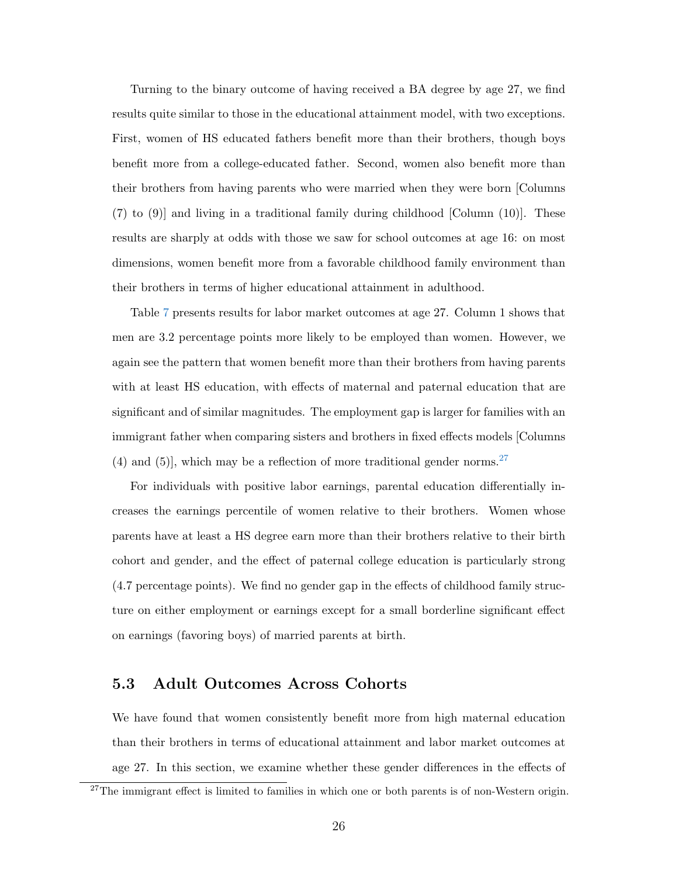Turning to the binary outcome of having received a BA degree by age 27, we find results quite similar to those in the educational attainment model, with two exceptions. First, women of HS educated fathers benefit more than their brothers, though boys benefit more from a college-educated father. Second, women also benefit more than their brothers from having parents who were married when they were born [Columns (7) to (9)] and living in a traditional family during childhood [Column (10)]. These results are sharply at odds with those we saw for school outcomes at age 16: on most dimensions, women benefit more from a favorable childhood family environment than their brothers in terms of higher educational attainment in adulthood.

Table 7 presents results for labor market outcomes at age 27. Column 1 shows that men are 3.2 percentage points more likely to be employed than women. However, we again see the pattern that women benefit more than their brothers from having parents with at least HS education, with effects of maternal and paternal education that are significant and of similar magnitudes. The employment gap is larger for families with an immigrant father when comparing sisters and brothers in fixed effects models [Columns (4) and (5)], which may be a reflection of more traditional gender norms.[27]

For individuals with positive labor earnings, parental education differentially increases the earnings percentile of women relative to their brothers. Women whose parents have at least a HS degree earn more than their brothers relative to their birth cohort and gender, and the effect of paternal college education is particularly strong (4.7 percentage points). We find no gender gap in the effects of childhood family structure on either employment or earnings except for a small borderline significant effect on earnings (favoring boys) of married parents at birth.

## 5.3 Adult Outcomes Across Cohorts

We have found that women consistently benefit more from high maternal education than their brothers in terms of educational attainment and labor market outcomes at age 27. In this section, we examine whether these gender differences in the effects of

[27] The immigrant effect is limited to families in which one or both parents is of non-Western origin.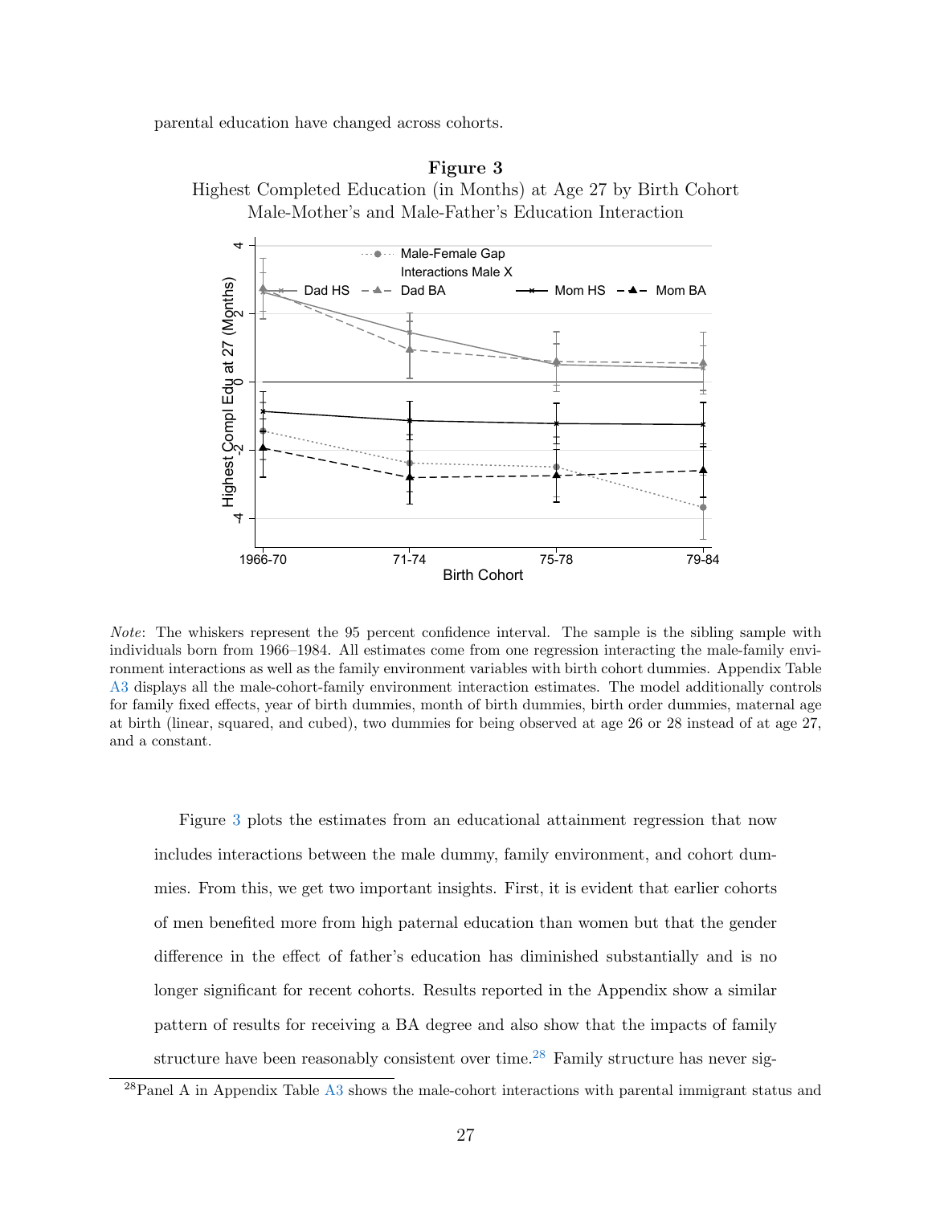parental education have changed across cohorts.

**Figure 3**

Highest Completed Education (in Months) at Age 27 by Birth Cohort
Male-Mother's and Male-Father's Education Interaction

*Note*: The whiskers represent the 95 percent confidence interval. The sample is the sibling sample with individuals born from 1966–1984. All estimates come from one regression interacting the male-family environment interactions as well as the family environment variables with birth cohort dummies. Appendix Table A3 displays all the male-cohort-family environment interaction estimates. The model additionally controls for family fixed effects, year of birth dummies, month of birth dummies, birth order dummies, maternal age at birth (linear, squared, and cubed), two dummies for being observed at age 26 or 28 instead of at age 27, and a constant.

Figure 3 plots the estimates from an educational attainment regression that now includes interactions between the male dummy, family environment, and cohort dummies. From this, we get two important insights. First, it is evident that earlier cohorts of men benefited more from high paternal education than women but that the gender difference in the effect of father's education has diminished substantially and is no longer significant for recent cohorts. Results reported in the Appendix show a similar pattern of results for receiving a BA degree and also show that the impacts of family structure have been reasonably consistent over time.[28] Family structure has never sig-

[28]Panel A in Appendix Table A3 shows the male-cohort interactions with parental immigrant status and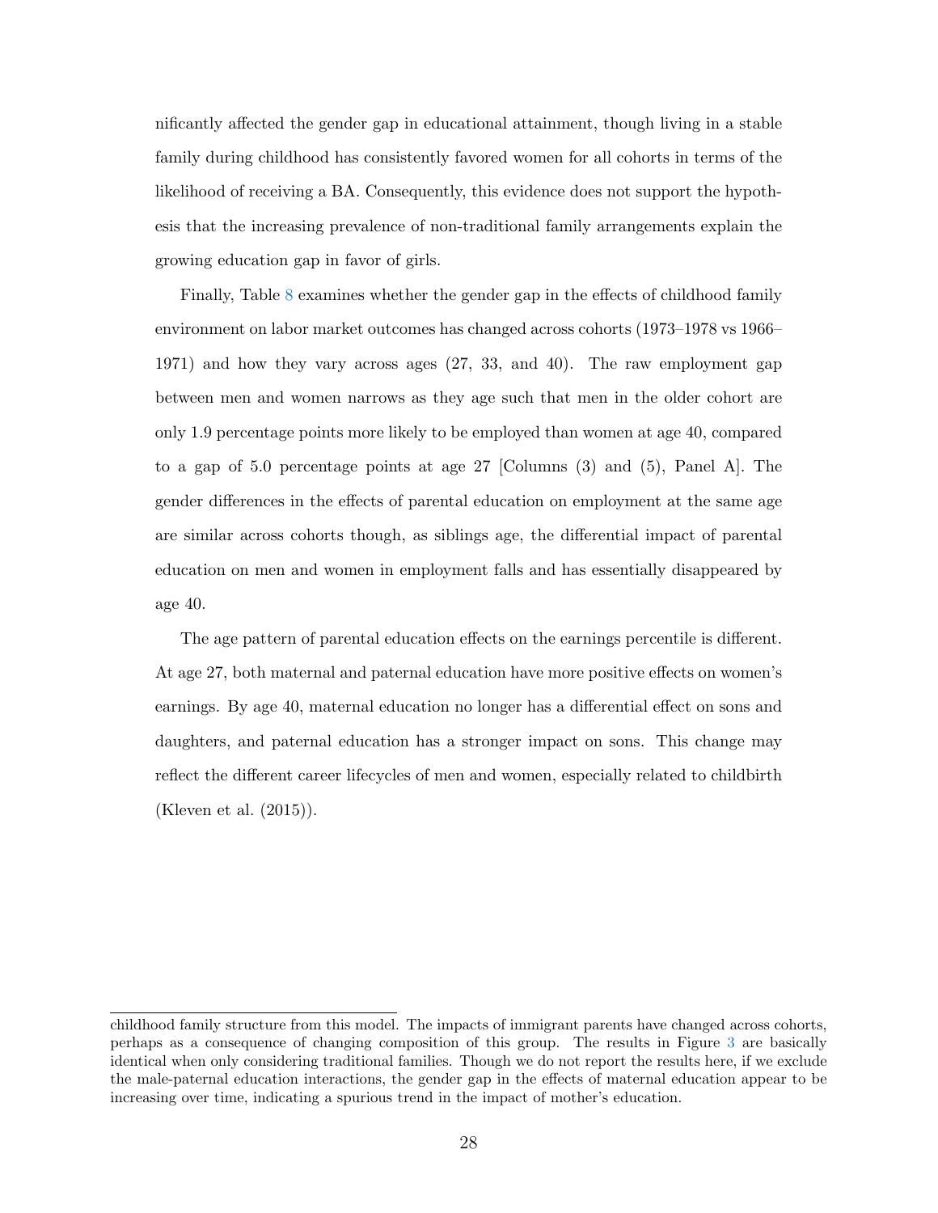nificantly affected the gender gap in educational attainment, though living in a stable family during childhood has consistently favored women for all cohorts in terms of the likelihood of receiving a BA. Consequently, this evidence does not support the hypothesis that the increasing prevalence of non-traditional family arrangements explain the growing education gap in favor of girls.

Finally, Table 8 examines whether the gender gap in the effects of childhood family environment on labor market outcomes has changed across cohorts (1973–1978 vs 1966–1971) and how they vary across ages (27, 33, and 40). The raw employment gap between men and women narrows as they age such that men in the older cohort are only 1.9 percentage points more likely to be employed than women at age 40, compared to a gap of 5.0 percentage points at age 27 [Columns (3) and (5), Panel A]. The gender differences in the effects of parental education on employment at the same age are similar across cohorts though, as siblings age, the differential impact of parental education on men and women in employment falls and has essentially disappeared by age 40.

The age pattern of parental education effects on the earnings percentile is different. At age 27, both maternal and paternal education have more positive effects on women's earnings. By age 40, maternal education no longer has a differential effect on sons and daughters, and paternal education has a stronger impact on sons. This change may reflect the different career lifecycles of men and women, especially related to childbirth (Kleven et al. (2015)).

childhood family structure from this model. The impacts of immigrant parents have changed across cohorts, perhaps as a consequence of changing composition of this group. The results in Figure 3 are basically identical when only considering traditional families. Though we do not report the results here, if we exclude the male-paternal education interactions, the gender gap in the effects of maternal education appear to be increasing over time, indicating a spurious trend in the impact of mother's education.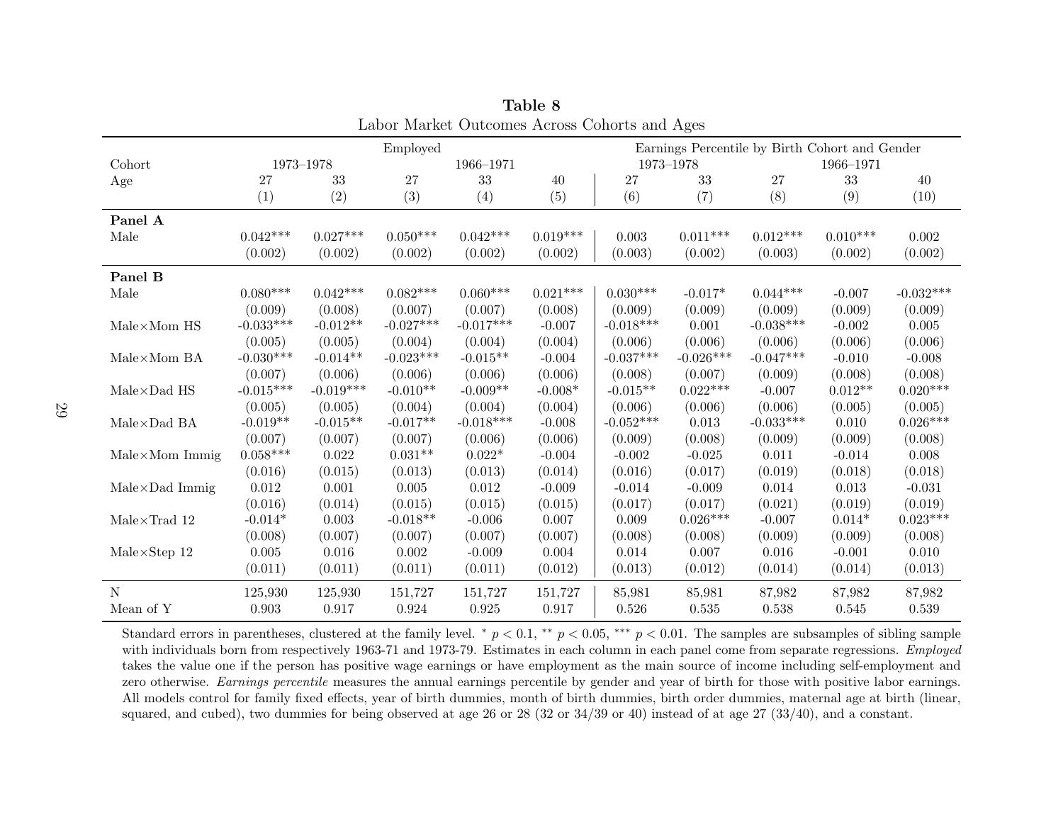**Table 8**

Labor Market Outcomes Across Cohorts and Ages

| | Employed | | | | | Earnings Percentile by Birth Cohort and Gender | | | | |
|---|---|---|---|---|---|---|---|---|---|---|
| Cohort | 1973–1978 | | 1966–1971 | | | 1973–1978 | | 1966–1971 | | |
| Age | 27 | 33 | 27 | 33 | 40 | 27 | 33 | 27 | 33 | 40 |
| | (1) | (2) | (3) | (4) | (5) | (6) | (7) | (8) | (9) | (10) |
| **Panel A** | | | | | | | | | | |
| Male | 0.042*** | 0.027*** | 0.050*** | 0.042*** | 0.019*** | 0.003 | 0.011*** | 0.012*** | 0.010*** | 0.002 |
| | (0.002) | (0.002) | (0.002) | (0.002) | (0.002) | (0.003) | (0.002) | (0.003) | (0.002) | (0.002) |
| **Panel B** | | | | | | | | | | |
| Male | 0.080*** | 0.042*** | 0.082*** | 0.060*** | 0.021*** | 0.030*** | -0.017* | 0.044*** | -0.007 | -0.032*** |
| | (0.009) | (0.008) | (0.007) | (0.007) | (0.008) | (0.009) | (0.009) | (0.009) | (0.009) | (0.009) |
| Male×Mom HS | -0.033*** | -0.012** | -0.027*** | -0.017*** | -0.007 | -0.018*** | 0.001 | -0.038*** | -0.002 | 0.005 |
| | (0.005) | (0.005) | (0.004) | (0.004) | (0.004) | (0.006) | (0.006) | (0.006) | (0.006) | (0.006) |
| Male×Mom BA | -0.030*** | -0.014** | -0.023*** | -0.015** | -0.004 | -0.037*** | -0.026*** | -0.047*** | -0.010 | -0.008 |
| | (0.007) | (0.006) | (0.006) | (0.006) | (0.006) | (0.008) | (0.007) | (0.009) | (0.008) | (0.008) |
| Male×Dad HS | -0.015*** | -0.019*** | -0.010** | -0.009** | -0.008* | -0.015** | 0.022*** | -0.007 | 0.012** | 0.020*** |
| | (0.005) | (0.005) | (0.004) | (0.004) | (0.004) | (0.006) | (0.006) | (0.006) | (0.005) | (0.005) |
| Male×Dad BA | -0.019** | -0.015** | -0.017** | -0.018*** | -0.008 | -0.052*** | 0.013 | -0.033*** | 0.010 | 0.026*** |
| | (0.007) | (0.007) | (0.007) | (0.006) | (0.006) | (0.009) | (0.008) | (0.009) | (0.009) | (0.008) |
| Male×Mom Immig | 0.058*** | 0.022 | 0.031** | 0.022* | -0.004 | -0.002 | -0.025 | 0.011 | -0.014 | 0.008 |
| | (0.016) | (0.015) | (0.013) | (0.013) | (0.014) | (0.016) | (0.017) | (0.019) | (0.018) | (0.018) |
| Male×Dad Immig | 0.012 | 0.001 | 0.005 | 0.012 | -0.009 | -0.014 | -0.009 | 0.014 | 0.013 | -0.031 |
| | (0.016) | (0.014) | (0.015) | (0.015) | (0.015) | (0.017) | (0.017) | (0.021) | (0.019) | (0.019) |
| Male×Trad 12 | -0.014* | 0.003 | -0.018** | -0.006 | 0.007 | 0.009 | 0.026*** | -0.007 | 0.014* | 0.023*** |
| | (0.008) | (0.007) | (0.007) | (0.007) | (0.007) | (0.008) | (0.008) | (0.009) | (0.009) | (0.008) |
| Male×Step 12 | 0.005 | 0.016 | 0.002 | -0.009 | 0.004 | 0.014 | 0.007 | 0.016 | -0.001 | 0.010 |
| | (0.011) | (0.011) | (0.011) | (0.011) | (0.012) | (0.013) | (0.012) | (0.014) | (0.014) | (0.013) |
| N | 125,930 | 125,930 | 151,727 | 151,727 | 151,727 | 85,981 | 85,981 | 87,982 | 87,982 | 87,982 |
| Mean of Y | 0.903 | 0.917 | 0.924 | 0.925 | 0.917 | 0.526 | 0.535 | 0.538 | 0.545 | 0.539 |

Standard errors in parentheses, clustered at the family level. * $p < 0.1$, ** $p < 0.05$, *** $p < 0.01$. The samples are subsamples of sibling sample with individuals born from respectively 1963-71 and 1973-79. Estimates in each column in each panel come from separate regressions. *Employed* takes the value one if the person has positive wage earnings or have employment as the main source of income including self-employment and zero otherwise. *Earnings percentile* measures the annual earnings percentile by gender and year of birth for those with positive labor earnings. All models control for family fixed effects, year of birth dummies, month of birth dummies, birth order dummies, maternal age at birth (linear, squared, and cubed), two dummies for being observed at age 26 or 28 (32 or 34/39 or 40) instead of at age 27 (33/40), and a constant.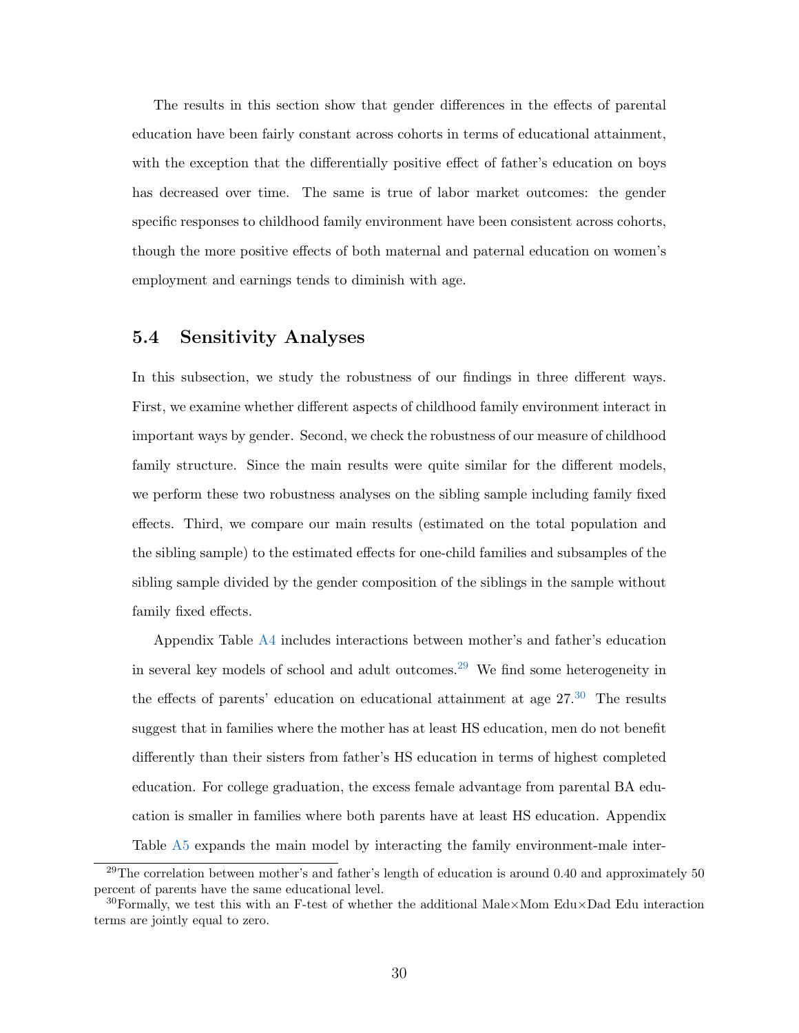The results in this section show that gender differences in the effects of parental education have been fairly constant across cohorts in terms of educational attainment, with the exception that the differentially positive effect of father's education on boys has decreased over time. The same is true of labor market outcomes: the gender specific responses to childhood family environment have been consistent across cohorts, though the more positive effects of both maternal and paternal education on women's employment and earnings tends to diminish with age.

### 5.4 Sensitivity Analyses

In this subsection, we study the robustness of our findings in three different ways. First, we examine whether different aspects of childhood family environment interact in important ways by gender. Second, we check the robustness of our measure of childhood family structure. Since the main results were quite similar for the different models, we perform these two robustness analyses on the sibling sample including family fixed effects. Third, we compare our main results (estimated on the total population and the sibling sample) to the estimated effects for one-child families and subsamples of the sibling sample divided by the gender composition of the siblings in the sample without family fixed effects.

Appendix Table A4 includes interactions between mother's and father's education in several key models of school and adult outcomes.[29] We find some heterogeneity in the effects of parents' education on educational attainment at age 27.[30] The results suggest that in families where the mother has at least HS education, men do not benefit differently than their sisters from father's HS education in terms of highest completed education. For college graduation, the excess female advantage from parental BA education is smaller in families where both parents have at least HS education. Appendix Table A5 expands the main model by interacting the family environment-male inter-

[29] The correlation between mother's and father's length of education is around 0.40 and approximately 50 percent of parents have the same educational level.

[30] Formally, we test this with an F-test of whether the additional Male×Mom Edu×Dad Edu interaction terms are jointly equal to zero.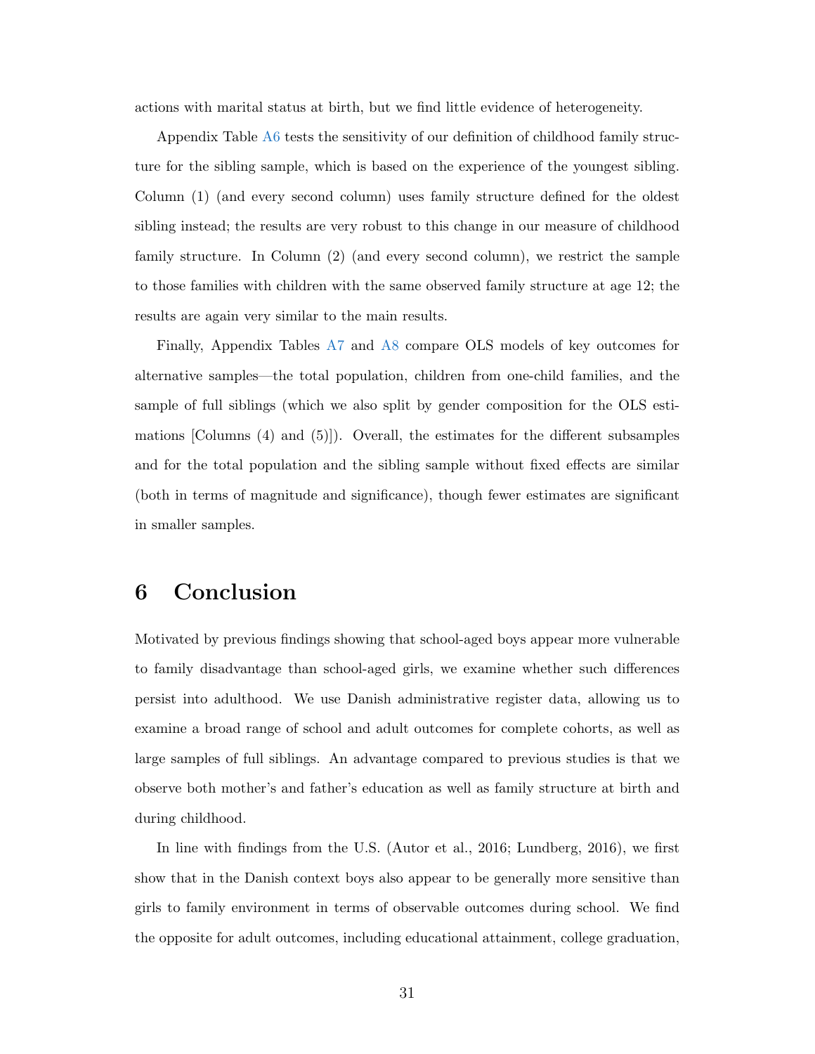actions with marital status at birth, but we find little evidence of heterogeneity.

Appendix Table A6 tests the sensitivity of our definition of childhood family structure for the sibling sample, which is based on the experience of the youngest sibling. Column (1) (and every second column) uses family structure defined for the oldest sibling instead; the results are very robust to this change in our measure of childhood family structure. In Column (2) (and every second column), we restrict the sample to those families with children with the same observed family structure at age 12; the results are again very similar to the main results.

Finally, Appendix Tables A7 and A8 compare OLS models of key outcomes for alternative samples—the total population, children from one-child families, and the sample of full siblings (which we also split by gender composition for the OLS estimations [Columns (4) and (5)]). Overall, the estimates for the different subsamples and for the total population and the sibling sample without fixed effects are similar (both in terms of magnitude and significance), though fewer estimates are significant in smaller samples.

# 6 Conclusion

Motivated by previous findings showing that school-aged boys appear more vulnerable to family disadvantage than school-aged girls, we examine whether such differences persist into adulthood. We use Danish administrative register data, allowing us to examine a broad range of school and adult outcomes for complete cohorts, as well as large samples of full siblings. An advantage compared to previous studies is that we observe both mother's and father's education as well as family structure at birth and during childhood.

In line with findings from the U.S. (Autor et al., 2016; Lundberg, 2016), we first show that in the Danish context boys also appear to be generally more sensitive than girls to family environment in terms of observable outcomes during school. We find the opposite for adult outcomes, including educational attainment, college graduation,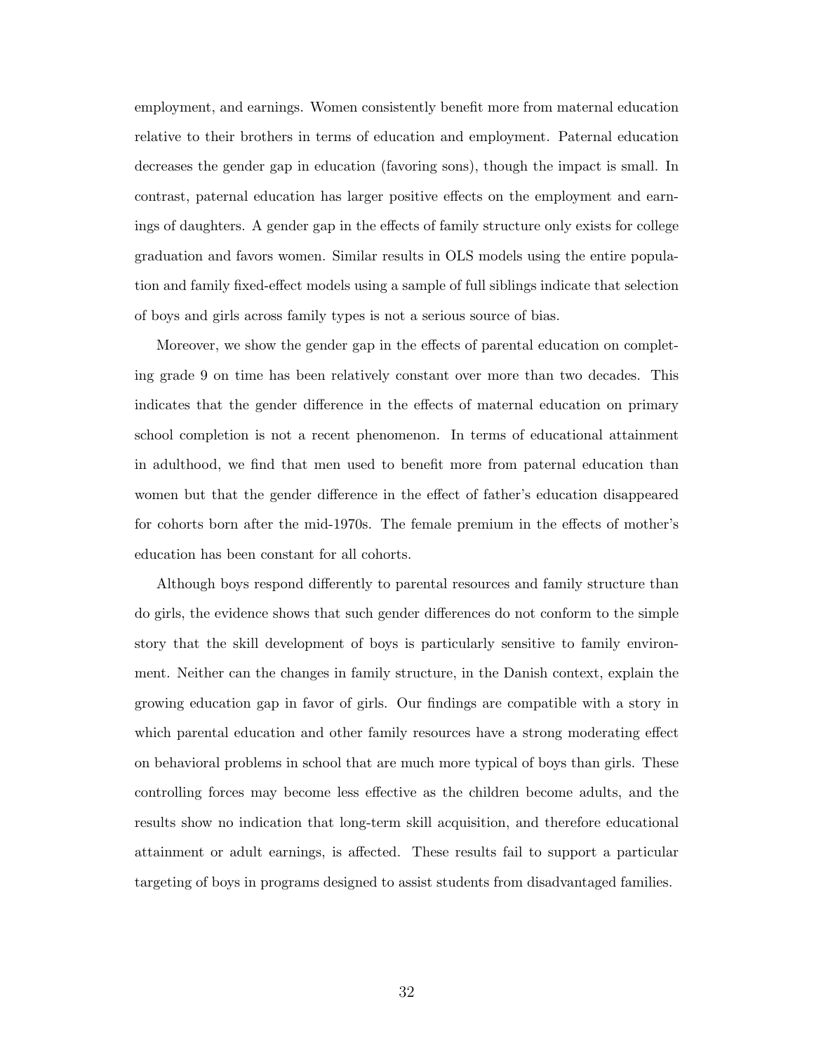employment, and earnings. Women consistently benefit more from maternal education relative to their brothers in terms of education and employment. Paternal education decreases the gender gap in education (favoring sons), though the impact is small. In contrast, paternal education has larger positive effects on the employment and earnings of daughters. A gender gap in the effects of family structure only exists for college graduation and favors women. Similar results in OLS models using the entire population and family fixed-effect models using a sample of full siblings indicate that selection of boys and girls across family types is not a serious source of bias.

Moreover, we show the gender gap in the effects of parental education on completing grade 9 on time has been relatively constant over more than two decades. This indicates that the gender difference in the effects of maternal education on primary school completion is not a recent phenomenon. In terms of educational attainment in adulthood, we find that men used to benefit more from paternal education than women but that the gender difference in the effect of father's education disappeared for cohorts born after the mid-1970s. The female premium in the effects of mother's education has been constant for all cohorts.

Although boys respond differently to parental resources and family structure than do girls, the evidence shows that such gender differences do not conform to the simple story that the skill development of boys is particularly sensitive to family environment. Neither can the changes in family structure, in the Danish context, explain the growing education gap in favor of girls. Our findings are compatible with a story in which parental education and other family resources have a strong moderating effect on behavioral problems in school that are much more typical of boys than girls. These controlling forces may become less effective as the children become adults, and the results show no indication that long-term skill acquisition, and therefore educational attainment or adult earnings, is affected. These results fail to support a particular targeting of boys in programs designed to assist students from disadvantaged families.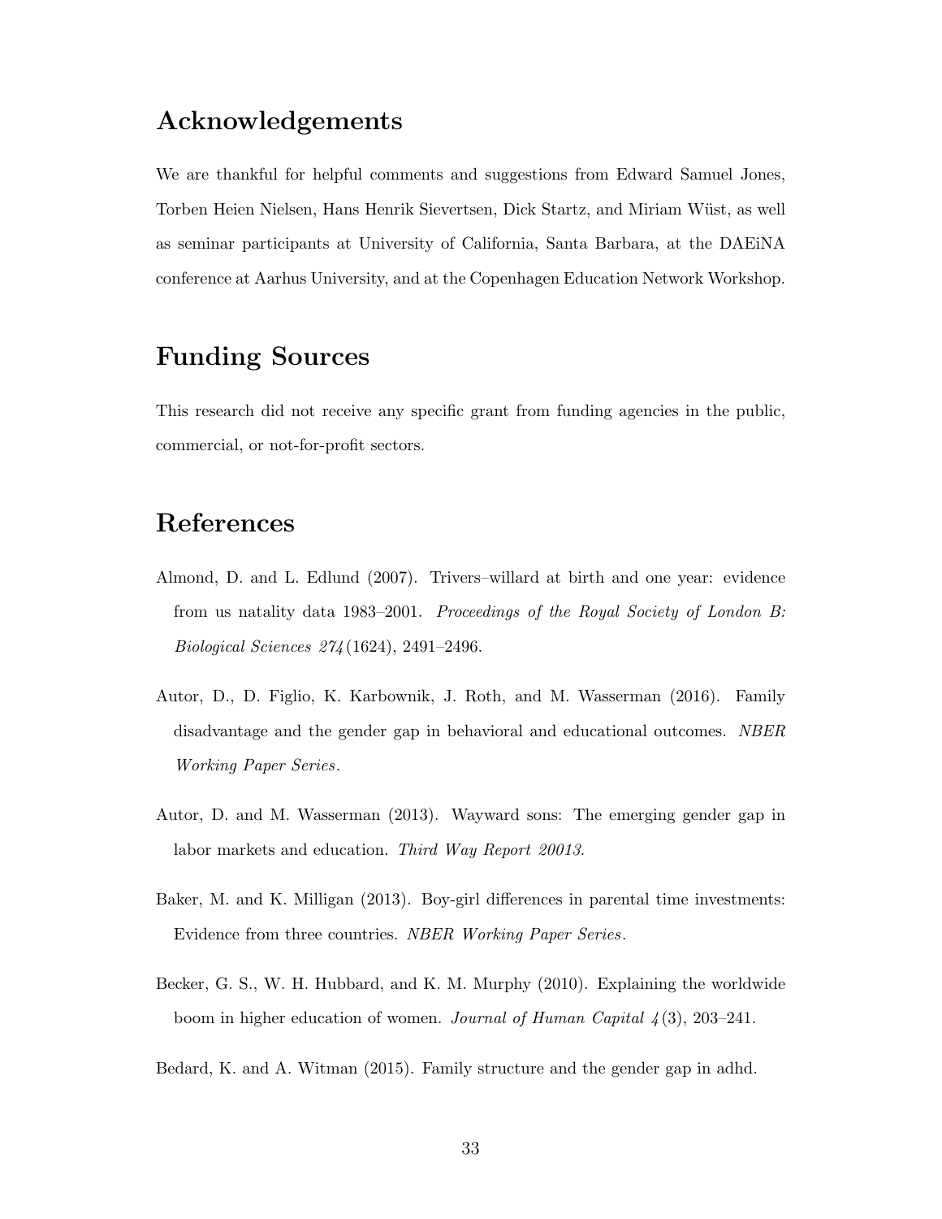## Acknowledgements

We are thankful for helpful comments and suggestions from Edward Samuel Jones, Torben Heien Nielsen, Hans Henrik Sievertsen, Dick Startz, and Miriam Wüst, as well as seminar participants at University of California, Santa Barbara, at the DAEiNA conference at Aarhus University, and at the Copenhagen Education Network Workshop.

## Funding Sources

This research did not receive any specific grant from funding agencies in the public, commercial, or not-for-profit sectors.

## References

Almond, D. and L. Edlund (2007). Trivers–willard at birth and one year: evidence from us natality data 1983–2001. *Proceedings of the Royal Society of London B: Biological Sciences 274*(1624), 2491–2496.

Autor, D., D. Figlio, K. Karbownik, J. Roth, and M. Wasserman (2016). Family disadvantage and the gender gap in behavioral and educational outcomes. *NBER Working Paper Series*.

Autor, D. and M. Wasserman (2013). Wayward sons: The emerging gender gap in labor markets and education. *Third Way Report 20013*.

Baker, M. and K. Milligan (2013). Boy-girl differences in parental time investments: Evidence from three countries. *NBER Working Paper Series*.

Becker, G. S., W. H. Hubbard, and K. M. Murphy (2010). Explaining the worldwide boom in higher education of women. *Journal of Human Capital 4*(3), 203–241.

Bedard, K. and A. Witman (2015). Family structure and the gender gap in adhd.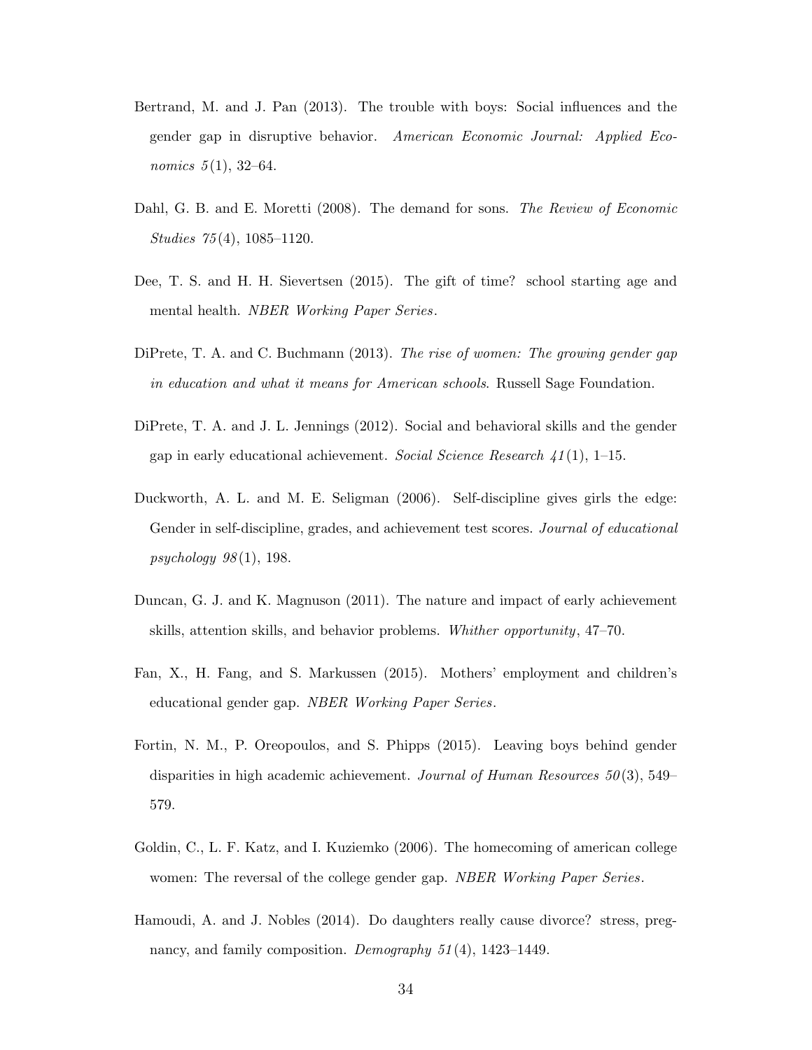Bertrand, M. and J. Pan (2013). The trouble with boys: Social influences and the gender gap in disruptive behavior. *American Economic Journal: Applied Economics 5*(1), 32–64.

Dahl, G. B. and E. Moretti (2008). The demand for sons. *The Review of Economic Studies 75*(4), 1085–1120.

Dee, T. S. and H. H. Sievertsen (2015). The gift of time? school starting age and mental health. *NBER Working Paper Series*.

DiPrete, T. A. and C. Buchmann (2013). *The rise of women: The growing gender gap in education and what it means for American schools*. Russell Sage Foundation.

DiPrete, T. A. and J. L. Jennings (2012). Social and behavioral skills and the gender gap in early educational achievement. *Social Science Research 41*(1), 1–15.

Duckworth, A. L. and M. E. Seligman (2006). Self-discipline gives girls the edge: Gender in self-discipline, grades, and achievement test scores. *Journal of educational psychology 98*(1), 198.

Duncan, G. J. and K. Magnuson (2011). The nature and impact of early achievement skills, attention skills, and behavior problems. *Whither opportunity*, 47–70.

Fan, X., H. Fang, and S. Markussen (2015). Mothers' employment and children's educational gender gap. *NBER Working Paper Series*.

Fortin, N. M., P. Oreopoulos, and S. Phipps (2015). Leaving boys behind gender disparities in high academic achievement. *Journal of Human Resources 50*(3), 549–579.

Goldin, C., L. F. Katz, and I. Kuziemko (2006). The homecoming of american college women: The reversal of the college gender gap. *NBER Working Paper Series*.

Hamoudi, A. and J. Nobles (2014). Do daughters really cause divorce? stress, pregnancy, and family composition. *Demography 51*(4), 1423–1449.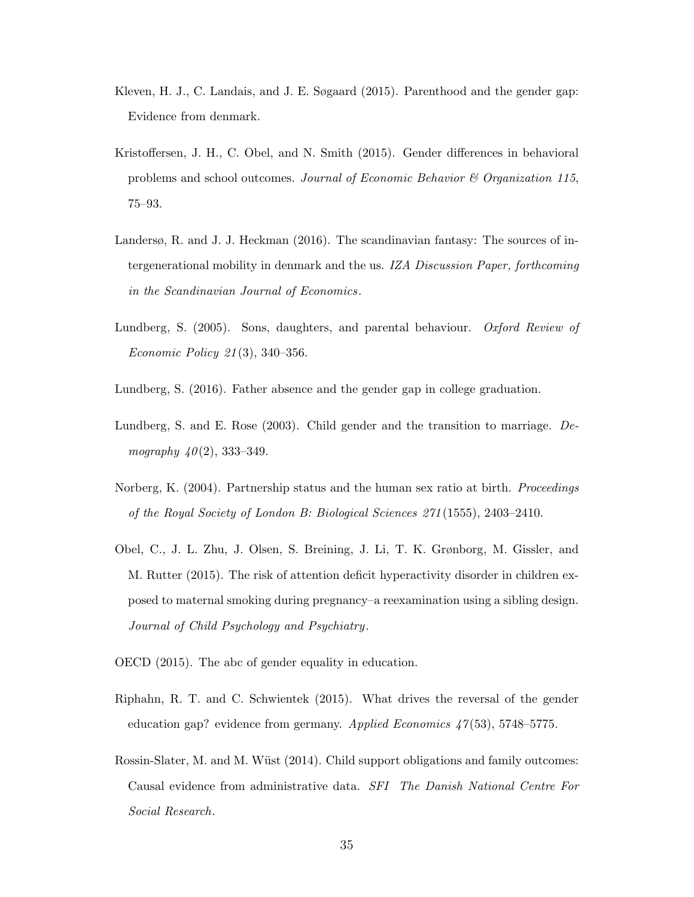Kleven, H. J., C. Landais, and J. E. Søgaard (2015). Parenthood and the gender gap: Evidence from denmark.

Kristoffersen, J. H., C. Obel, and N. Smith (2015). Gender differences in behavioral problems and school outcomes. *Journal of Economic Behavior & Organization 115*, 75–93.

Landersø, R. and J. J. Heckman (2016). The scandinavian fantasy: The sources of intergenerational mobility in denmark and the us. *IZA Discussion Paper, forthcoming in the Scandinavian Journal of Economics*.

Lundberg, S. (2005). Sons, daughters, and parental behaviour. *Oxford Review of Economic Policy 21*(3), 340–356.

Lundberg, S. (2016). Father absence and the gender gap in college graduation.

Lundberg, S. and E. Rose (2003). Child gender and the transition to marriage. *Demography 40*(2), 333–349.

Norberg, K. (2004). Partnership status and the human sex ratio at birth. *Proceedings of the Royal Society of London B: Biological Sciences 271*(1555), 2403–2410.

Obel, C., J. L. Zhu, J. Olsen, S. Breining, J. Li, T. K. Grønborg, M. Gissler, and M. Rutter (2015). The risk of attention deficit hyperactivity disorder in children exposed to maternal smoking during pregnancy–a reexamination using a sibling design. *Journal of Child Psychology and Psychiatry*.

OECD (2015). The abc of gender equality in education.

Riphahn, R. T. and C. Schwientek (2015). What drives the reversal of the gender education gap? evidence from germany. *Applied Economics 47*(53), 5748–5775.

Rossin-Slater, M. and M. Wüst (2014). Child support obligations and family outcomes: Causal evidence from administrative data. *SFI The Danish National Centre For Social Research*.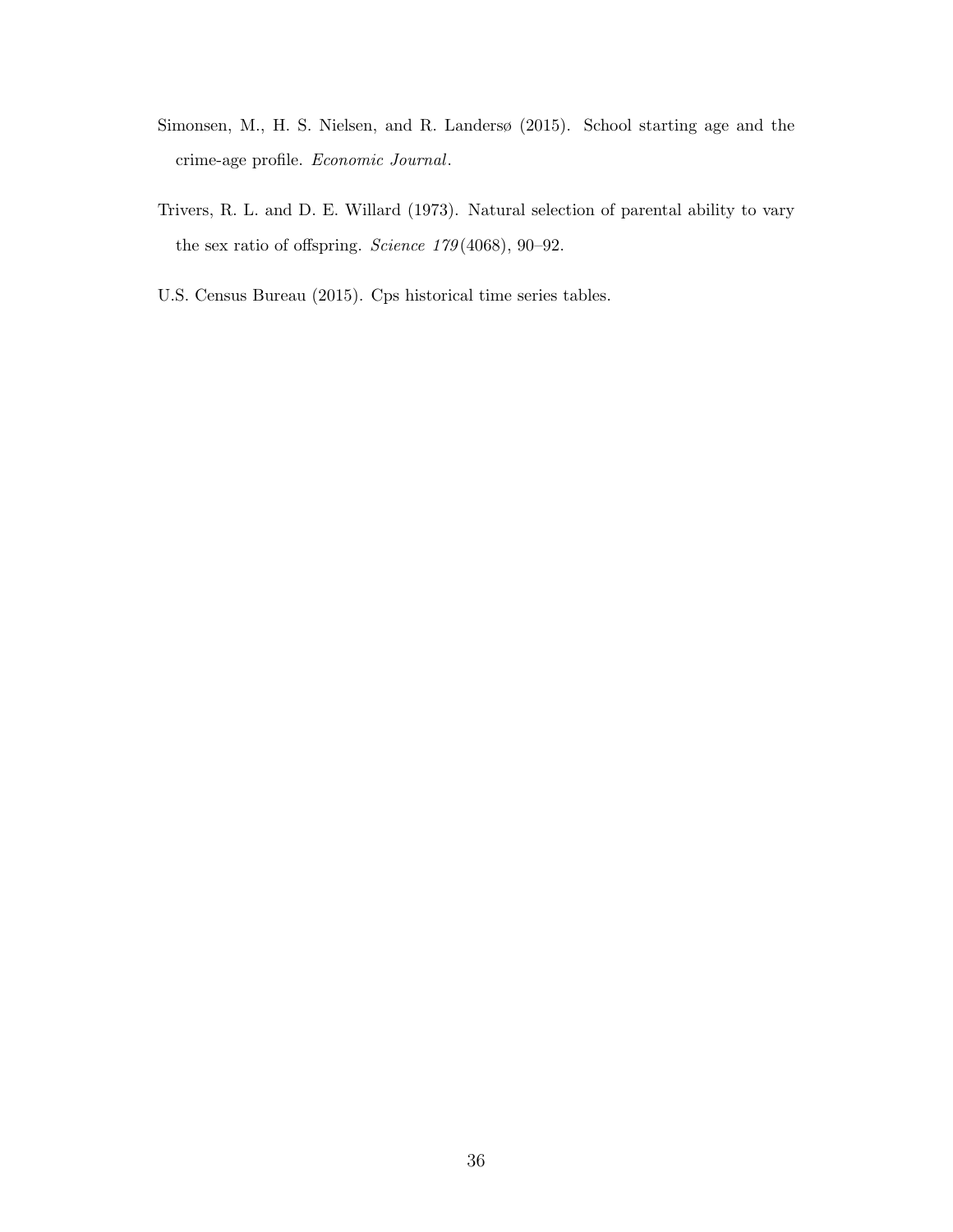Simonsen, M., H. S. Nielsen, and R. Landersø (2015). School starting age and the crime-age profile. *Economic Journal*.

Trivers, R. L. and D. E. Willard (1973). Natural selection of parental ability to vary the sex ratio of offspring. *Science 179*(4068), 90–92.

U.S. Census Bureau (2015). Cps historical time series tables.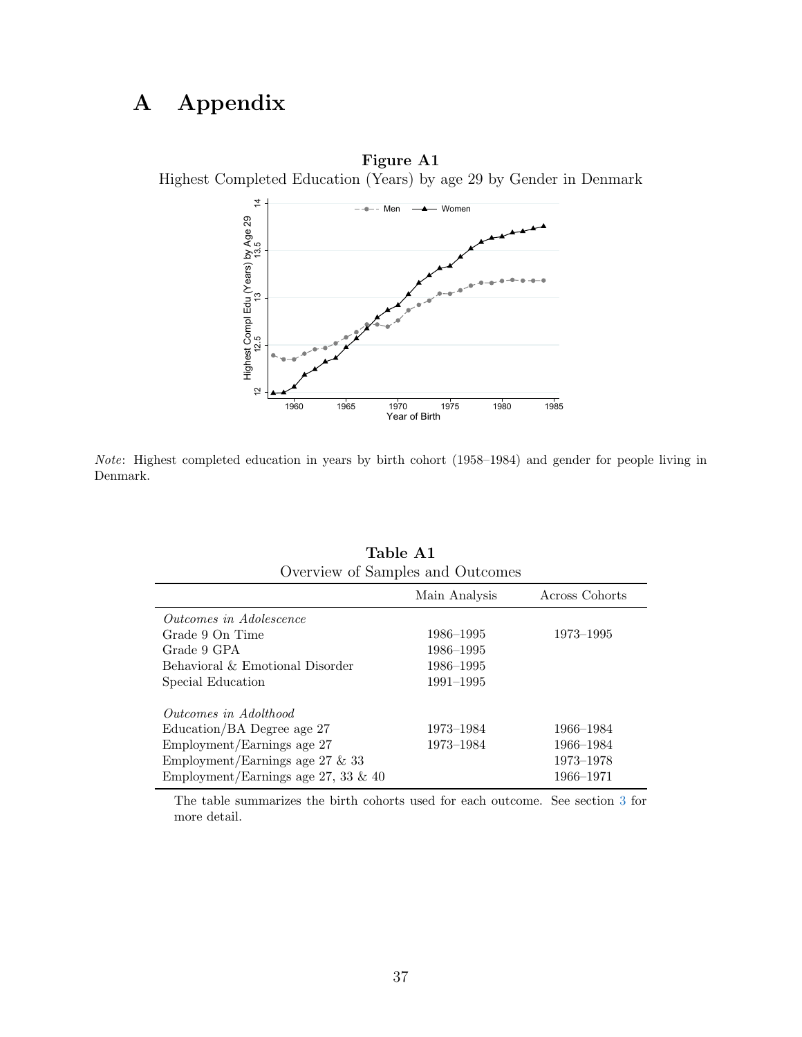# A Appendix

**Figure A1**

Highest Completed Education (Years) by age 29 by Gender in Denmark

*Note*: Highest completed education in years by birth cohort (1958–1984) and gender for people living in Denmark.

**Table A1**

Overview of Samples and Outcomes

| | Main Analysis | Across Cohorts |
|---|---|---|
| *Outcomes in Adolescence* | | |
| Grade 9 On Time | 1986–1995 | 1973–1995 |
| Grade 9 GPA | 1986–1995 | |
| Behavioral & Emotional Disorder | 1986–1995 | |
| Special Education | 1991–1995 | |
| *Outcomes in Adolthood* | | |
| Education/BA Degree age 27 | 1973–1984 | 1966–1984 |
| Employment/Earnings age 27 | 1973–1984 | 1966–1984 |
| Employment/Earnings age 27 & 33 | | 1973–1978 |
| Employment/Earnings age 27, 33 & 40 | | 1966–1971 |

The table summarizes the birth cohorts used for each outcome. See section 3 for more detail.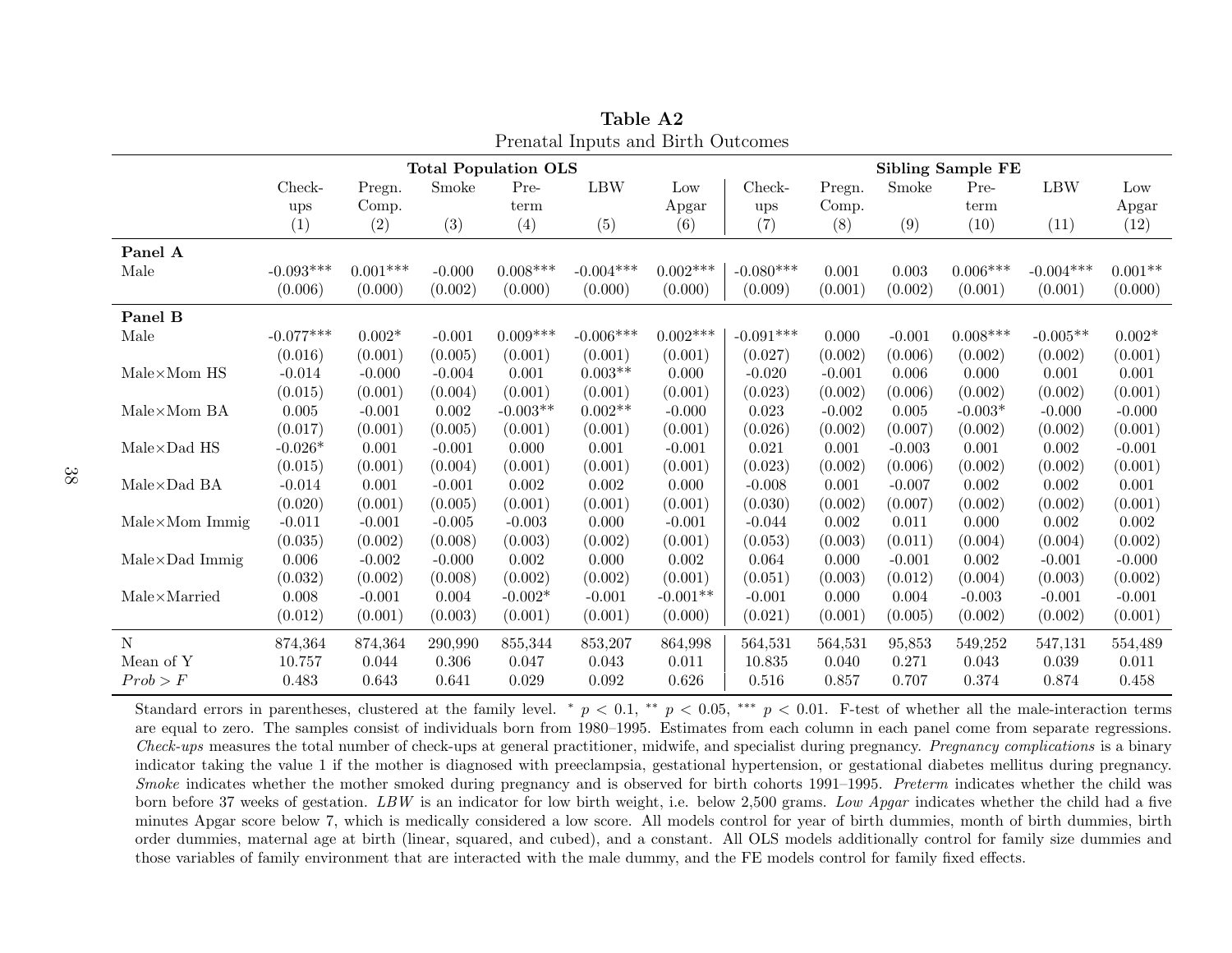**Table A2**

Prenatal Inputs and Birth Outcomes

| | Total Population OLS | | | | | | Sibling Sample FE | | | | | |
|---|---|---|---|---|---|---|---|---|---|---|---|---|
| | Check-ups | Pregn. Comp. | Smoke | Pre-term | LBW | Low Apgar | Check-ups | Pregn. Comp. | Smoke | Pre-term | LBW | Low Apgar |
| | (1) | (2) | (3) | (4) | (5) | (6) | (7) | (8) | (9) | (10) | (11) | (12) |
| **Panel A** | | | | | | | | | | | | |
| Male | -0.093*** | 0.001*** | -0.000 | 0.008*** | -0.004*** | 0.002*** | -0.080*** | 0.001 | 0.003 | 0.006*** | -0.004*** | 0.001** |
| | (0.006) | (0.000) | (0.002) | (0.000) | (0.000) | (0.000) | (0.009) | (0.001) | (0.002) | (0.001) | (0.001) | (0.000) |
| **Panel B** | | | | | | | | | | | | |
| Male | -0.077*** | 0.002* | -0.001 | 0.009*** | -0.006*** | 0.002*** | -0.091*** | 0.000 | -0.001 | 0.008*** | -0.005** | 0.002* |
| | (0.016) | (0.001) | (0.005) | (0.001) | (0.001) | (0.001) | (0.027) | (0.002) | (0.006) | (0.002) | (0.002) | (0.001) |
| Male×Mom HS | -0.014 | -0.000 | -0.004 | 0.001 | 0.003** | 0.000 | -0.020 | -0.001 | 0.006 | 0.000 | 0.001 | 0.001 |
| | (0.015) | (0.001) | (0.004) | (0.001) | (0.001) | (0.001) | (0.023) | (0.002) | (0.006) | (0.002) | (0.002) | (0.001) |
| Male×Mom BA | 0.005 | -0.001 | 0.002 | -0.003** | 0.002** | -0.000 | 0.023 | -0.002 | 0.005 | -0.003* | -0.000 | -0.000 |
| | (0.017) | (0.001) | (0.005) | (0.001) | (0.001) | (0.001) | (0.026) | (0.002) | (0.007) | (0.002) | (0.002) | (0.001) |
| Male×Dad HS | -0.026* | 0.001 | -0.001 | 0.000 | 0.001 | -0.001 | 0.021 | 0.001 | -0.003 | 0.001 | 0.002 | -0.001 |
| | (0.015) | (0.001) | (0.004) | (0.001) | (0.001) | (0.001) | (0.023) | (0.002) | (0.006) | (0.002) | (0.002) | (0.001) |
| Male×Dad BA | -0.014 | 0.001 | -0.001 | 0.002 | 0.002 | 0.000 | -0.008 | 0.001 | -0.007 | 0.002 | 0.002 | 0.001 |
| | (0.020) | (0.001) | (0.005) | (0.001) | (0.001) | (0.001) | (0.030) | (0.002) | (0.007) | (0.002) | (0.002) | (0.001) |
| Male×Mom Immig | -0.011 | -0.001 | -0.005 | -0.003 | 0.000 | -0.001 | -0.044 | 0.002 | 0.011 | 0.000 | 0.002 | 0.002 |
| | (0.035) | (0.002) | (0.008) | (0.003) | (0.002) | (0.001) | (0.053) | (0.003) | (0.011) | (0.004) | (0.004) | (0.002) |
| Male×Dad Immig | 0.006 | -0.002 | -0.000 | 0.002 | 0.000 | 0.002 | 0.064 | 0.000 | -0.001 | 0.002 | -0.001 | -0.000 |
| | (0.032) | (0.002) | (0.008) | (0.002) | (0.002) | (0.001) | (0.051) | (0.003) | (0.012) | (0.004) | (0.003) | (0.002) |
| Male×Married | 0.008 | -0.001 | 0.004 | -0.002* | -0.001 | -0.001** | -0.001 | 0.000 | 0.004 | -0.003 | -0.001 | -0.001 |
| | (0.012) | (0.001) | (0.003) | (0.001) | (0.001) | (0.000) | (0.021) | (0.001) | (0.005) | (0.002) | (0.002) | (0.001) |
| N | 874,364 | 874,364 | 290,990 | 855,344 | 853,207 | 864,998 | 564,531 | 564,531 | 95,853 | 549,252 | 547,131 | 554,489 |
| Mean of Y | 10.757 | 0.044 | 0.306 | 0.047 | 0.043 | 0.011 | 10.835 | 0.040 | 0.271 | 0.043 | 0.039 | 0.011 |
| *Prob > F* | 0.483 | 0.643 | 0.641 | 0.029 | 0.092 | 0.626 | 0.516 | 0.857 | 0.707 | 0.374 | 0.874 | 0.458 |

Standard errors in parentheses, clustered at the family level. * $p < 0.1$, ** $p < 0.05$, *** $p < 0.01$. F-test of whether all the male-interaction terms are equal to zero. The samples consist of individuals born from 1980–1995. Estimates from each column in each panel come from separate regressions. *Check-ups* measures the total number of check-ups at general practitioner, midwife, and specialist during pregnancy. *Pregnancy complications* is a binary indicator taking the value 1 if the mother is diagnosed with preeclampsia, gestational hypertension, or gestational diabetes mellitus during pregnancy. *Smoke* indicates whether the mother smoked during pregnancy and is observed for birth cohorts 1991–1995. *Preterm* indicates whether the child was born before 37 weeks of gestation. *LBW* is an indicator for low birth weight, i.e. below 2,500 grams. *Low Apgar* indicates whether the child had a five minutes Apgar score below 7, which is medically considered a low score. All models control for year of birth dummies, month of birth dummies, birth order dummies, maternal age at birth (linear, squared, and cubed), and a constant. All OLS models additionally control for family size dummies and those variables of family environment that are interacted with the male dummy, and the FE models control for family fixed effects.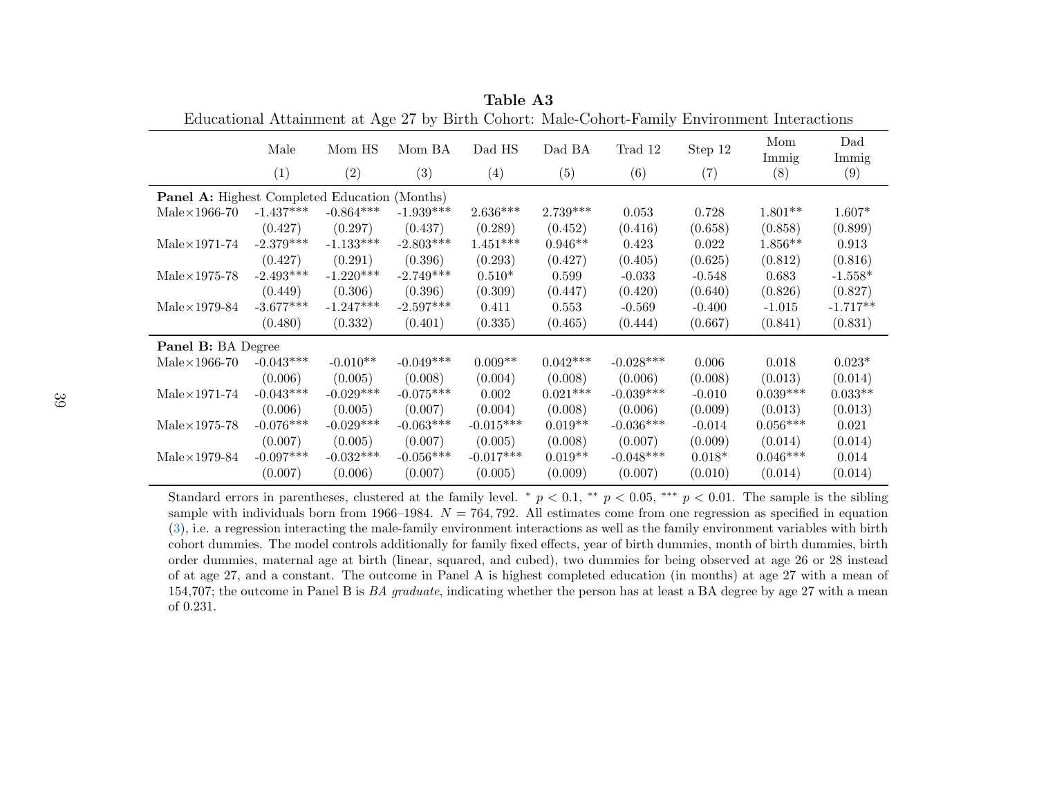**Table A3**

Educational Attainment at Age 27 by Birth Cohort: Male-Cohort-Family Environment Interactions

| | Male | Mom HS | Mom BA | Dad HS | Dad BA | Trad 12 | Step 12 | Mom Immig | Dad Immig |
|---|---|---|---|---|---|---|---|---|---|
| | (1) | (2) | (3) | (4) | (5) | (6) | (7) | (8) | (9) |
| **Panel A:** Highest Completed Education (Months) | | | | | | | | | |
| Male×1966-70 | -1.437*** | -0.864*** | -1.939*** | 2.636*** | 2.739*** | 0.053 | 0.728 | 1.801** | 1.607* |
| | (0.427) | (0.297) | (0.437) | (0.289) | (0.452) | (0.416) | (0.658) | (0.858) | (0.899) |
| Male×1971-74 | -2.379*** | -1.133*** | -2.803*** | 1.451*** | 0.946** | 0.423 | 0.022 | 1.856** | 0.913 |
| | (0.427) | (0.291) | (0.396) | (0.293) | (0.427) | (0.405) | (0.625) | (0.812) | (0.816) |
| Male×1975-78 | -2.493*** | -1.220*** | -2.749*** | 0.510* | 0.599 | -0.033 | -0.548 | 0.683 | -1.558* |
| | (0.449) | (0.306) | (0.396) | (0.309) | (0.447) | (0.420) | (0.640) | (0.826) | (0.827) |
| Male×1979-84 | -3.677*** | -1.247*** | -2.597*** | 0.411 | 0.553 | -0.569 | -0.400 | -1.015 | -1.717** |
| | (0.480) | (0.332) | (0.401) | (0.335) | (0.465) | (0.444) | (0.667) | (0.841) | (0.831) |
| **Panel B:** BA Degree | | | | | | | | | |
| Male×1966-70 | -0.043*** | -0.010** | -0.049*** | 0.009** | 0.042*** | -0.028*** | 0.006 | 0.018 | 0.023* |
| | (0.006) | (0.005) | (0.008) | (0.004) | (0.008) | (0.006) | (0.008) | (0.013) | (0.014) |
| Male×1971-74 | -0.043*** | -0.029*** | -0.075*** | 0.002 | 0.021*** | -0.039*** | -0.010 | 0.039*** | 0.033** |
| | (0.006) | (0.005) | (0.007) | (0.004) | (0.008) | (0.006) | (0.009) | (0.013) | (0.013) |
| Male×1975-78 | -0.076*** | -0.029*** | -0.063*** | -0.015*** | 0.019** | -0.036*** | -0.014 | 0.056*** | 0.021 |
| | (0.007) | (0.005) | (0.007) | (0.005) | (0.008) | (0.007) | (0.009) | (0.014) | (0.014) |
| Male×1979-84 | -0.097*** | -0.032*** | -0.056*** | -0.017*** | 0.019** | -0.048*** | 0.018* | 0.046*** | 0.014 |
| | (0.007) | (0.006) | (0.007) | (0.005) | (0.009) | (0.007) | (0.010) | (0.014) | (0.014) |

Standard errors in parentheses, clustered at the family level. * $p < 0.1$, ** $p < 0.05$, *** $p < 0.01$. The sample is the sibling sample with individuals born from 1966–1984. $N = 764,792$. All estimates come from one regression as specified in equation (3), i.e. a regression interacting the male-family environment interactions as well as the family environment variables with birth cohort dummies. The model controls additionally for family fixed effects, year of birth dummies, month of birth dummies, birth order dummies, maternal age at birth (linear, squared, and cubed), two dummies for being observed at age 26 or 28 instead of at age 27, and a constant. The outcome in Panel A is highest completed education (in months) at age 27 with a mean of 154,707; the outcome in Panel B is *BA graduate*, indicating whether the person has at least a BA degree by age 27 with a mean of 0.231.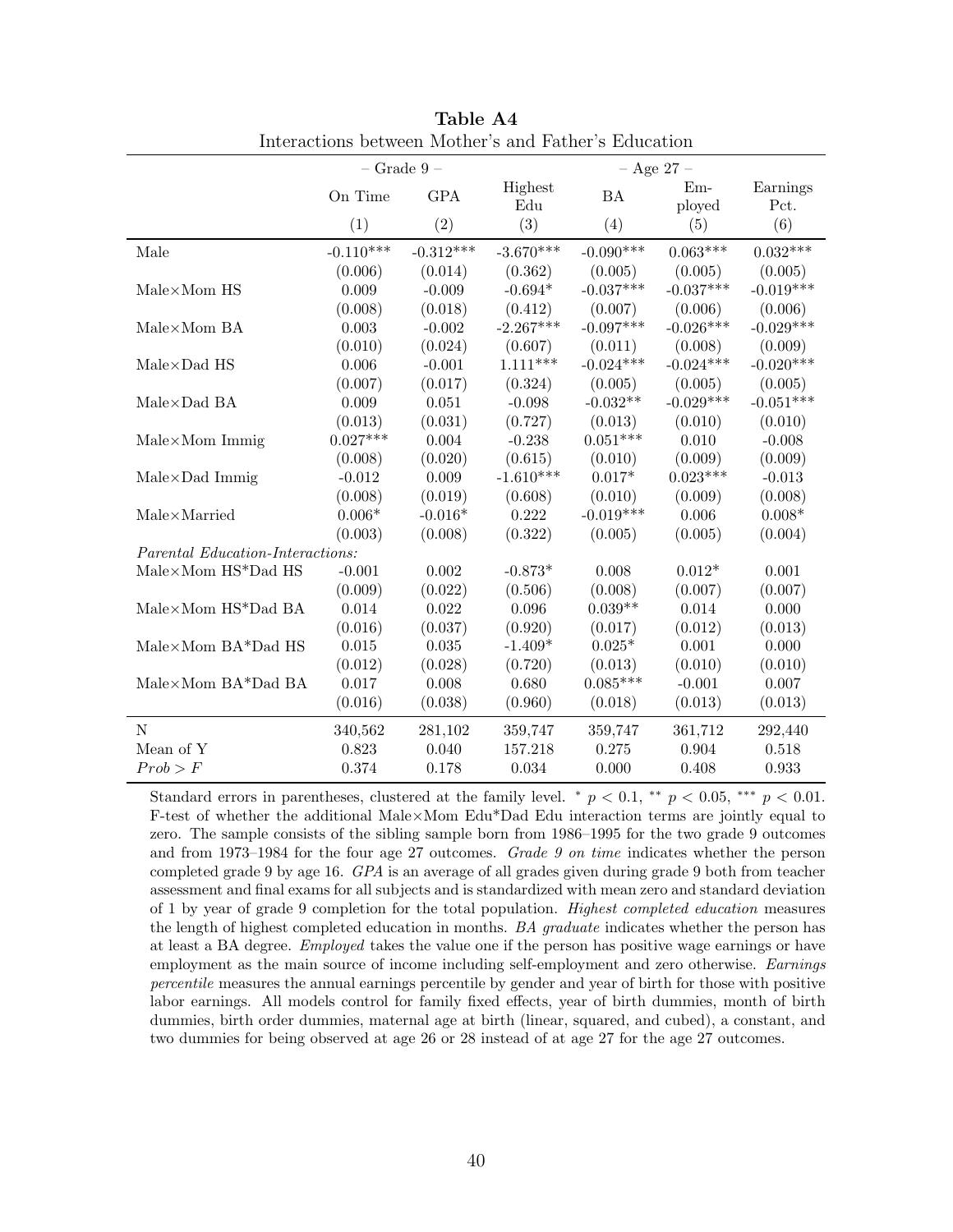**Table A4**

Interactions between Mother's and Father's Education

| | – Grade 9 – | | – Age 27 – | | | |
|---|---|---|---|---|---|---|
| | On Time | GPA | Highest Edu | BA | Em-ployed | Earnings Pct. |
| | (1) | (2) | (3) | (4) | (5) | (6) |
| Male | -0.110*** | -0.312*** | -3.670*** | -0.090*** | 0.063*** | 0.032*** |
| | (0.006) | (0.014) | (0.362) | (0.005) | (0.005) | (0.005) |
| Male×Mom HS | 0.009 | -0.009 | -0.694* | -0.037*** | -0.037*** | -0.019*** |
| | (0.008) | (0.018) | (0.412) | (0.007) | (0.006) | (0.006) |
| Male×Mom BA | 0.003 | -0.002 | -2.267*** | -0.097*** | -0.026*** | -0.029*** |
| | (0.010) | (0.024) | (0.607) | (0.011) | (0.008) | (0.009) |
| Male×Dad HS | 0.006 | -0.001 | 1.111*** | -0.024*** | -0.024*** | -0.020*** |
| | (0.007) | (0.017) | (0.324) | (0.005) | (0.005) | (0.005) |
| Male×Dad BA | 0.009 | 0.051 | -0.098 | -0.032** | -0.029*** | -0.051*** |
| | (0.013) | (0.031) | (0.727) | (0.013) | (0.010) | (0.010) |
| Male×Mom Immig | 0.027*** | 0.004 | -0.238 | 0.051*** | 0.010 | -0.008 |
| | (0.008) | (0.020) | (0.615) | (0.010) | (0.009) | (0.009) |
| Male×Dad Immig | -0.012 | 0.009 | -1.610*** | 0.017* | 0.023*** | -0.013 |
| | (0.008) | (0.019) | (0.608) | (0.010) | (0.009) | (0.008) |
| Male×Married | 0.006* | -0.016* | 0.222 | -0.019*** | 0.006 | 0.008* |
| | (0.003) | (0.008) | (0.322) | (0.005) | (0.005) | (0.004) |
| *Parental Education-Interactions:* | | | | | | |
| Male×Mom HS*Dad HS | -0.001 | 0.002 | -0.873* | 0.008 | 0.012* | 0.001 |
| | (0.009) | (0.022) | (0.506) | (0.008) | (0.007) | (0.007) |
| Male×Mom HS*Dad BA | 0.014 | 0.022 | 0.096 | 0.039** | 0.014 | 0.000 |
| | (0.016) | (0.037) | (0.920) | (0.017) | (0.012) | (0.013) |
| Male×Mom BA*Dad HS | 0.015 | 0.035 | -1.409* | 0.025* | 0.001 | 0.000 |
| | (0.012) | (0.028) | (0.720) | (0.013) | (0.010) | (0.010) |
| Male×Mom BA*Dad BA | 0.017 | 0.008 | 0.680 | 0.085*** | -0.001 | 0.007 |
| | (0.016) | (0.038) | (0.960) | (0.018) | (0.013) | (0.013) |
| N | 340,562 | 281,102 | 359,747 | 359,747 | 361,712 | 292,440 |
| Mean of Y | 0.823 | 0.040 | 157.218 | 0.275 | 0.904 | 0.518 |
| $Prob > F$ | 0.374 | 0.178 | 0.034 | 0.000 | 0.408 | 0.933 |

Standard errors in parentheses, clustered at the family level. * $p < 0.1$, ** $p < 0.05$, *** $p < 0.01$. F-test of whether the additional Male×Mom Edu*Dad Edu interaction terms are jointly equal to zero. The sample consists of the sibling sample born from 1986–1995 for the two grade 9 outcomes and from 1973–1984 for the four age 27 outcomes. *Grade 9 on time* indicates whether the person completed grade 9 by age 16. *GPA* is an average of all grades given during grade 9 both from teacher assessment and final exams for all subjects and is standardized with mean zero and standard deviation of 1 by year of grade 9 completion for the total population. *Highest completed education* measures the length of highest completed education in months. *BA graduate* indicates whether the person has at least a BA degree. *Employed* takes the value one if the person has positive wage earnings or have employment as the main source of income including self-employment and zero otherwise. *Earnings percentile* measures the annual earnings percentile by gender and year of birth for those with positive labor earnings. All models control for family fixed effects, year of birth dummies, month of birth dummies, birth order dummies, maternal age at birth (linear, squared, and cubed), a constant, and two dummies for being observed at age 26 or 28 instead of at age 27 for the age 27 outcomes.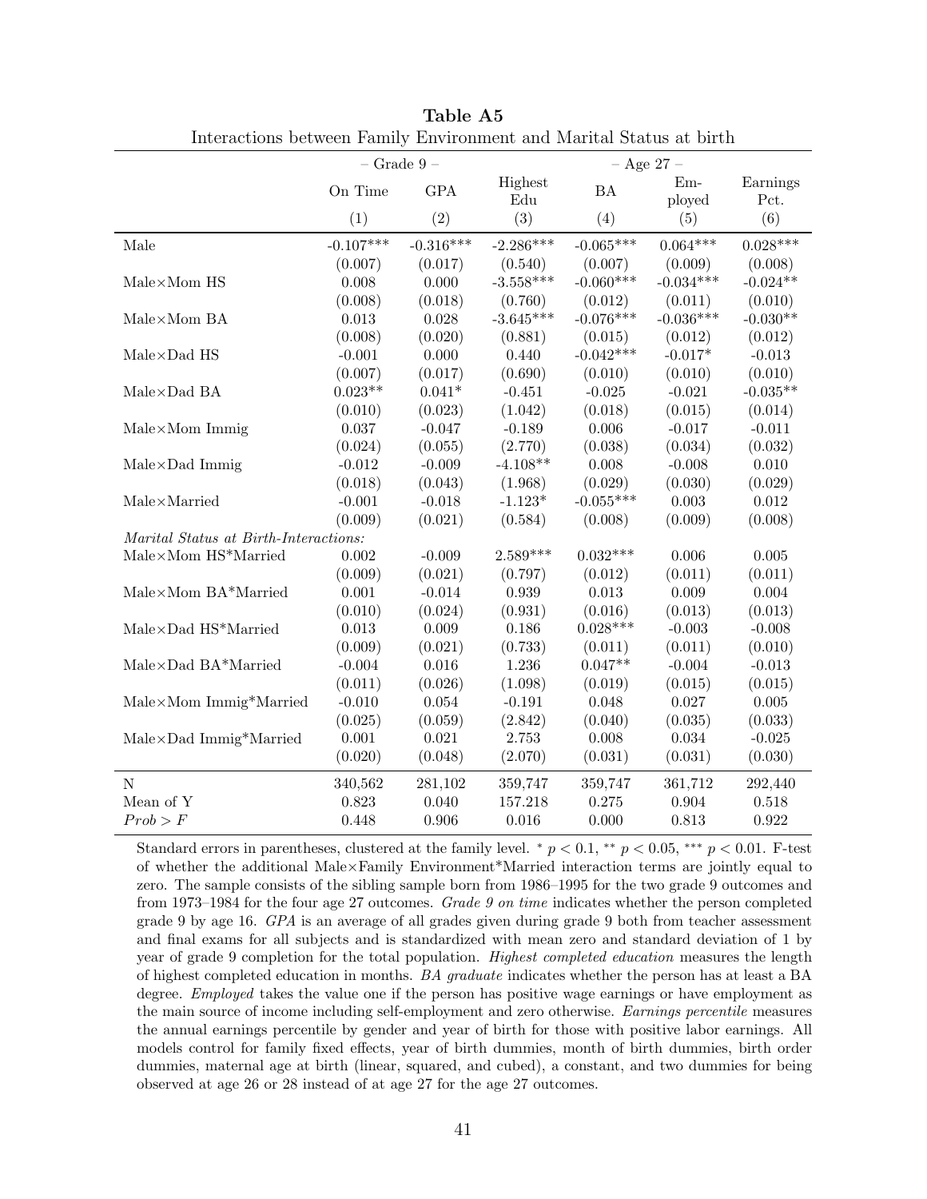**Table A5**

Interactions between Family Environment and Marital Status at birth

| | – Grade 9 – | | – Age 27 – | | | |
|---|---|---|---|---|---|---|
| | On Time | GPA | Highest Edu | BA | Employed | Earnings Pct. |
| | (1) | (2) | (3) | (4) | (5) | (6) |
| Male | -0.107*** | -0.316*** | -2.286*** | -0.065*** | 0.064*** | 0.028*** |
| | (0.007) | (0.017) | (0.540) | (0.007) | (0.009) | (0.008) |
| Male×Mom HS | 0.008 | 0.000 | -3.558*** | -0.060*** | -0.034*** | -0.024** |
| | (0.008) | (0.018) | (0.760) | (0.012) | (0.011) | (0.010) |
| Male×Mom BA | 0.013 | 0.028 | -3.645*** | -0.076*** | -0.036*** | -0.030** |
| | (0.008) | (0.020) | (0.881) | (0.015) | (0.012) | (0.012) |
| Male×Dad HS | -0.001 | 0.000 | 0.440 | -0.042*** | -0.017* | -0.013 |
| | (0.007) | (0.017) | (0.690) | (0.010) | (0.010) | (0.010) |
| Male×Dad BA | 0.023** | 0.041* | -0.451 | -0.025 | -0.021 | -0.035** |
| | (0.010) | (0.023) | (1.042) | (0.018) | (0.015) | (0.014) |
| Male×Mom Immig | 0.037 | -0.047 | -0.189 | 0.006 | -0.017 | -0.011 |
| | (0.024) | (0.055) | (2.770) | (0.038) | (0.034) | (0.032) |
| Male×Dad Immig | -0.012 | -0.009 | -4.108** | 0.008 | -0.008 | 0.010 |
| | (0.018) | (0.043) | (1.968) | (0.029) | (0.030) | (0.029) |
| Male×Married | -0.001 | -0.018 | -1.123* | -0.055*** | 0.003 | 0.012 |
| | (0.009) | (0.021) | (0.584) | (0.008) | (0.009) | (0.008) |
| *Marital Status at Birth-Interactions:* | | | | | | |
| Male×Mom HS*Married | 0.002 | -0.009 | 2.589*** | 0.032*** | 0.006 | 0.005 |
| | (0.009) | (0.021) | (0.797) | (0.012) | (0.011) | (0.011) |
| Male×Mom BA*Married | 0.001 | -0.014 | 0.939 | 0.013 | 0.009 | 0.004 |
| | (0.010) | (0.024) | (0.931) | (0.016) | (0.013) | (0.013) |
| Male×Dad HS*Married | 0.013 | 0.009 | 0.186 | 0.028*** | -0.003 | -0.008 |
| | (0.009) | (0.021) | (0.733) | (0.011) | (0.011) | (0.010) |
| Male×Dad BA*Married | -0.004 | 0.016 | 1.236 | 0.047** | -0.004 | -0.013 |
| | (0.011) | (0.026) | (1.098) | (0.019) | (0.015) | (0.015) |
| Male×Mom Immig*Married | -0.010 | 0.054 | -0.191 | 0.048 | 0.027 | 0.005 |
| | (0.025) | (0.059) | (2.842) | (0.040) | (0.035) | (0.033) |
| Male×Dad Immig*Married | 0.001 | 0.021 | 2.753 | 0.008 | 0.034 | -0.025 |
| | (0.020) | (0.048) | (2.070) | (0.031) | (0.031) | (0.030) |
| N | 340,562 | 281,102 | 359,747 | 359,747 | 361,712 | 292,440 |
| Mean of Y | 0.823 | 0.040 | 157.218 | 0.275 | 0.904 | 0.518 |
| $Prob > F$ | 0.448 | 0.906 | 0.016 | 0.000 | 0.813 | 0.922 |

Standard errors in parentheses, clustered at the family level. * $p < 0.1$, ** $p < 0.05$, *** $p < 0.01$. F-test of whether the additional Male×Family Environment*Married interaction terms are jointly equal to zero. The sample consists of the sibling sample born from 1986–1995 for the two grade 9 outcomes and from 1973–1984 for the four age 27 outcomes. *Grade 9 on time* indicates whether the person completed grade 9 by age 16. *GPA* is an average of all grades given during grade 9 both from teacher assessment and final exams for all subjects and is standardized with mean zero and standard deviation of 1 by year of grade 9 completion for the total population. *Highest completed education* measures the length of highest completed education in months. *BA graduate* indicates whether the person has at least a BA degree. *Employed* takes the value one if the person has positive wage earnings or have employment as the main source of income including self-employment and zero otherwise. *Earnings percentile* measures the annual earnings percentile by gender and year of birth for those with positive labor earnings. All models control for family fixed effects, year of birth dummies, month of birth dummies, birth order dummies, maternal age at birth (linear, squared, and cubed), a constant, and two dummies for being observed at age 26 or 28 instead of at age 27 for the age 27 outcomes.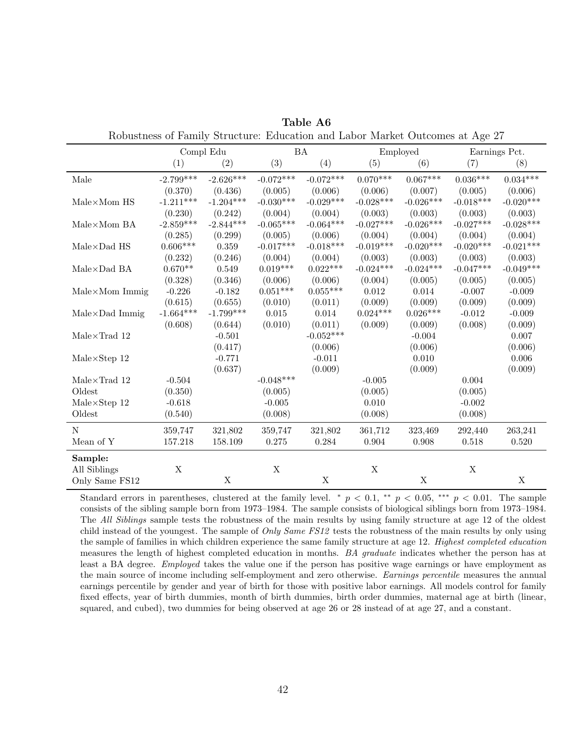**Table A6**

Robustness of Family Structure: Education and Labor Market Outcomes at Age 27

| | Compl Edu | | BA | | Employed | | Earnings Pct. | |
|---|---|---|---|---|---|---|---|---|
| | (1) | (2) | (3) | (4) | (5) | (6) | (7) | (8) |
| Male | -2.799*** | -2.626*** | -0.072*** | -0.072*** | 0.070*** | 0.067*** | 0.036*** | 0.034*** |
| | (0.370) | (0.436) | (0.005) | (0.006) | (0.006) | (0.007) | (0.005) | (0.006) |
| Male×Mom HS | -1.211*** | -1.204*** | -0.030*** | -0.029*** | -0.028*** | -0.026*** | -0.018*** | -0.020*** |
| | (0.230) | (0.242) | (0.004) | (0.004) | (0.003) | (0.003) | (0.003) | (0.003) |
| Male×Mom BA | -2.859*** | -2.844*** | -0.065*** | -0.064*** | -0.027*** | -0.026*** | -0.027*** | -0.028*** |
| | (0.285) | (0.299) | (0.005) | (0.006) | (0.004) | (0.004) | (0.004) | (0.004) |
| Male×Dad HS | 0.606*** | 0.359 | -0.017*** | -0.018*** | -0.019*** | -0.020*** | -0.020*** | -0.021*** |
| | (0.232) | (0.246) | (0.004) | (0.004) | (0.003) | (0.003) | (0.003) | (0.003) |
| Male×Dad BA | 0.670** | 0.549 | 0.019*** | 0.022*** | -0.024*** | -0.024*** | -0.047*** | -0.049*** |
| | (0.328) | (0.346) | (0.006) | (0.006) | (0.004) | (0.005) | (0.005) | (0.005) |
| Male×Mom Immig | -0.226 | -0.182 | 0.051*** | 0.055*** | 0.012 | 0.014 | -0.007 | -0.009 |
| | (0.615) | (0.655) | (0.010) | (0.011) | (0.009) | (0.009) | (0.009) | (0.009) |
| Male×Dad Immig | -1.664*** | -1.799*** | 0.015 | 0.014 | 0.024*** | 0.026*** | -0.012 | -0.009 |
| | (0.608) | (0.644) | (0.010) | (0.011) | (0.009) | (0.009) | (0.008) | (0.009) |
| Male×Trad 12 | | -0.501 | | -0.052*** | | -0.004 | | 0.007 |
| | | (0.417) | | (0.006) | | (0.006) | | (0.006) |
| Male×Step 12 | | -0.771 | | -0.011 | | 0.010 | | 0.006 |
| | | (0.637) | | (0.009) | | (0.009) | | (0.009) |
| Male×Trad 12 Oldest | -0.504 | | -0.048*** | | -0.005 | | 0.004 | |
| | (0.350) | | (0.005) | | (0.005) | | (0.005) | |
| Male×Step 12 Oldest | -0.618 | | -0.005 | | 0.010 | | -0.002 | |
| | (0.540) | | (0.008) | | (0.008) | | (0.008) | |
| N | 359,747 | 321,802 | 359,747 | 321,802 | 361,712 | 323,469 | 292,440 | 263,241 |
| Mean of Y | 157.218 | 158.109 | 0.275 | 0.284 | 0.904 | 0.908 | 0.518 | 0.520 |
| **Sample:** | | | | | | | | |
| All Siblings | X | | X | | X | | X | |
| Only Same FS12 | | X | | X | | X | | X |

Standard errors in parentheses, clustered at the family level. * $p < 0.1$, ** $p < 0.05$, *** $p < 0.01$. The sample consists of the sibling sample born from 1973–1984. The sample consists of biological siblings born from 1973–1984. The *All Siblings* sample tests the robustness of the main results by using family structure at age 12 of the oldest child instead of the youngest. The sample of *Only Same FS12* tests the robustness of the main results by only using the sample of families in which children experience the same family structure at age 12. *Highest completed education* measures the length of highest completed education in months. *BA graduate* indicates whether the person has at least a BA degree. *Employed* takes the value one if the person has positive wage earnings or have employment as the main source of income including self-employment and zero otherwise. *Earnings percentile* measures the annual earnings percentile by gender and year of birth for those with positive labor earnings. All models control for family fixed effects, year of birth dummies, month of birth dummies, birth order dummies, maternal age at birth (linear, squared, and cubed), two dummies for being observed at age 26 or 28 instead of at age 27, and a constant.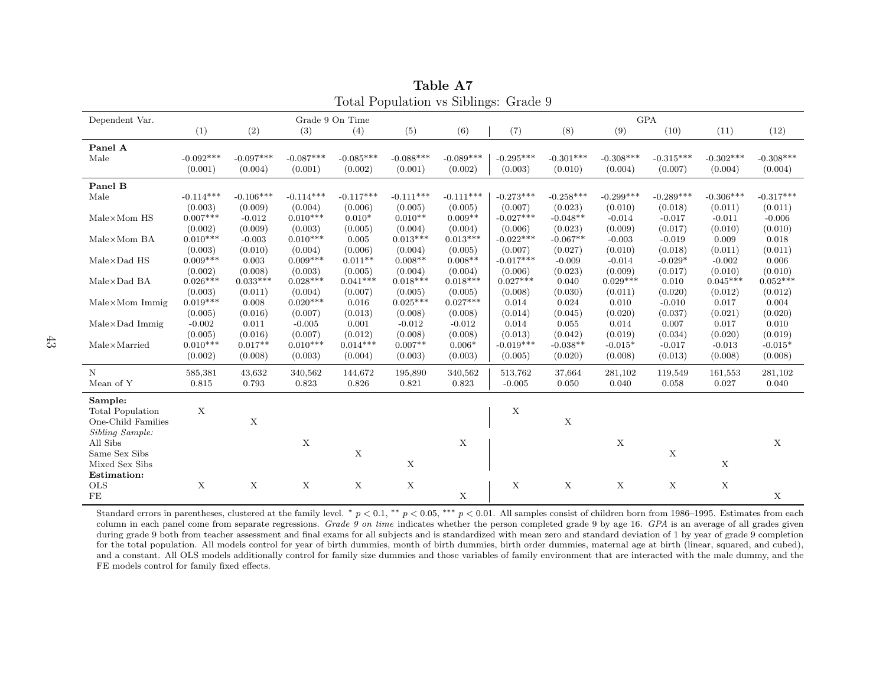**Table A7**

Total Population vs Siblings: Grade 9

| Dependent Var. | Grade 9 On Time | | | | | | GPA | | | | | |
|---|---|---|---|---|---|---|---|---|---|---|---|---|
| | (1) | (2) | (3) | (4) | (5) | (6) | (7) | (8) | (9) | (10) | (11) | (12) |
| **Panel A** | | | | | | | | | | | | |
| Male | -0.092*** | -0.097*** | -0.087*** | -0.085*** | -0.088*** | -0.089*** | -0.295*** | -0.301*** | -0.308*** | -0.315*** | -0.302*** | -0.308*** |
| | (0.001) | (0.004) | (0.001) | (0.002) | (0.001) | (0.002) | (0.003) | (0.010) | (0.004) | (0.007) | (0.004) | (0.004) |
| **Panel B** | | | | | | | | | | | | |
| Male | -0.114*** | -0.106*** | -0.114*** | -0.117*** | -0.111*** | -0.111*** | -0.273*** | -0.258*** | -0.299*** | -0.289*** | -0.306*** | -0.317*** |
| | (0.003) | (0.009) | (0.004) | (0.006) | (0.005) | (0.005) | (0.007) | (0.023) | (0.010) | (0.018) | (0.011) | (0.011) |
| Male×Mom HS | 0.007*** | -0.012 | 0.010*** | 0.010* | 0.010** | 0.009** | -0.027*** | -0.048** | -0.014 | -0.017 | -0.011 | -0.006 |
| | (0.002) | (0.009) | (0.003) | (0.005) | (0.004) | (0.004) | (0.006) | (0.023) | (0.009) | (0.017) | (0.010) | (0.010) |
| Male×Mom BA | 0.010*** | -0.003 | 0.010*** | 0.005 | 0.013*** | 0.013*** | -0.022*** | -0.067** | -0.003 | -0.019 | 0.009 | 0.018 |
| | (0.003) | (0.010) | (0.004) | (0.006) | (0.004) | (0.005) | (0.007) | (0.027) | (0.010) | (0.018) | (0.011) | (0.011) |
| Male×Dad HS | 0.009*** | 0.003 | 0.009*** | 0.011** | 0.008** | 0.008** | -0.017*** | -0.009 | -0.014 | -0.029* | -0.002 | 0.006 |
| | (0.002) | (0.008) | (0.003) | (0.005) | (0.004) | (0.004) | (0.006) | (0.023) | (0.009) | (0.017) | (0.010) | (0.010) |
| Male×Dad BA | 0.026*** | 0.033*** | 0.028*** | 0.041*** | 0.018*** | 0.018*** | 0.027*** | 0.040 | 0.029*** | 0.010 | 0.045*** | 0.052*** |
| | (0.003) | (0.011) | (0.004) | (0.007) | (0.005) | (0.005) | (0.008) | (0.030) | (0.011) | (0.020) | (0.012) | (0.012) |
| Male×Mom Immig | 0.019*** | 0.008 | 0.020*** | 0.016 | 0.025*** | 0.027*** | 0.014 | 0.024 | 0.010 | -0.010 | 0.017 | 0.004 |
| | (0.005) | (0.016) | (0.007) | (0.013) | (0.008) | (0.008) | (0.014) | (0.045) | (0.020) | (0.037) | (0.021) | (0.020) |
| Male×Dad Immig | -0.002 | 0.011 | -0.005 | 0.001 | -0.012 | -0.012 | 0.014 | 0.055 | 0.014 | 0.007 | 0.017 | 0.010 |
| | (0.005) | (0.016) | (0.007) | (0.012) | (0.008) | (0.008) | (0.013) | (0.042) | (0.019) | (0.034) | (0.020) | (0.019) |
| Male×Married | 0.010*** | 0.017** | 0.010*** | 0.014*** | 0.007** | 0.006* | -0.019*** | -0.038** | -0.015* | -0.017 | -0.013 | -0.015* |
| | (0.002) | (0.008) | (0.003) | (0.004) | (0.003) | (0.003) | (0.005) | (0.020) | (0.008) | (0.013) | (0.008) | (0.008) |
| N | 585,381 | 43,632 | 340,562 | 144,672 | 195,890 | 340,562 | 513,762 | 37,664 | 281,102 | 119,549 | 161,553 | 281,102 |
| Mean of Y | 0.815 | 0.793 | 0.823 | 0.826 | 0.821 | 0.823 | -0.005 | 0.050 | 0.040 | 0.058 | 0.027 | 0.040 |
| **Sample:** | | | | | | | | | | | | |
| Total Population | X | | | | | | X | | | | | |
| One-Child Families | | X | | | | | | X | | | | |
| *Sibling Sample:* | | | | | | | | | | | | |
| All Sibs | | | X | | | X | | | X | | | X |
| Same Sex Sibs | | | | X | | | | | | X | | |
| Mixed Sex Sibs | | | | | X | | | | | | X | |
| **Estimation:** | | | | | | | | | | | | |
| OLS | X | X | X | X | X | | X | X | X | X | X | |
| FE | | | | | | X | | | | | | X |

Standard errors in parentheses, clustered at the family level. * $p < 0.1$, ** $p < 0.05$, *** $p < 0.01$. All samples consist of children born from 1986–1995. Estimates from each column in each panel come from separate regressions. *Grade 9 on time* indicates whether the person completed grade 9 by age 16. *GPA* is an average of all grades given during grade 9 both from teacher assessment and final exams for all subjects and is standardized with mean zero and standard deviation of 1 by year of grade 9 completion for the total population. All models control for year of birth dummies, month of birth dummies, birth order dummies, maternal age at birth (linear, squared, and cubed), and a constant. All OLS models additionally control for family size dummies and those variables of family environment that are interacted with the male dummy, and the FE models control for family fixed effects.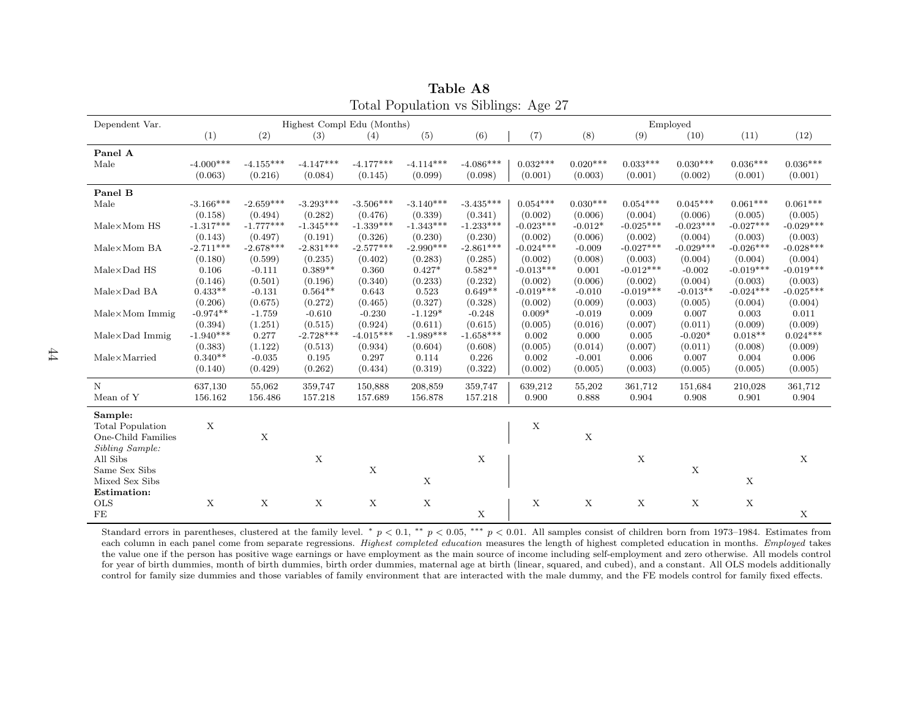**Table A8**

Total Population vs Siblings: Age 27

| Dependent Var. | Highest Compl Edu (Months) | | | | | | Employed | | | | | |
|---|---|---|---|---|---|---|---|---|---|---|---|---|
| | (1) | (2) | (3) | (4) | (5) | (6) | (7) | (8) | (9) | (10) | (11) | (12) |
| **Panel A** | | | | | | | | | | | | |
| Male | -4.000*** | -4.155*** | -4.147*** | -4.177*** | -4.114*** | -4.086*** | 0.032*** | 0.020*** | 0.033*** | 0.030*** | 0.036*** | 0.036*** |
| | (0.063) | (0.216) | (0.084) | (0.145) | (0.099) | (0.098) | (0.001) | (0.003) | (0.001) | (0.002) | (0.001) | (0.001) |
| **Panel B** | | | | | | | | | | | | |
| Male | -3.166*** | -2.659*** | -3.293*** | -3.506*** | -3.140*** | -3.435*** | 0.054*** | 0.030*** | 0.054*** | 0.045*** | 0.061*** | 0.061*** |
| | (0.158) | (0.494) | (0.282) | (0.476) | (0.339) | (0.341) | (0.002) | (0.006) | (0.004) | (0.006) | (0.005) | (0.005) |
| Male×Mom HS | -1.317*** | -1.777*** | -1.345*** | -1.339*** | -1.343*** | -1.233*** | -0.023*** | -0.012* | -0.025*** | -0.023*** | -0.027*** | -0.029*** |
| | (0.143) | (0.497) | (0.191) | (0.326) | (0.230) | (0.230) | (0.002) | (0.006) | (0.002) | (0.004) | (0.003) | (0.003) |
| Male×Mom BA | -2.711*** | -2.678*** | -2.831*** | -2.577*** | -2.990*** | -2.861*** | -0.024*** | -0.009 | -0.027*** | -0.029*** | -0.026*** | -0.028*** |
| | (0.180) | (0.599) | (0.235) | (0.402) | (0.283) | (0.285) | (0.002) | (0.008) | (0.003) | (0.004) | (0.004) | (0.004) |
| Male×Dad HS | 0.106 | -0.111 | 0.389** | 0.360 | 0.427* | 0.582** | -0.013*** | 0.001 | -0.012*** | -0.002 | -0.019*** | -0.019*** |
| | (0.146) | (0.501) | (0.196) | (0.340) | (0.233) | (0.232) | (0.002) | (0.006) | (0.002) | (0.004) | (0.003) | (0.003) |
| Male×Dad BA | 0.433** | -0.131 | 0.564** | 0.643 | 0.523 | 0.649** | -0.019*** | -0.010 | -0.019*** | -0.013** | -0.024*** | -0.025*** |
| | (0.206) | (0.675) | (0.272) | (0.465) | (0.327) | (0.328) | (0.002) | (0.009) | (0.003) | (0.005) | (0.004) | (0.004) |
| Male×Mom Immig | -0.974** | -1.759 | -0.610 | -0.230 | -1.129* | -0.248 | 0.009* | -0.019 | 0.009 | 0.007 | 0.003 | 0.011 |
| | (0.394) | (1.251) | (0.515) | (0.924) | (0.611) | (0.615) | (0.005) | (0.016) | (0.007) | (0.011) | (0.009) | (0.009) |
| Male×Dad Immig | -1.940*** | 0.277 | -2.728*** | -4.015*** | -1.989*** | -1.658*** | 0.002 | 0.000 | 0.005 | -0.020* | 0.018** | 0.024*** |
| | (0.383) | (1.122) | (0.513) | (0.934) | (0.604) | (0.608) | (0.005) | (0.014) | (0.007) | (0.011) | (0.008) | (0.009) |
| Male×Married | 0.340** | -0.035 | 0.195 | 0.297 | 0.114 | 0.226 | 0.002 | -0.001 | 0.006 | 0.007 | 0.004 | 0.006 |
| | (0.140) | (0.429) | (0.262) | (0.434) | (0.319) | (0.322) | (0.002) | (0.005) | (0.003) | (0.005) | (0.005) | (0.005) |
| N | 637,130 | 55,062 | 359,747 | 150,888 | 208,859 | 359,747 | 639,212 | 55,202 | 361,712 | 151,684 | 210,028 | 361,712 |
| Mean of Y | 156.162 | 156.486 | 157.218 | 157.689 | 156.878 | 157.218 | 0.900 | 0.888 | 0.904 | 0.908 | 0.901 | 0.904 |
| **Sample:** | | | | | | | | | | | | |
| Total Population | X | | | | | | X | | | | | |
| One-Child Families | | X | | | | | | X | | | | |
| *Sibling Sample:* | | | | | | | | | | | | |
| All Sibs | | | X | | | X | | | X | | | X |
| Same Sex Sibs | | | | X | | | | | | X | | |
| Mixed Sex Sibs | | | | | X | | | | | | X | |
| **Estimation:** | | | | | | | | | | | | |
| OLS | X | X | X | X | X | | X | X | X | X | X | |
| FE | | | | | | X | | | | | | X |

Standard errors in parentheses, clustered at the family level. * $p < 0.1$, ** $p < 0.05$, *** $p < 0.01$. All samples consist of children born from 1973–1984. Estimates from each column in each panel come from separate regressions. *Highest completed education* measures the length of highest completed education in months. *Employed* takes the value one if the person has positive wage earnings or have employment as the main source of income including self-employment and zero otherwise. All models control for year of birth dummies, month of birth dummies, birth order dummies, maternal age at birth (linear, squared, and cubed), and a constant. All OLS models additionally control for family size dummies and those variables of family environment that are interacted with the male dummy, and the FE models control for family fixed effects.